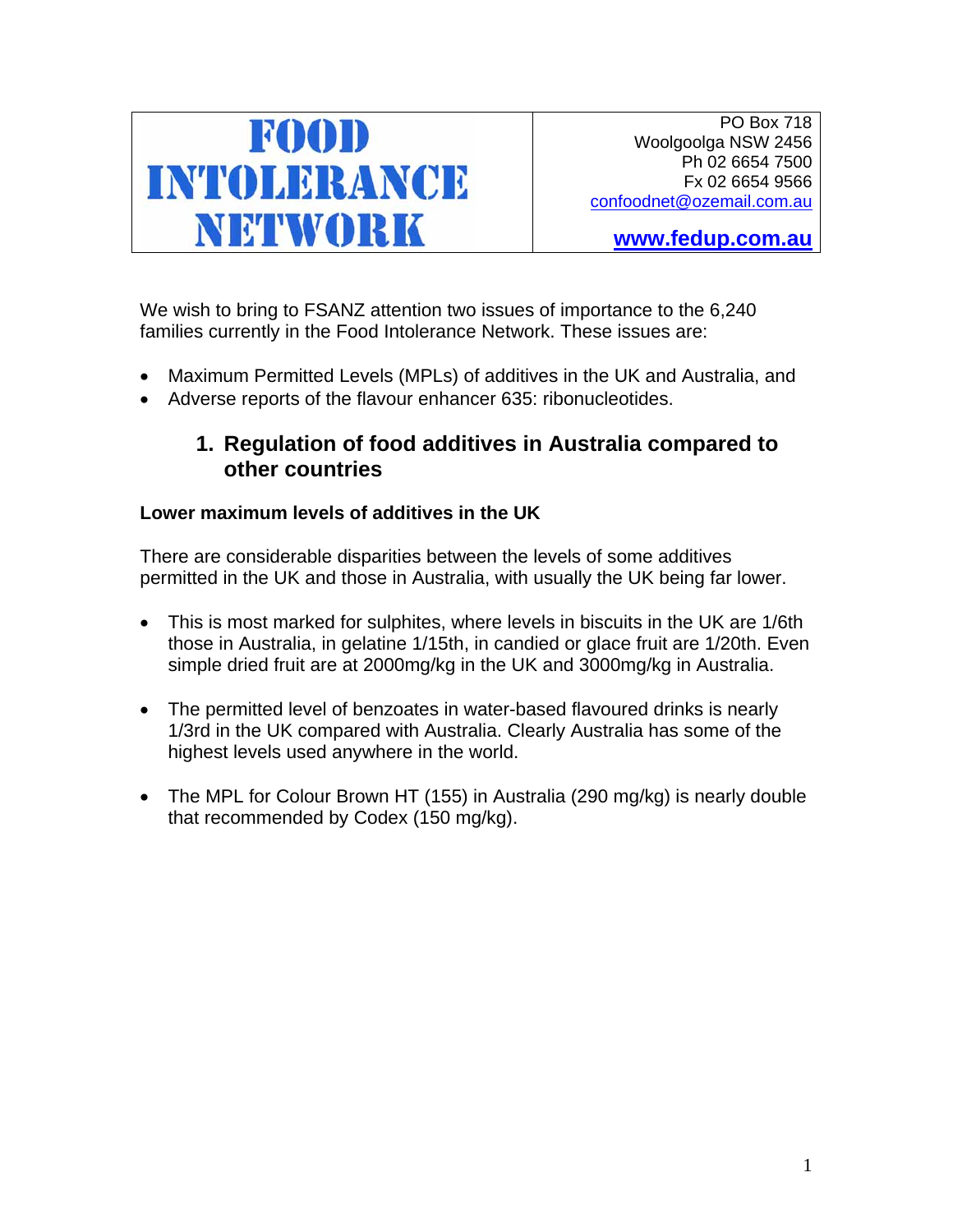| FOOD INTOLERANCE NETWORK | PO Box 718<br>Woolgoolga NSW 2456<br>Ph 02 6654 7500<br>Fx 02 6654 9566<br>confoodnet@ozemail.com.au<br><br>**www.fedup.com.au** |
| --- | --- |

We wish to bring to FSANZ attention two issues of importance to the 6,240 families currently in the Food Intolerance Network. These issues are:

- Maximum Permitted Levels (MPLs) of additives in the UK and Australia, and
- Adverse reports of the flavour enhancer 635: ribonucleotides.

## 1. Regulation of food additives in Australia compared to other countries

**Lower maximum levels of additives in the UK**

There are considerable disparities between the levels of some additives permitted in the UK and those in Australia, with usually the UK being far lower.

- This is most marked for sulphites, where levels in biscuits in the UK are 1/6th those in Australia, in gelatine 1/15th, in candied or glace fruit are 1/20th. Even simple dried fruit are at 2000mg/kg in the UK and 3000mg/kg in Australia.

- The permitted level of benzoates in water-based flavoured drinks is nearly 1/3rd in the UK compared with Australia. Clearly Australia has some of the highest levels used anywhere in the world.

- The MPL for Colour Brown HT (155) in Australia (290 mg/kg) is nearly double that recommended by Codex (150 mg/kg).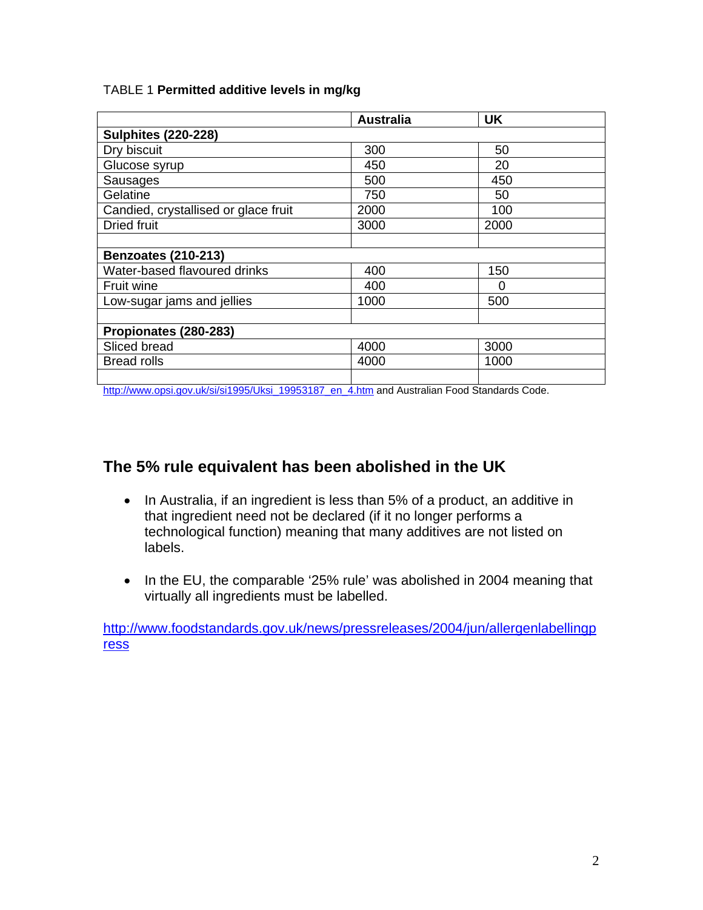TABLE 1 **Permitted additive levels in mg/kg**

| | **Australia** | **UK** |
|---|---|---|
| **Sulphites (220-228)** | | |
| Dry biscuit | 300 | 50 |
| Glucose syrup | 450 | 20 |
| Sausages | 500 | 450 |
| Gelatine | 750 | 50 |
| Candied, crystallised or glace fruit | 2000 | 100 |
| Dried fruit | 3000 | 2000 |
| | | |
| **Benzoates (210-213)** | | |
| Water-based flavoured drinks | 400 | 150 |
| Fruit wine | 400 | 0 |
| Low-sugar jams and jellies | 1000 | 500 |
| | | |
| **Propionates (280-283)** | | |
| Sliced bread | 4000 | 3000 |
| Bread rolls | 4000 | 1000 |
| | | |

http://www.opsi.gov.uk/si/si1995/Uksi_19953187_en_4.htm and Australian Food Standards Code.

## The 5% rule equivalent has been abolished in the UK

- In Australia, if an ingredient is less than 5% of a product, an additive in that ingredient need not be declared (if it no longer performs a technological function) meaning that many additives are not listed on labels.

- In the EU, the comparable '25% rule' was abolished in 2004 meaning that virtually all ingredients must be labelled.

http://www.foodstandards.gov.uk/news/pressreleases/2004/jun/allergenlabellingpress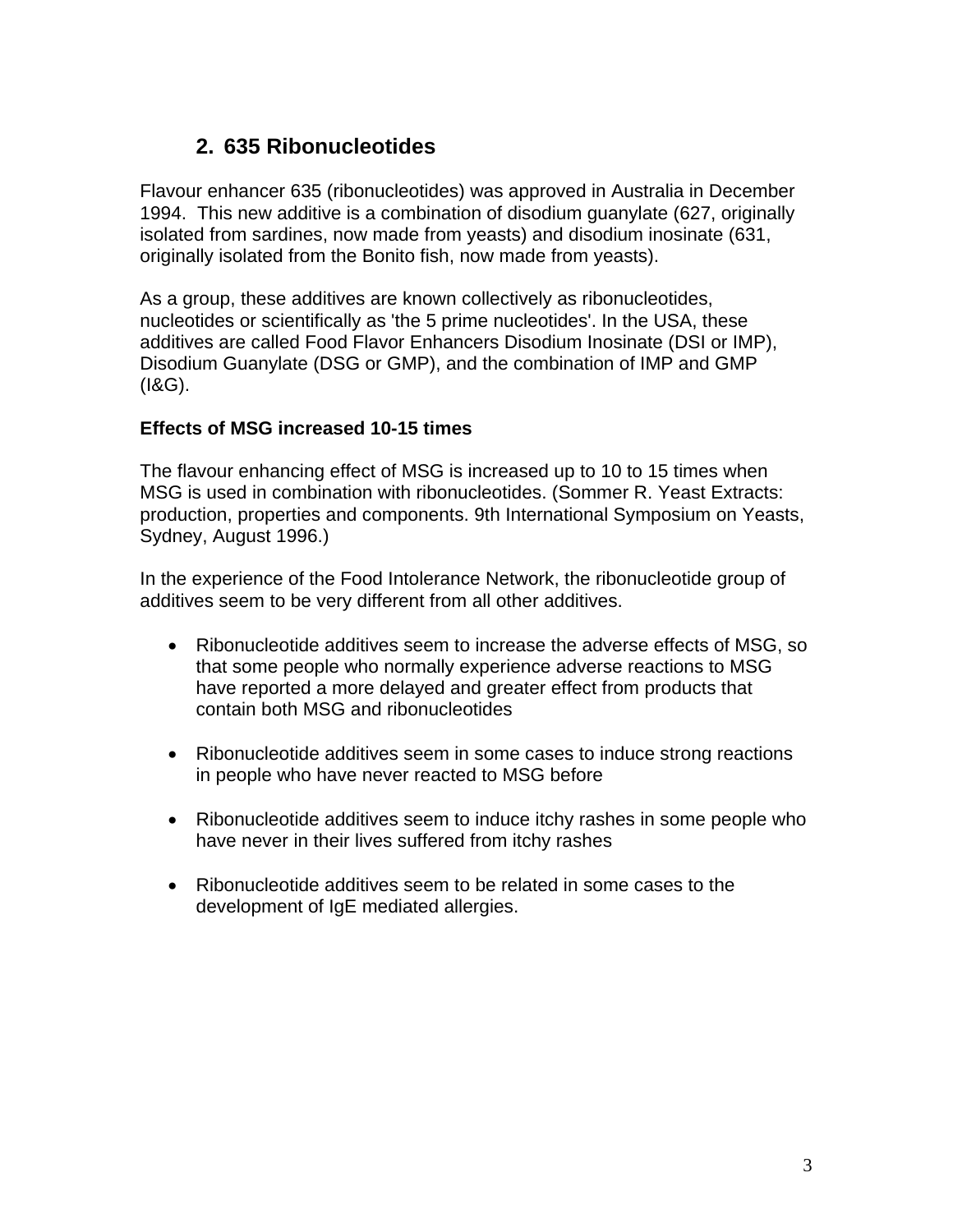## 2. 635 Ribonucleotides

Flavour enhancer 635 (ribonucleotides) was approved in Australia in December 1994. This new additive is a combination of disodium guanylate (627, originally isolated from sardines, now made from yeasts) and disodium inosinate (631, originally isolated from the Bonito fish, now made from yeasts).

As a group, these additives are known collectively as ribonucleotides, nucleotides or scientifically as 'the 5 prime nucleotides'. In the USA, these additives are called Food Flavor Enhancers Disodium Inosinate (DSI or IMP), Disodium Guanylate (DSG or GMP), and the combination of IMP and GMP (I&G).

**Effects of MSG increased 10-15 times**

The flavour enhancing effect of MSG is increased up to 10 to 15 times when MSG is used in combination with ribonucleotides. (Sommer R. Yeast Extracts: production, properties and components. 9th International Symposium on Yeasts, Sydney, August 1996.)

In the experience of the Food Intolerance Network, the ribonucleotide group of additives seem to be very different from all other additives.

- Ribonucleotide additives seem to increase the adverse effects of MSG, so that some people who normally experience adverse reactions to MSG have reported a more delayed and greater effect from products that contain both MSG and ribonucleotides

- Ribonucleotide additives seem in some cases to induce strong reactions in people who have never reacted to MSG before

- Ribonucleotide additives seem to induce itchy rashes in some people who have never in their lives suffered from itchy rashes

- Ribonucleotide additives seem to be related in some cases to the development of IgE mediated allergies.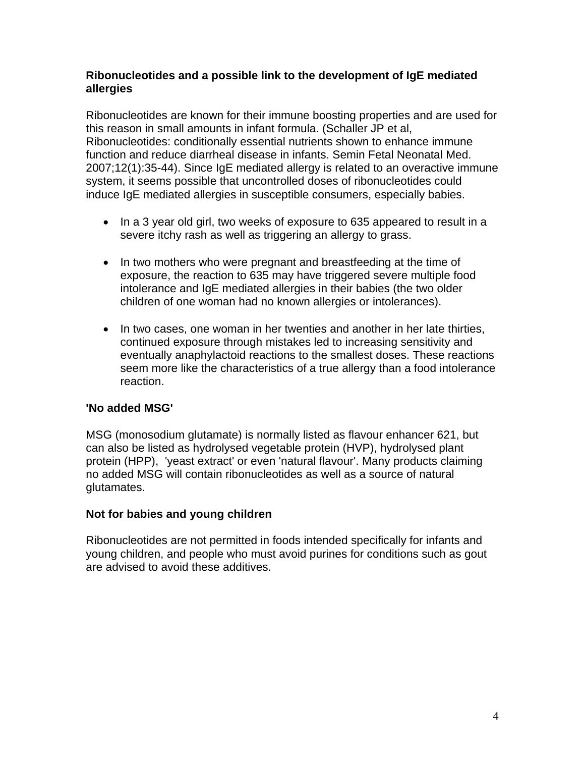**Ribonucleotides and a possible link to the development of IgE mediated allergies**

Ribonucleotides are known for their immune boosting properties and are used for this reason in small amounts in infant formula. (Schaller JP et al, Ribonucleotides: conditionally essential nutrients shown to enhance immune function and reduce diarrheal disease in infants. Semin Fetal Neonatal Med. 2007;12(1):35-44). Since IgE mediated allergy is related to an overactive immune system, it seems possible that uncontrolled doses of ribonucleotides could induce IgE mediated allergies in susceptible consumers, especially babies.

- In a 3 year old girl, two weeks of exposure to 635 appeared to result in a severe itchy rash as well as triggering an allergy to grass.
- In two mothers who were pregnant and breastfeeding at the time of exposure, the reaction to 635 may have triggered severe multiple food intolerance and IgE mediated allergies in their babies (the two older children of one woman had no known allergies or intolerances).
- In two cases, one woman in her twenties and another in her late thirties, continued exposure through mistakes led to increasing sensitivity and eventually anaphylactoid reactions to the smallest doses. These reactions seem more like the characteristics of a true allergy than a food intolerance reaction.

**'No added MSG'**

MSG (monosodium glutamate) is normally listed as flavour enhancer 621, but can also be listed as hydrolysed vegetable protein (HVP), hydrolysed plant protein (HPP), 'yeast extract' or even 'natural flavour'. Many products claiming no added MSG will contain ribonucleotides as well as a source of natural glutamates.

**Not for babies and young children**

Ribonucleotides are not permitted in foods intended specifically for infants and young children, and people who must avoid purines for conditions such as gout are advised to avoid these additives.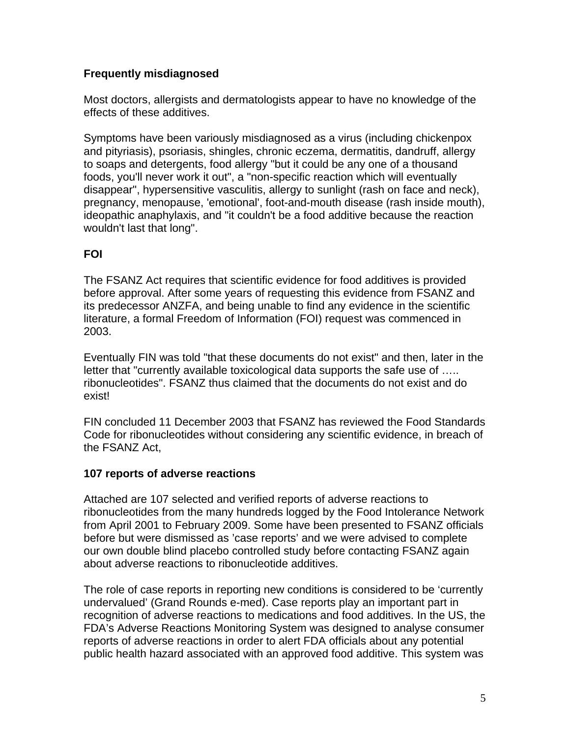**Frequently misdiagnosed**

Most doctors, allergists and dermatologists appear to have no knowledge of the effects of these additives.

Symptoms have been variously misdiagnosed as a virus (including chickenpox and pityriasis), psoriasis, shingles, chronic eczema, dermatitis, dandruff, allergy to soaps and detergents, food allergy "but it could be any one of a thousand foods, you'll never work it out", a "non-specific reaction which will eventually disappear", hypersensitive vasculitis, allergy to sunlight (rash on face and neck), pregnancy, menopause, 'emotional', foot-and-mouth disease (rash inside mouth), ideopathic anaphylaxis, and "it couldn't be a food additive because the reaction wouldn't last that long".

**FOI**

The FSANZ Act requires that scientific evidence for food additives is provided before approval. After some years of requesting this evidence from FSANZ and its predecessor ANZFA, and being unable to find any evidence in the scientific literature, a formal Freedom of Information (FOI) request was commenced in 2003.

Eventually FIN was told "that these documents do not exist" and then, later in the letter that "currently available toxicological data supports the safe use of ….. ribonucleotides". FSANZ thus claimed that the documents do not exist and do exist!

FIN concluded 11 December 2003 that FSANZ has reviewed the Food Standards Code for ribonucleotides without considering any scientific evidence, in breach of the FSANZ Act,

**107 reports of adverse reactions**

Attached are 107 selected and verified reports of adverse reactions to ribonucleotides from the many hundreds logged by the Food Intolerance Network from April 2001 to February 2009. Some have been presented to FSANZ officials before but were dismissed as 'case reports' and we were advised to complete our own double blind placebo controlled study before contacting FSANZ again about adverse reactions to ribonucleotide additives.

The role of case reports in reporting new conditions is considered to be 'currently undervalued' (Grand Rounds e-med). Case reports play an important part in recognition of adverse reactions to medications and food additives. In the US, the FDA's Adverse Reactions Monitoring System was designed to analyse consumer reports of adverse reactions in order to alert FDA officials about any potential public health hazard associated with an approved food additive. This system was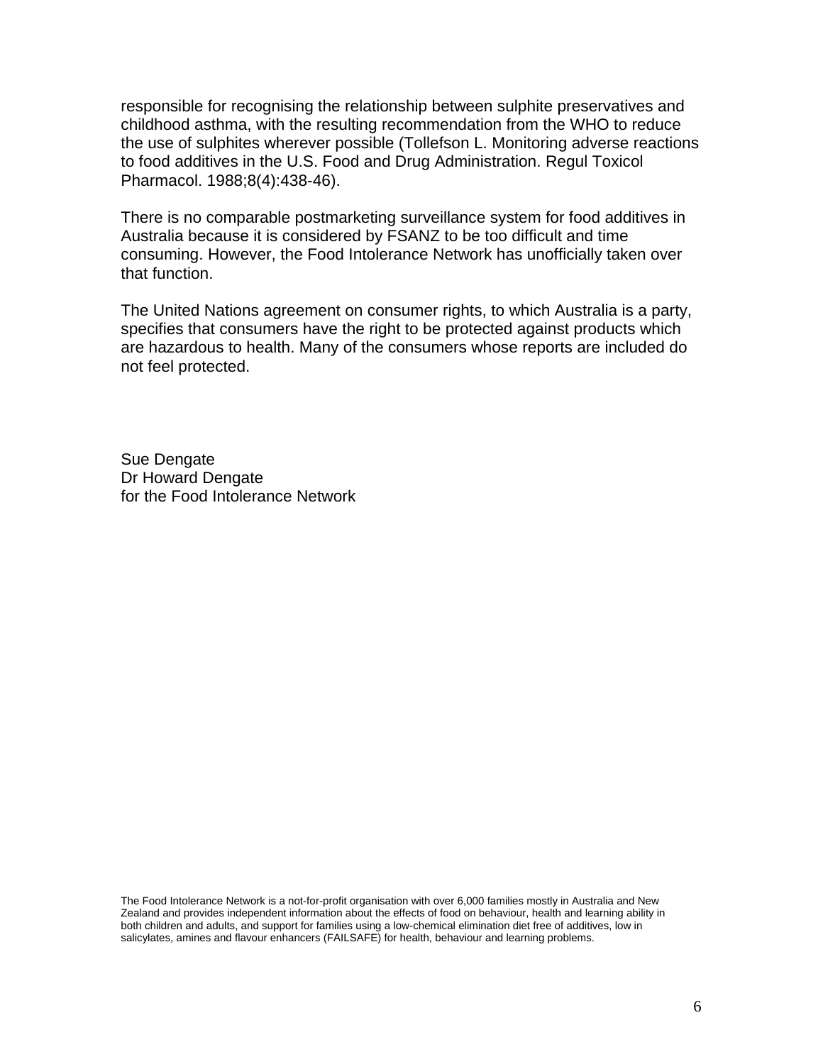responsible for recognising the relationship between sulphite preservatives and childhood asthma, with the resulting recommendation from the WHO to reduce the use of sulphites wherever possible (Tollefson L. Monitoring adverse reactions to food additives in the U.S. Food and Drug Administration. Regul Toxicol Pharmacol. 1988;8(4):438-46).

There is no comparable postmarketing surveillance system for food additives in Australia because it is considered by FSANZ to be too difficult and time consuming. However, the Food Intolerance Network has unofficially taken over that function.

The United Nations agreement on consumer rights, to which Australia is a party, specifies that consumers have the right to be protected against products which are hazardous to health. Many of the consumers whose reports are included do not feel protected.

Sue Dengate
Dr Howard Dengate
for the Food Intolerance Network

The Food Intolerance Network is a not-for-profit organisation with over 6,000 families mostly in Australia and New Zealand and provides independent information about the effects of food on behaviour, health and learning ability in both children and adults, and support for families using a low-chemical elimination diet free of additives, low in salicylates, amines and flavour enhancers (FAILSAFE) for health, behaviour and learning problems.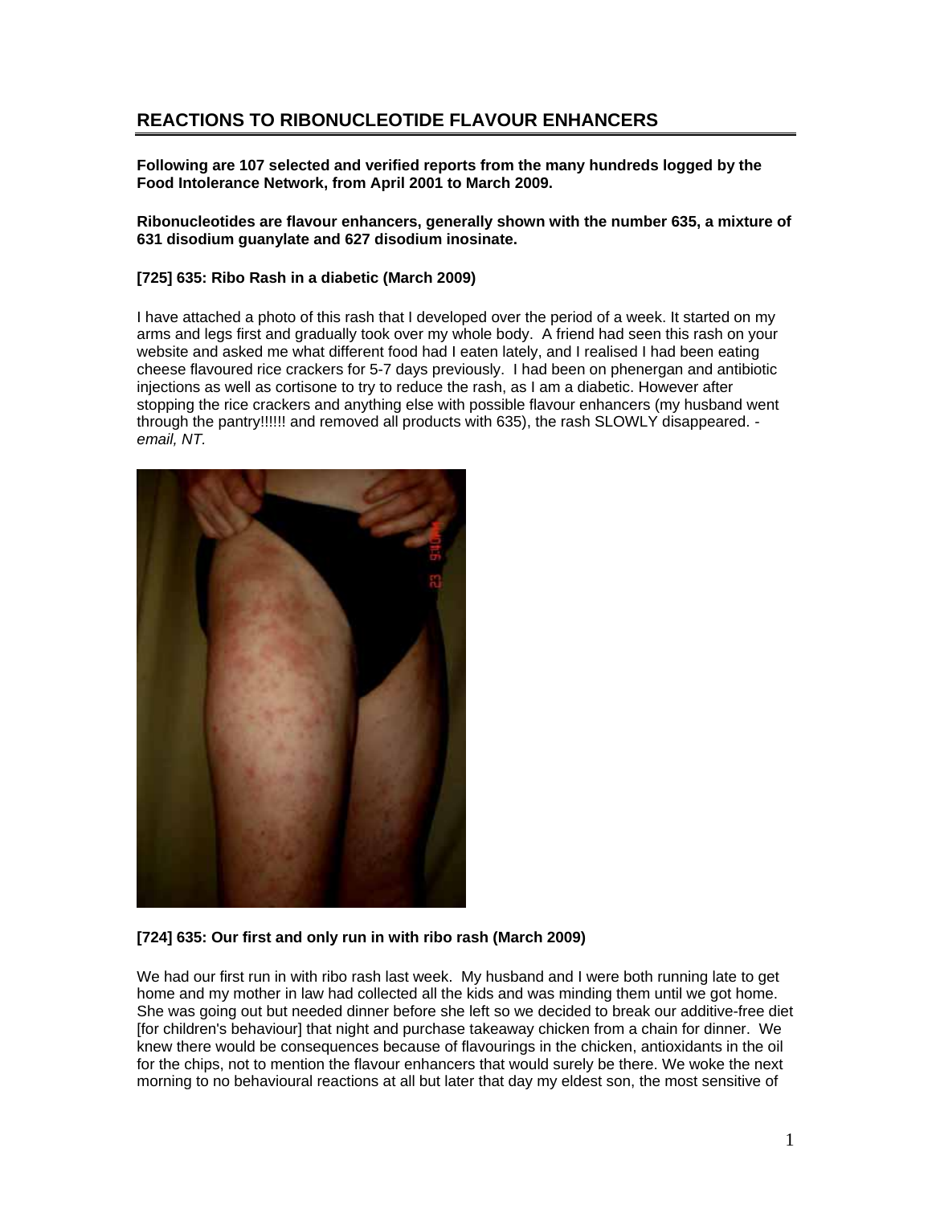## REACTIONS TO RIBONUCLEOTIDE FLAVOUR ENHANCERS

**Following are 107 selected and verified reports from the many hundreds logged by the Food Intolerance Network, from April 2001 to March 2009.**

**Ribonucleotides are flavour enhancers, generally shown with the number 635, a mixture of 631 disodium guanylate and 627 disodium inosinate.**

### [725] 635: Ribo Rash in a diabetic (March 2009)

I have attached a photo of this rash that I developed over the period of a week. It started on my arms and legs first and gradually took over my whole body. A friend had seen this rash on your website and asked me what different food had I eaten lately, and I realised I had been eating cheese flavoured rice crackers for 5-7 days previously. I had been on phenergan and antibiotic injections as well as cortisone to try to reduce the rash, as I am a diabetic. However after stopping the rice crackers and anything else with possible flavour enhancers (my husband went through the pantry!!!!!! and removed all products with 635), the rash SLOWLY disappeared. - *email, NT.*

### [724] 635: Our first and only run in with ribo rash (March 2009)

We had our first run in with ribo rash last week. My husband and I were both running late to get home and my mother in law had collected all the kids and was minding them until we got home. She was going out but needed dinner before she left so we decided to break our additive-free diet [for children's behaviour] that night and purchase takeaway chicken from a chain for dinner. We knew there would be consequences because of flavourings in the chicken, antioxidants in the oil for the chips, not to mention the flavour enhancers that would surely be there. We woke the next morning to no behavioural reactions at all but later that day my eldest son, the most sensitive of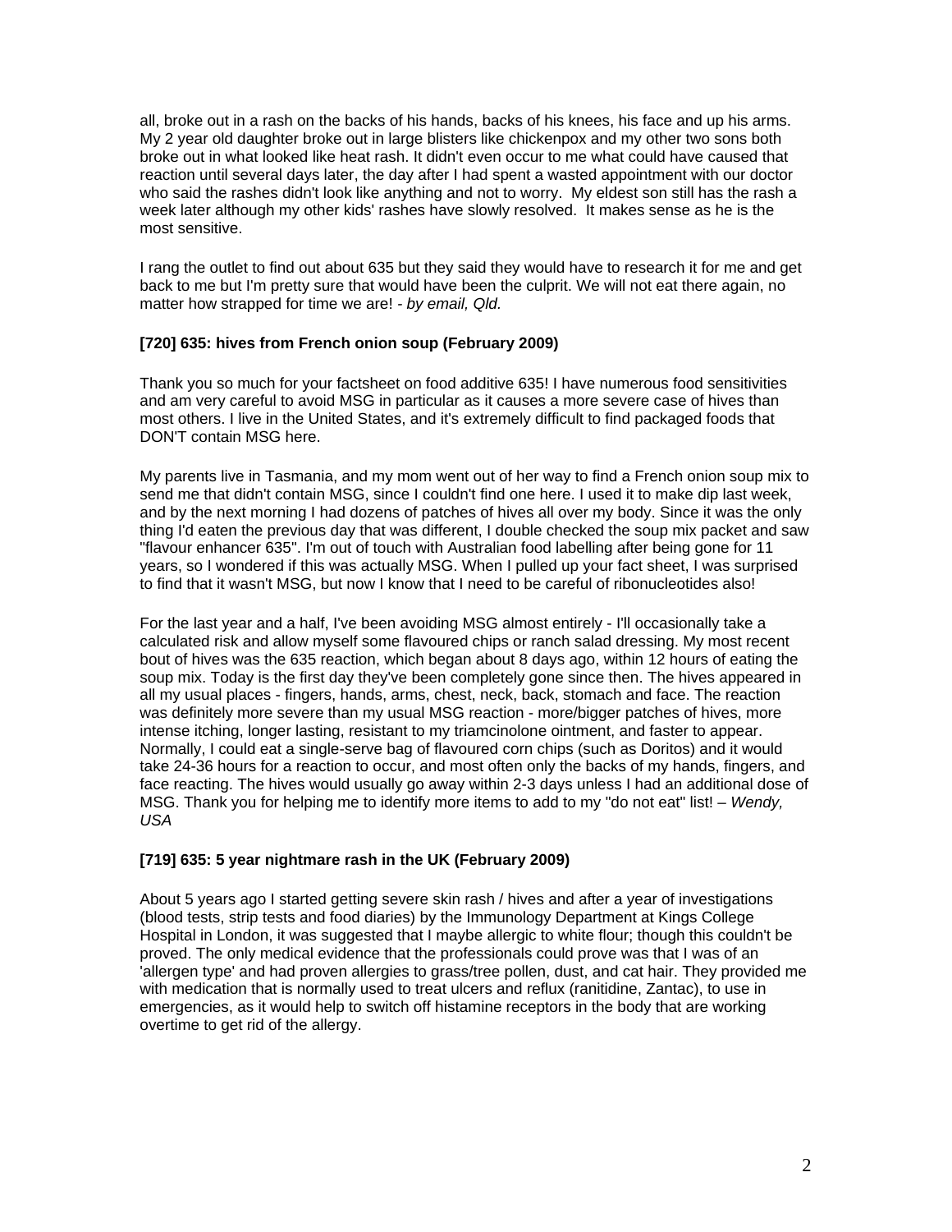all, broke out in a rash on the backs of his hands, backs of his knees, his face and up his arms. My 2 year old daughter broke out in large blisters like chickenpox and my other two sons both broke out in what looked like heat rash. It didn't even occur to me what could have caused that reaction until several days later, the day after I had spent a wasted appointment with our doctor who said the rashes didn't look like anything and not to worry. My eldest son still has the rash a week later although my other kids' rashes have slowly resolved. It makes sense as he is the most sensitive.

I rang the outlet to find out about 635 but they said they would have to research it for me and get back to me but I'm pretty sure that would have been the culprit. We will not eat there again, no matter how strapped for time we are! - *by email, Qld.*

**[720] 635: hives from French onion soup (February 2009)**

Thank you so much for your factsheet on food additive 635! I have numerous food sensitivities and am very careful to avoid MSG in particular as it causes a more severe case of hives than most others. I live in the United States, and it's extremely difficult to find packaged foods that DON'T contain MSG here.

My parents live in Tasmania, and my mom went out of her way to find a French onion soup mix to send me that didn't contain MSG, since I couldn't find one here. I used it to make dip last week, and by the next morning I had dozens of patches of hives all over my body. Since it was the only thing I'd eaten the previous day that was different, I double checked the soup mix packet and saw "flavour enhancer 635". I'm out of touch with Australian food labelling after being gone for 11 years, so I wondered if this was actually MSG. When I pulled up your fact sheet, I was surprised to find that it wasn't MSG, but now I know that I need to be careful of ribonucleotides also!

For the last year and a half, I've been avoiding MSG almost entirely - I'll occasionally take a calculated risk and allow myself some flavoured chips or ranch salad dressing. My most recent bout of hives was the 635 reaction, which began about 8 days ago, within 12 hours of eating the soup mix. Today is the first day they've been completely gone since then. The hives appeared in all my usual places - fingers, hands, arms, chest, neck, back, stomach and face. The reaction was definitely more severe than my usual MSG reaction - more/bigger patches of hives, more intense itching, longer lasting, resistant to my triamcinolone ointment, and faster to appear. Normally, I could eat a single-serve bag of flavoured corn chips (such as Doritos) and it would take 24-36 hours for a reaction to occur, and most often only the backs of my hands, fingers, and face reacting. The hives would usually go away within 2-3 days unless I had an additional dose of MSG. Thank you for helping me to identify more items to add to my "do not eat" list! – *Wendy, USA*

**[719] 635: 5 year nightmare rash in the UK (February 2009)**

About 5 years ago I started getting severe skin rash / hives and after a year of investigations (blood tests, strip tests and food diaries) by the Immunology Department at Kings College Hospital in London, it was suggested that I maybe allergic to white flour; though this couldn't be proved. The only medical evidence that the professionals could prove was that I was of an 'allergen type' and had proven allergies to grass/tree pollen, dust, and cat hair. They provided me with medication that is normally used to treat ulcers and reflux (ranitidine, Zantac), to use in emergencies, as it would help to switch off histamine receptors in the body that are working overtime to get rid of the allergy.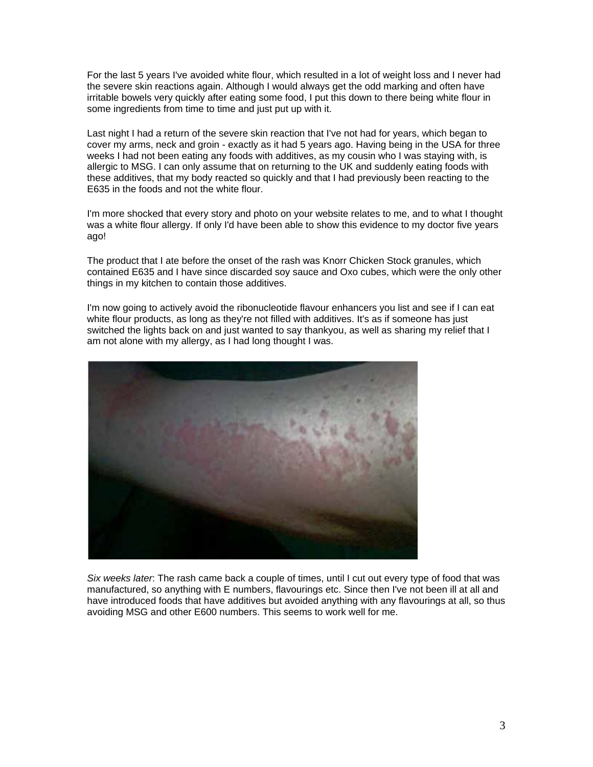For the last 5 years I've avoided white flour, which resulted in a lot of weight loss and I never had the severe skin reactions again. Although I would always get the odd marking and often have irritable bowels very quickly after eating some food, I put this down to there being white flour in some ingredients from time to time and just put up with it.

Last night I had a return of the severe skin reaction that I've not had for years, which began to cover my arms, neck and groin - exactly as it had 5 years ago. Having being in the USA for three weeks I had not been eating any foods with additives, as my cousin who I was staying with, is allergic to MSG. I can only assume that on returning to the UK and suddenly eating foods with these additives, that my body reacted so quickly and that I had previously been reacting to the E635 in the foods and not the white flour.

I'm more shocked that every story and photo on your website relates to me, and to what I thought was a white flour allergy. If only I'd have been able to show this evidence to my doctor five years ago!

The product that I ate before the onset of the rash was Knorr Chicken Stock granules, which contained E635 and I have since discarded soy sauce and Oxo cubes, which were the only other things in my kitchen to contain those additives.

I'm now going to actively avoid the ribonucleotide flavour enhancers you list and see if I can eat white flour products, as long as they're not filled with additives. It's as if someone has just switched the lights back on and just wanted to say thankyou, as well as sharing my relief that I am not alone with my allergy, as I had long thought I was.

*Six weeks later*: The rash came back a couple of times, until I cut out every type of food that was manufactured, so anything with E numbers, flavourings etc. Since then I've not been ill at all and have introduced foods that have additives but avoided anything with any flavourings at all, so thus avoiding MSG and other E600 numbers. This seems to work well for me.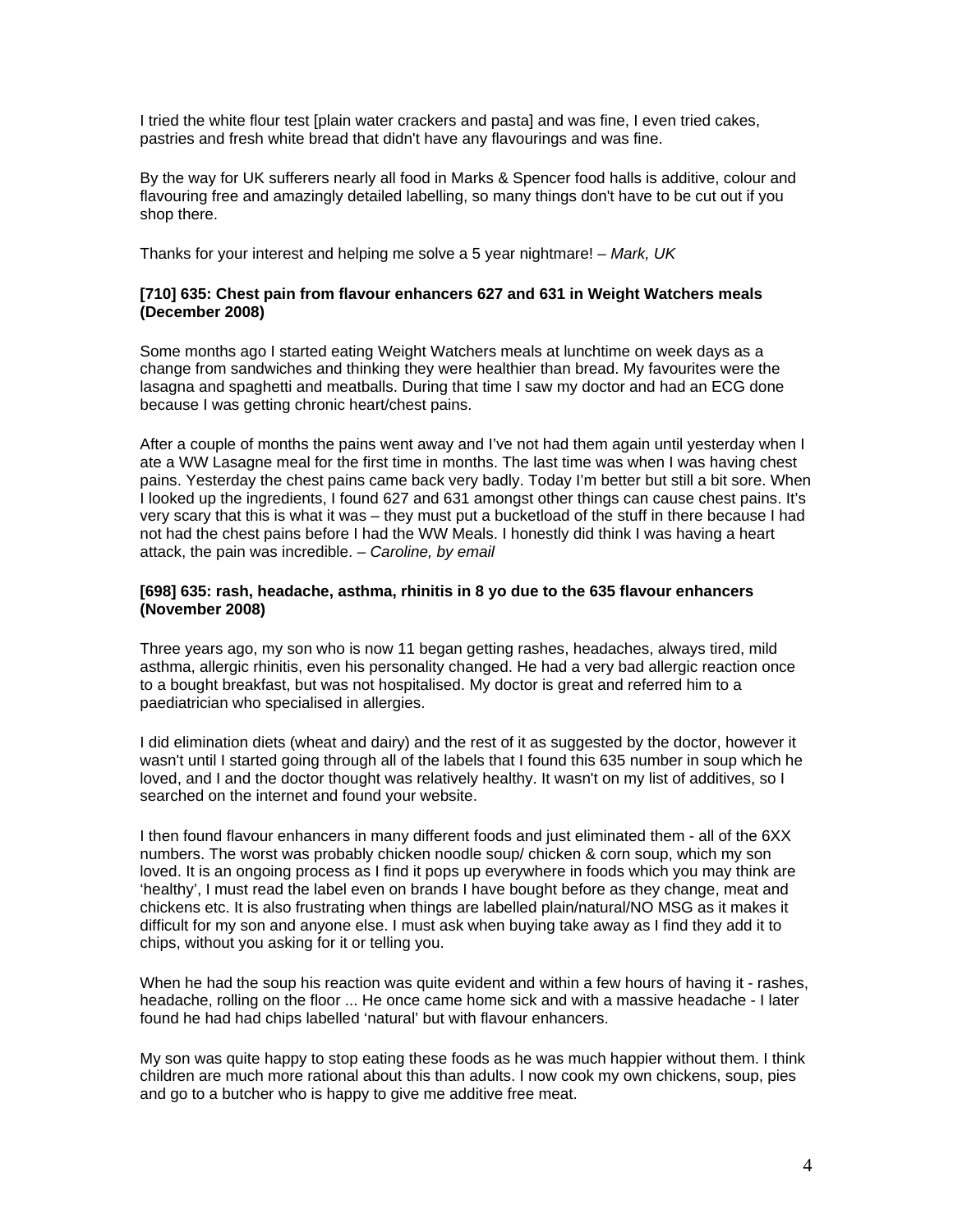I tried the white flour test [plain water crackers and pasta] and was fine, I even tried cakes, pastries and fresh white bread that didn't have any flavourings and was fine.

By the way for UK sufferers nearly all food in Marks & Spencer food halls is additive, colour and flavouring free and amazingly detailed labelling, so many things don't have to be cut out if you shop there.

Thanks for your interest and helping me solve a 5 year nightmare! – *Mark, UK*

**[710] 635: Chest pain from flavour enhancers 627 and 631 in Weight Watchers meals (December 2008)**

Some months ago I started eating Weight Watchers meals at lunchtime on week days as a change from sandwiches and thinking they were healthier than bread. My favourites were the lasagna and spaghetti and meatballs. During that time I saw my doctor and had an ECG done because I was getting chronic heart/chest pains.

After a couple of months the pains went away and I've not had them again until yesterday when I ate a WW Lasagne meal for the first time in months. The last time was when I was having chest pains. Yesterday the chest pains came back very badly. Today I'm better but still a bit sore. When I looked up the ingredients, I found 627 and 631 amongst other things can cause chest pains. It's very scary that this is what it was – they must put a bucketload of the stuff in there because I had not had the chest pains before I had the WW Meals. I honestly did think I was having a heart attack, the pain was incredible. – *Caroline, by email*

**[698] 635: rash, headache, asthma, rhinitis in 8 yo due to the 635 flavour enhancers (November 2008)**

Three years ago, my son who is now 11 began getting rashes, headaches, always tired, mild asthma, allergic rhinitis, even his personality changed. He had a very bad allergic reaction once to a bought breakfast, but was not hospitalised. My doctor is great and referred him to a paediatrician who specialised in allergies.

I did elimination diets (wheat and dairy) and the rest of it as suggested by the doctor, however it wasn't until I started going through all of the labels that I found this 635 number in soup which he loved, and I and the doctor thought was relatively healthy. It wasn't on my list of additives, so I searched on the internet and found your website.

I then found flavour enhancers in many different foods and just eliminated them - all of the 6XX numbers. The worst was probably chicken noodle soup/ chicken & corn soup, which my son loved. It is an ongoing process as I find it pops up everywhere in foods which you may think are 'healthy', I must read the label even on brands I have bought before as they change, meat and chickens etc. It is also frustrating when things are labelled plain/natural/NO MSG as it makes it difficult for my son and anyone else. I must ask when buying take away as I find they add it to chips, without you asking for it or telling you.

When he had the soup his reaction was quite evident and within a few hours of having it - rashes, headache, rolling on the floor ... He once came home sick and with a massive headache - I later found he had had chips labelled 'natural' but with flavour enhancers.

My son was quite happy to stop eating these foods as he was much happier without them. I think children are much more rational about this than adults. I now cook my own chickens, soup, pies and go to a butcher who is happy to give me additive free meat.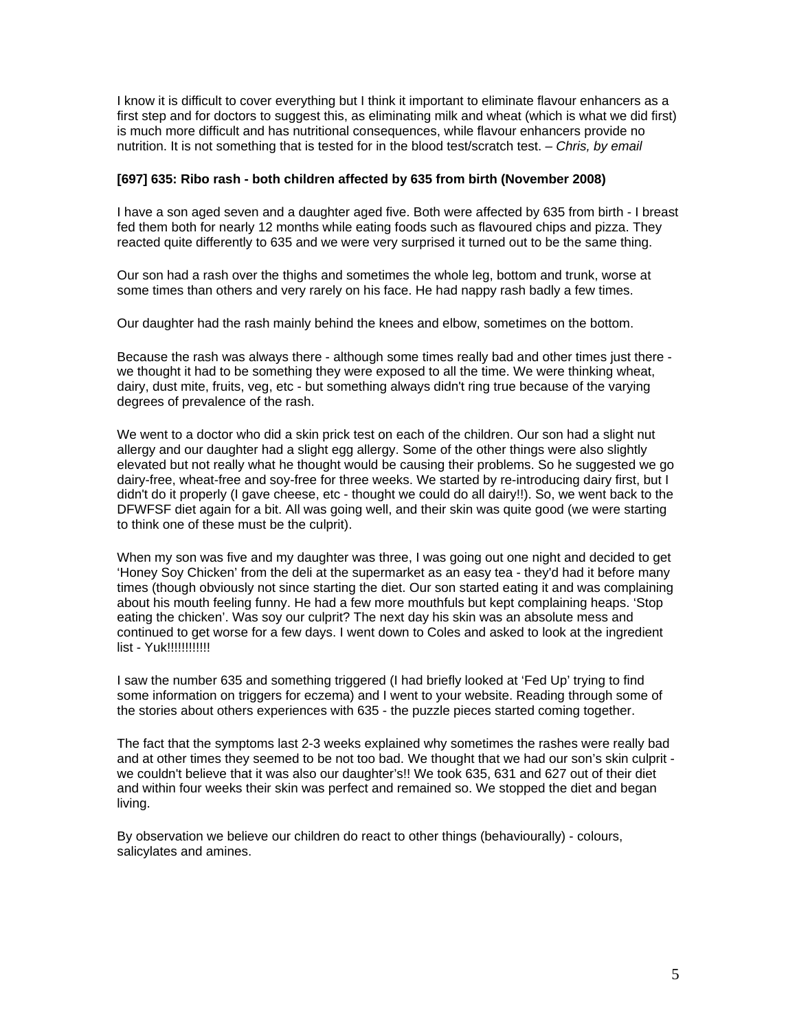I know it is difficult to cover everything but I think it important to eliminate flavour enhancers as a first step and for doctors to suggest this, as eliminating milk and wheat (which is what we did first) is much more difficult and has nutritional consequences, while flavour enhancers provide no nutrition. It is not something that is tested for in the blood test/scratch test. – *Chris, by email*

**[697] 635: Ribo rash - both children affected by 635 from birth (November 2008)**

I have a son aged seven and a daughter aged five. Both were affected by 635 from birth - I breast fed them both for nearly 12 months while eating foods such as flavoured chips and pizza. They reacted quite differently to 635 and we were very surprised it turned out to be the same thing.

Our son had a rash over the thighs and sometimes the whole leg, bottom and trunk, worse at some times than others and very rarely on his face. He had nappy rash badly a few times.

Our daughter had the rash mainly behind the knees and elbow, sometimes on the bottom.

Because the rash was always there - although some times really bad and other times just there - we thought it had to be something they were exposed to all the time. We were thinking wheat, dairy, dust mite, fruits, veg, etc - but something always didn't ring true because of the varying degrees of prevalence of the rash.

We went to a doctor who did a skin prick test on each of the children. Our son had a slight nut allergy and our daughter had a slight egg allergy. Some of the other things were also slightly elevated but not really what he thought would be causing their problems. So he suggested we go dairy-free, wheat-free and soy-free for three weeks. We started by re-introducing dairy first, but I didn't do it properly (I gave cheese, etc - thought we could do all dairy!!). So, we went back to the DFWFSF diet again for a bit. All was going well, and their skin was quite good (we were starting to think one of these must be the culprit).

When my son was five and my daughter was three, I was going out one night and decided to get 'Honey Soy Chicken' from the deli at the supermarket as an easy tea - they'd had it before many times (though obviously not since starting the diet. Our son started eating it and was complaining about his mouth feeling funny. He had a few more mouthfuls but kept complaining heaps. 'Stop eating the chicken'. Was soy our culprit? The next day his skin was an absolute mess and continued to get worse for a few days. I went down to Coles and asked to look at the ingredient list - Yuk!!!!!!!!!!!

I saw the number 635 and something triggered (I had briefly looked at 'Fed Up' trying to find some information on triggers for eczema) and I went to your website. Reading through some of the stories about others experiences with 635 - the puzzle pieces started coming together.

The fact that the symptoms last 2-3 weeks explained why sometimes the rashes were really bad and at other times they seemed to be not too bad. We thought that we had our son's skin culprit - we couldn't believe that it was also our daughter's!! We took 635, 631 and 627 out of their diet and within four weeks their skin was perfect and remained so. We stopped the diet and began living.

By observation we believe our children do react to other things (behaviourally) - colours, salicylates and amines.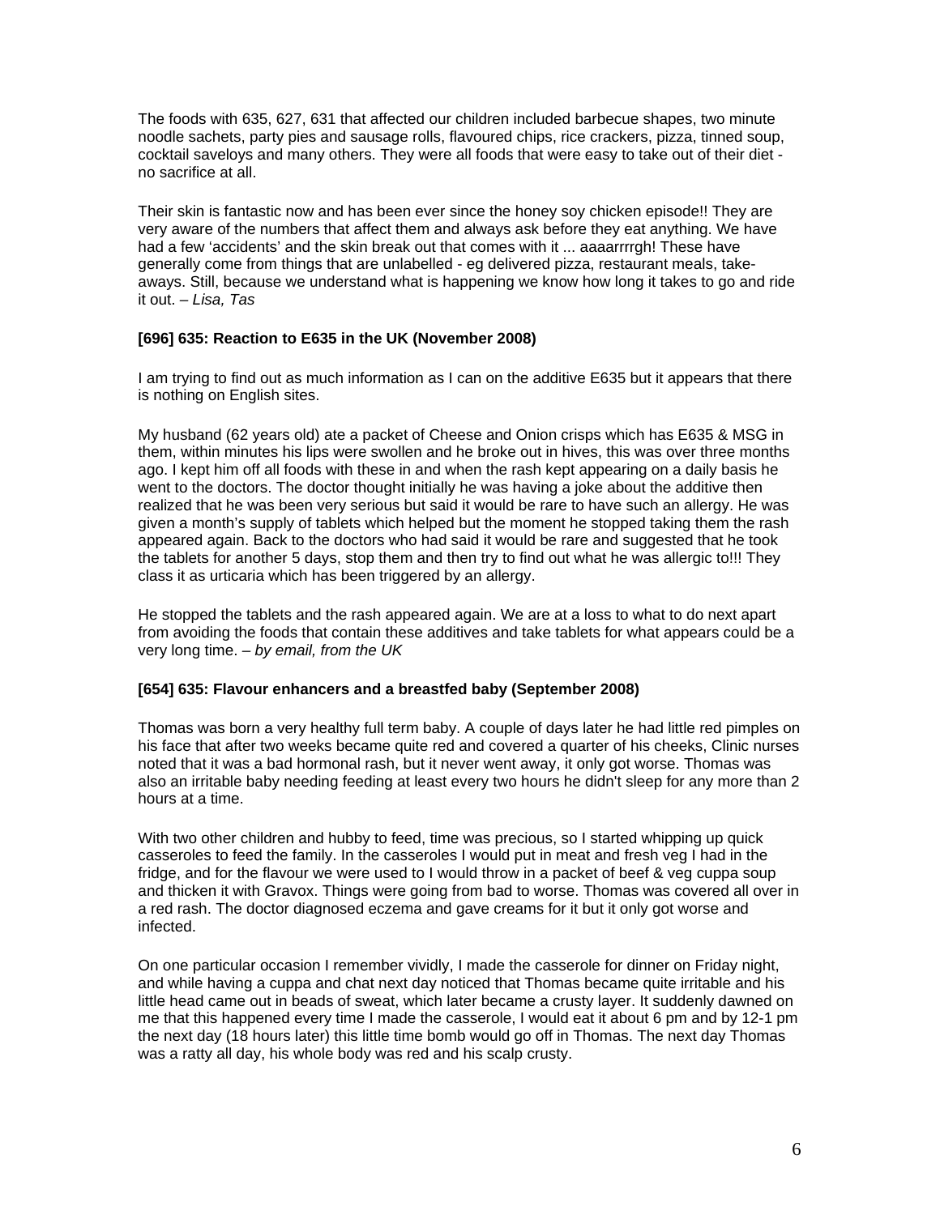The foods with 635, 627, 631 that affected our children included barbecue shapes, two minute noodle sachets, party pies and sausage rolls, flavoured chips, rice crackers, pizza, tinned soup, cocktail saveloys and many others. They were all foods that were easy to take out of their diet - no sacrifice at all.

Their skin is fantastic now and has been ever since the honey soy chicken episode!! They are very aware of the numbers that affect them and always ask before they eat anything. We have had a few 'accidents' and the skin break out that comes with it ... aaaarrrrgh! These have generally come from things that are unlabelled - eg delivered pizza, restaurant meals, take-aways. Still, because we understand what is happening we know how long it takes to go and ride it out. – *Lisa, Tas*

**[696] 635: Reaction to E635 in the UK (November 2008)**

I am trying to find out as much information as I can on the additive E635 but it appears that there is nothing on English sites.

My husband (62 years old) ate a packet of Cheese and Onion crisps which has E635 & MSG in them, within minutes his lips were swollen and he broke out in hives, this was over three months ago. I kept him off all foods with these in and when the rash kept appearing on a daily basis he went to the doctors. The doctor thought initially he was having a joke about the additive then realized that he was been very serious but said it would be rare to have such an allergy. He was given a month's supply of tablets which helped but the moment he stopped taking them the rash appeared again. Back to the doctors who had said it would be rare and suggested that he took the tablets for another 5 days, stop them and then try to find out what he was allergic to!!! They class it as urticaria which has been triggered by an allergy.

He stopped the tablets and the rash appeared again. We are at a loss to what to do next apart from avoiding the foods that contain these additives and take tablets for what appears could be a very long time. – *by email, from the UK*

**[654] 635: Flavour enhancers and a breastfed baby (September 2008)**

Thomas was born a very healthy full term baby. A couple of days later he had little red pimples on his face that after two weeks became quite red and covered a quarter of his cheeks, Clinic nurses noted that it was a bad hormonal rash, but it never went away, it only got worse. Thomas was also an irritable baby needing feeding at least every two hours he didn't sleep for any more than 2 hours at a time.

With two other children and hubby to feed, time was precious, so I started whipping up quick casseroles to feed the family. In the casseroles I would put in meat and fresh veg I had in the fridge, and for the flavour we were used to I would throw in a packet of beef & veg cuppa soup and thicken it with Gravox. Things were going from bad to worse. Thomas was covered all over in a red rash. The doctor diagnosed eczema and gave creams for it but it only got worse and infected.

On one particular occasion I remember vividly, I made the casserole for dinner on Friday night, and while having a cuppa and chat next day noticed that Thomas became quite irritable and his little head came out in beads of sweat, which later became a crusty layer. It suddenly dawned on me that this happened every time I made the casserole, I would eat it about 6 pm and by 12-1 pm the next day (18 hours later) this little time bomb would go off in Thomas. The next day Thomas was a ratty all day, his whole body was red and his scalp crusty.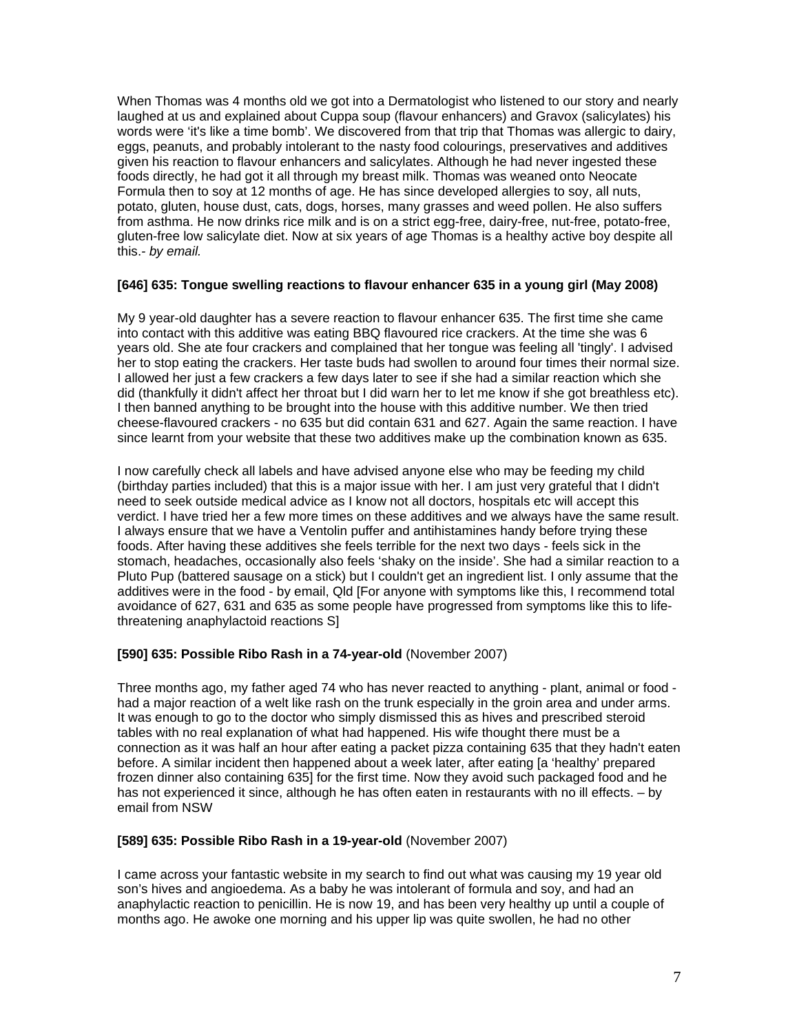When Thomas was 4 months old we got into a Dermatologist who listened to our story and nearly laughed at us and explained about Cuppa soup (flavour enhancers) and Gravox (salicylates) his words were 'it's like a time bomb'. We discovered from that trip that Thomas was allergic to dairy, eggs, peanuts, and probably intolerant to the nasty food colourings, preservatives and additives given his reaction to flavour enhancers and salicylates. Although he had never ingested these foods directly, he had got it all through my breast milk. Thomas was weaned onto Neocate Formula then to soy at 12 months of age. He has since developed allergies to soy, all nuts, potato, gluten, house dust, cats, dogs, horses, many grasses and weed pollen. He also suffers from asthma. He now drinks rice milk and is on a strict egg-free, dairy-free, nut-free, potato-free, gluten-free low salicylate diet. Now at six years of age Thomas is a healthy active boy despite all this.- *by email.*

**[646] 635: Tongue swelling reactions to flavour enhancer 635 in a young girl (May 2008)**

My 9 year-old daughter has a severe reaction to flavour enhancer 635. The first time she came into contact with this additive was eating BBQ flavoured rice crackers. At the time she was 6 years old. She ate four crackers and complained that her tongue was feeling all 'tingly'. I advised her to stop eating the crackers. Her taste buds had swollen to around four times their normal size. I allowed her just a few crackers a few days later to see if she had a similar reaction which she did (thankfully it didn't affect her throat but I did warn her to let me know if she got breathless etc). I then banned anything to be brought into the house with this additive number. We then tried cheese-flavoured crackers - no 635 but did contain 631 and 627. Again the same reaction. I have since learnt from your website that these two additives make up the combination known as 635.

I now carefully check all labels and have advised anyone else who may be feeding my child (birthday parties included) that this is a major issue with her. I am just very grateful that I didn't need to seek outside medical advice as I know not all doctors, hospitals etc will accept this verdict. I have tried her a few more times on these additives and we always have the same result. I always ensure that we have a Ventolin puffer and antihistamines handy before trying these foods. After having these additives she feels terrible for the next two days - feels sick in the stomach, headaches, occasionally also feels 'shaky on the inside'. She had a similar reaction to a Pluto Pup (battered sausage on a stick) but I couldn't get an ingredient list. I only assume that the additives were in the food - by email, Qld [For anyone with symptoms like this, I recommend total avoidance of 627, 631 and 635 as some people have progressed from symptoms like this to life-threatening anaphylactoid reactions S]

**[590] 635: Possible Ribo Rash in a 74-year-old** (November 2007)

Three months ago, my father aged 74 who has never reacted to anything - plant, animal or food - had a major reaction of a welt like rash on the trunk especially in the groin area and under arms. It was enough to go to the doctor who simply dismissed this as hives and prescribed steroid tables with no real explanation of what had happened. His wife thought there must be a connection as it was half an hour after eating a packet pizza containing 635 that they hadn't eaten before. A similar incident then happened about a week later, after eating [a 'healthy' prepared frozen dinner also containing 635] for the first time. Now they avoid such packaged food and he has not experienced it since, although he has often eaten in restaurants with no ill effects. – by email from NSW

**[589] 635: Possible Ribo Rash in a 19-year-old** (November 2007)

I came across your fantastic website in my search to find out what was causing my 19 year old son's hives and angioedema. As a baby he was intolerant of formula and soy, and had an anaphylactic reaction to penicillin. He is now 19, and has been very healthy up until a couple of months ago. He awoke one morning and his upper lip was quite swollen, he had no other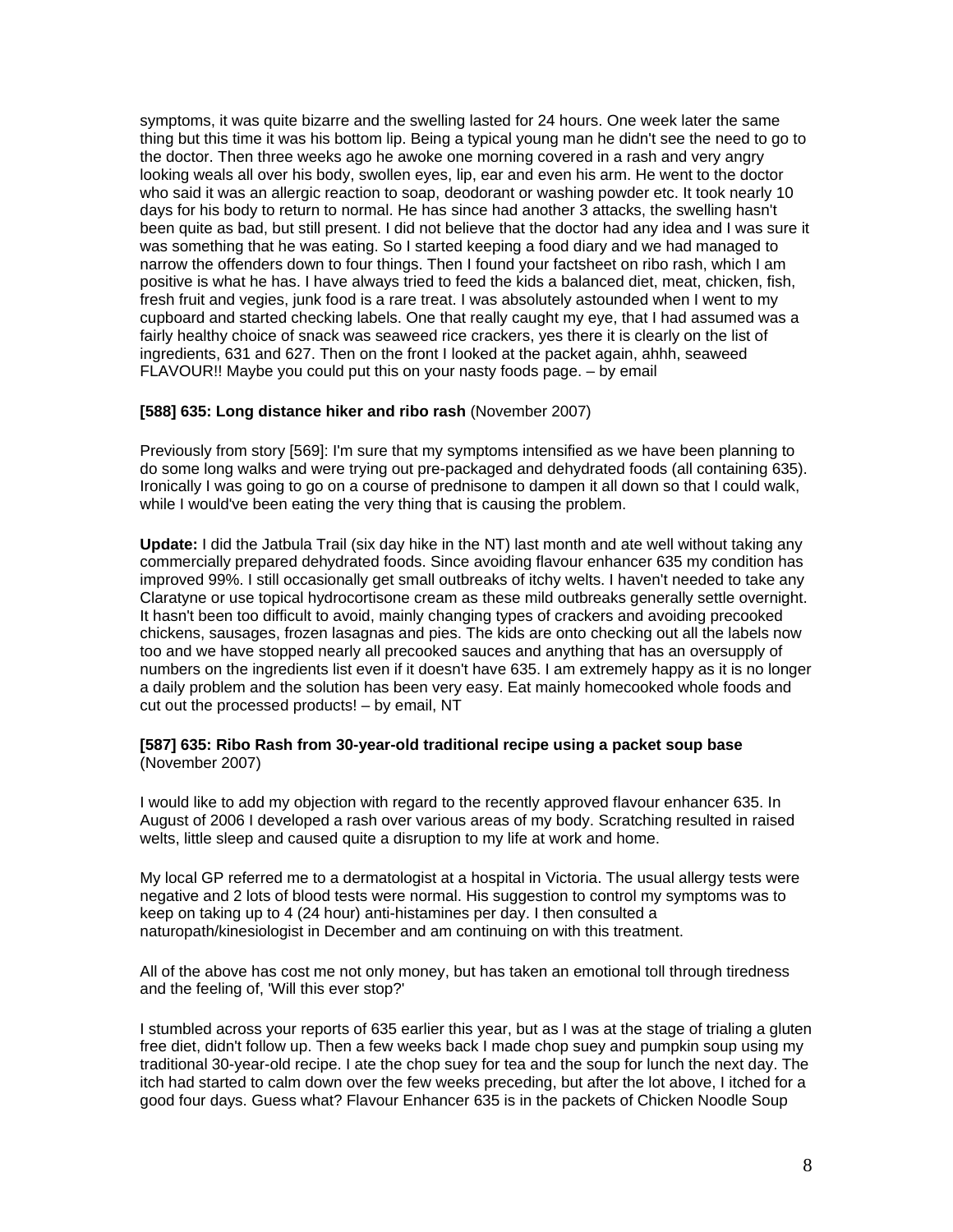symptoms, it was quite bizarre and the swelling lasted for 24 hours. One week later the same thing but this time it was his bottom lip. Being a typical young man he didn't see the need to go to the doctor. Then three weeks ago he awoke one morning covered in a rash and very angry looking weals all over his body, swollen eyes, lip, ear and even his arm. He went to the doctor who said it was an allergic reaction to soap, deodorant or washing powder etc. It took nearly 10 days for his body to return to normal. He has since had another 3 attacks, the swelling hasn't been quite as bad, but still present. I did not believe that the doctor had any idea and I was sure it was something that he was eating. So I started keeping a food diary and we had managed to narrow the offenders down to four things. Then I found your factsheet on ribo rash, which I am positive is what he has. I have always tried to feed the kids a balanced diet, meat, chicken, fish, fresh fruit and vegies, junk food is a rare treat. I was absolutely astounded when I went to my cupboard and started checking labels. One that really caught my eye, that I had assumed was a fairly healthy choice of snack was seaweed rice crackers, yes there it is clearly on the list of ingredients, 631 and 627. Then on the front I looked at the packet again, ahhh, seaweed FLAVOUR!! Maybe you could put this on your nasty foods page. – by email

**[588] 635: Long distance hiker and ribo rash** (November 2007)

Previously from story [569]: I'm sure that my symptoms intensified as we have been planning to do some long walks and were trying out pre-packaged and dehydrated foods (all containing 635). Ironically I was going to go on a course of prednisone to dampen it all down so that I could walk, while I would've been eating the very thing that is causing the problem.

**Update:** I did the Jatbula Trail (six day hike in the NT) last month and ate well without taking any commercially prepared dehydrated foods. Since avoiding flavour enhancer 635 my condition has improved 99%. I still occasionally get small outbreaks of itchy welts. I haven't needed to take any Claratyne or use topical hydrocortisone cream as these mild outbreaks generally settle overnight. It hasn't been too difficult to avoid, mainly changing types of crackers and avoiding precooked chickens, sausages, frozen lasagnas and pies. The kids are onto checking out all the labels now too and we have stopped nearly all precooked sauces and anything that has an oversupply of numbers on the ingredients list even if it doesn't have 635. I am extremely happy as it is no longer a daily problem and the solution has been very easy. Eat mainly homecooked whole foods and cut out the processed products! – by email, NT

**[587] 635: Ribo Rash from 30-year-old traditional recipe using a packet soup base** (November 2007)

I would like to add my objection with regard to the recently approved flavour enhancer 635. In August of 2006 I developed a rash over various areas of my body. Scratching resulted in raised welts, little sleep and caused quite a disruption to my life at work and home.

My local GP referred me to a dermatologist at a hospital in Victoria. The usual allergy tests were negative and 2 lots of blood tests were normal. His suggestion to control my symptoms was to keep on taking up to 4 (24 hour) anti-histamines per day. I then consulted a naturopath/kinesiologist in December and am continuing on with this treatment.

All of the above has cost me not only money, but has taken an emotional toll through tiredness and the feeling of, 'Will this ever stop?'

I stumbled across your reports of 635 earlier this year, but as I was at the stage of trialing a gluten free diet, didn't follow up. Then a few weeks back I made chop suey and pumpkin soup using my traditional 30-year-old recipe. I ate the chop suey for tea and the soup for lunch the next day. The itch had started to calm down over the few weeks preceding, but after the lot above, I itched for a good four days. Guess what? Flavour Enhancer 635 is in the packets of Chicken Noodle Soup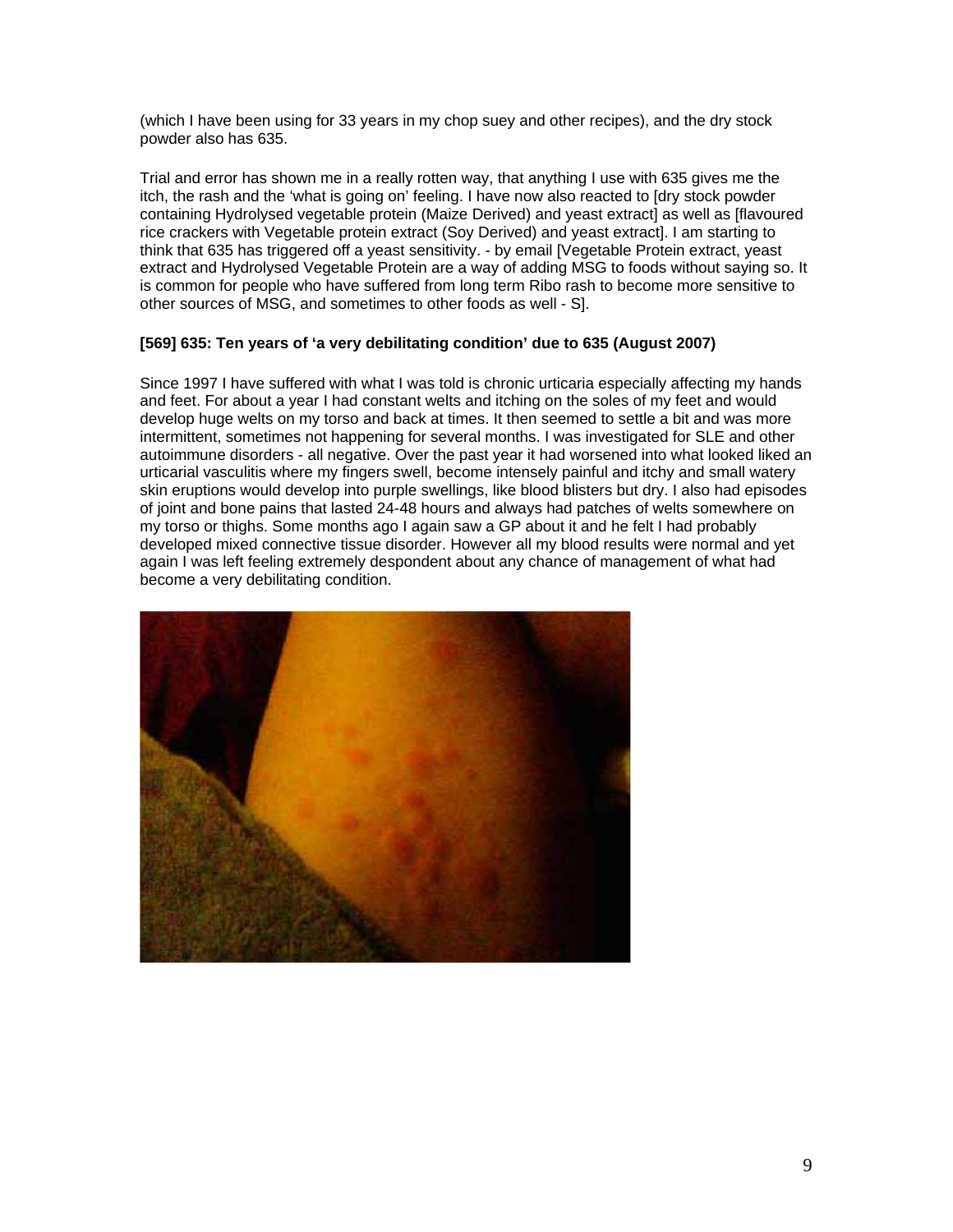(which I have been using for 33 years in my chop suey and other recipes), and the dry stock powder also has 635.

Trial and error has shown me in a really rotten way, that anything I use with 635 gives me the itch, the rash and the 'what is going on' feeling. I have now also reacted to [dry stock powder containing Hydrolysed vegetable protein (Maize Derived) and yeast extract] as well as [flavoured rice crackers with Vegetable protein extract (Soy Derived) and yeast extract]. I am starting to think that 635 has triggered off a yeast sensitivity. - by email [Vegetable Protein extract, yeast extract and Hydrolysed Vegetable Protein are a way of adding MSG to foods without saying so. It is common for people who have suffered from long term Ribo rash to become more sensitive to other sources of MSG, and sometimes to other foods as well - S].

**[569] 635: Ten years of 'a very debilitating condition' due to 635 (August 2007)**

Since 1997 I have suffered with what I was told is chronic urticaria especially affecting my hands and feet. For about a year I had constant welts and itching on the soles of my feet and would develop huge welts on my torso and back at times. It then seemed to settle a bit and was more intermittent, sometimes not happening for several months. I was investigated for SLE and other autoimmune disorders - all negative. Over the past year it had worsened into what looked liked an urticarial vasculitis where my fingers swell, become intensely painful and itchy and small watery skin eruptions would develop into purple swellings, like blood blisters but dry. I also had episodes of joint and bone pains that lasted 24-48 hours and always had patches of welts somewhere on my torso or thighs. Some months ago I again saw a GP about it and he felt I had probably developed mixed connective tissue disorder. However all my blood results were normal and yet again I was left feeling extremely despondent about any chance of management of what had become a very debilitating condition.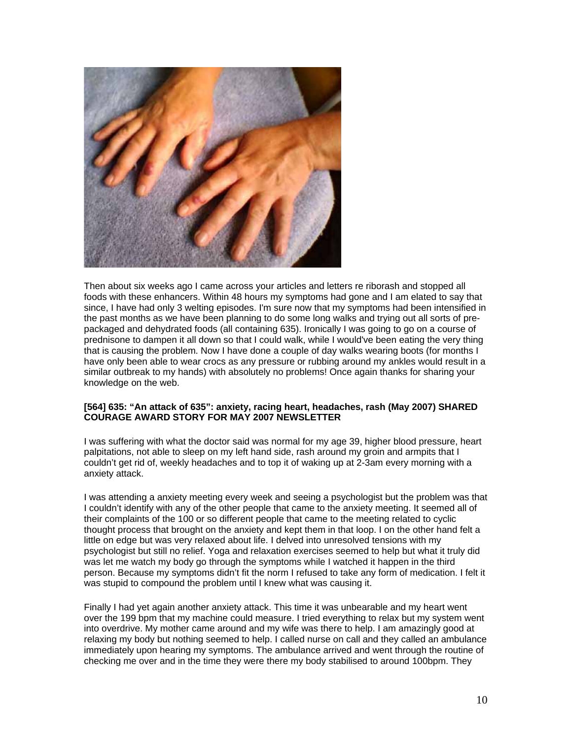Then about six weeks ago I came across your articles and letters re riborash and stopped all foods with these enhancers. Within 48 hours my symptoms had gone and I am elated to say that since, I have had only 3 welting episodes. I'm sure now that my symptoms had been intensified in the past months as we have been planning to do some long walks and trying out all sorts of pre-packaged and dehydrated foods (all containing 635). Ironically I was going to go on a course of prednisone to dampen it all down so that I could walk, while I would've been eating the very thing that is causing the problem. Now I have done a couple of day walks wearing boots (for months I have only been able to wear crocs as any pressure or rubbing around my ankles would result in a similar outbreak to my hands) with absolutely no problems! Once again thanks for sharing your knowledge on the web.

**[564] 635: "An attack of 635": anxiety, racing heart, headaches, rash (May 2007) SHARED COURAGE AWARD STORY FOR MAY 2007 NEWSLETTER**

I was suffering with what the doctor said was normal for my age 39, higher blood pressure, heart palpitations, not able to sleep on my left hand side, rash around my groin and armpits that I couldn't get rid of, weekly headaches and to top it of waking up at 2-3am every morning with a anxiety attack.

I was attending a anxiety meeting every week and seeing a psychologist but the problem was that I couldn't identify with any of the other people that came to the anxiety meeting. It seemed all of their complaints of the 100 or so different people that came to the meeting related to cyclic thought process that brought on the anxiety and kept them in that loop. I on the other hand felt a little on edge but was very relaxed about life. I delved into unresolved tensions with my psychologist but still no relief. Yoga and relaxation exercises seemed to help but what it truly did was let me watch my body go through the symptoms while I watched it happen in the third person. Because my symptoms didn't fit the norm I refused to take any form of medication. I felt it was stupid to compound the problem until I knew what was causing it.

Finally I had yet again another anxiety attack. This time it was unbearable and my heart went over the 199 bpm that my machine could measure. I tried everything to relax but my system went into overdrive. My mother came around and my wife was there to help. I am amazingly good at relaxing my body but nothing seemed to help. I called nurse on call and they called an ambulance immediately upon hearing my symptoms. The ambulance arrived and went through the routine of checking me over and in the time they were there my body stabilised to around 100bpm. They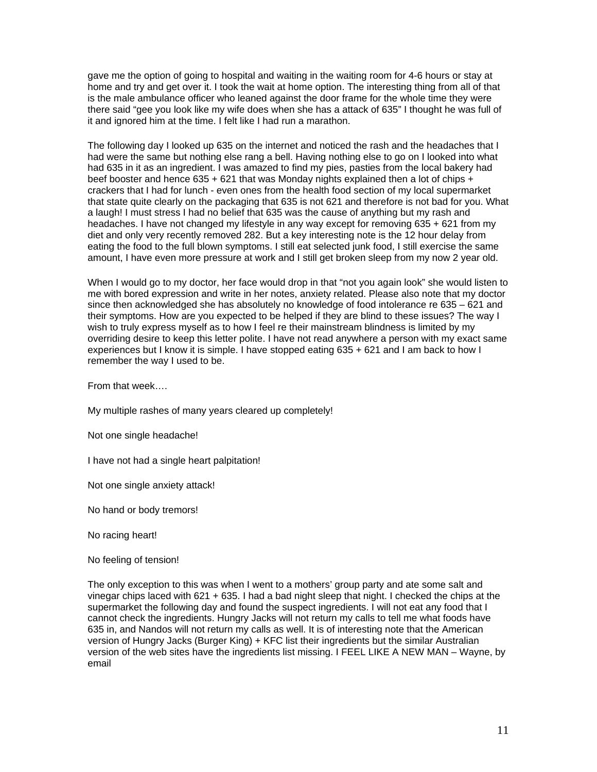gave me the option of going to hospital and waiting in the waiting room for 4-6 hours or stay at home and try and get over it. I took the wait at home option. The interesting thing from all of that is the male ambulance officer who leaned against the door frame for the whole time they were there said "gee you look like my wife does when she has a attack of 635" I thought he was full of it and ignored him at the time. I felt like I had run a marathon.

The following day I looked up 635 on the internet and noticed the rash and the headaches that I had were the same but nothing else rang a bell. Having nothing else to go on I looked into what had 635 in it as an ingredient. I was amazed to find my pies, pasties from the local bakery had beef booster and hence 635 + 621 that was Monday nights explained then a lot of chips + crackers that I had for lunch - even ones from the health food section of my local supermarket that state quite clearly on the packaging that 635 is not 621 and therefore is not bad for you. What a laugh! I must stress I had no belief that 635 was the cause of anything but my rash and headaches. I have not changed my lifestyle in any way except for removing 635 + 621 from my diet and only very recently removed 282. But a key interesting note is the 12 hour delay from eating the food to the full blown symptoms. I still eat selected junk food, I still exercise the same amount, I have even more pressure at work and I still get broken sleep from my now 2 year old.

When I would go to my doctor, her face would drop in that "not you again look" she would listen to me with bored expression and write in her notes, anxiety related. Please also note that my doctor since then acknowledged she has absolutely no knowledge of food intolerance re 635 – 621 and their symptoms. How are you expected to be helped if they are blind to these issues? The way I wish to truly express myself as to how I feel re their mainstream blindness is limited by my overriding desire to keep this letter polite. I have not read anywhere a person with my exact same experiences but I know it is simple. I have stopped eating 635 + 621 and I am back to how I remember the way I used to be.

From that week….

My multiple rashes of many years cleared up completely!

Not one single headache!

I have not had a single heart palpitation!

Not one single anxiety attack!

No hand or body tremors!

No racing heart!

No feeling of tension!

The only exception to this was when I went to a mothers' group party and ate some salt and vinegar chips laced with 621 + 635. I had a bad night sleep that night. I checked the chips at the supermarket the following day and found the suspect ingredients. I will not eat any food that I cannot check the ingredients. Hungry Jacks will not return my calls to tell me what foods have 635 in, and Nandos will not return my calls as well. It is of interesting note that the American version of Hungry Jacks (Burger King) + KFC list their ingredients but the similar Australian version of the web sites have the ingredients list missing. I FEEL LIKE A NEW MAN – Wayne, by email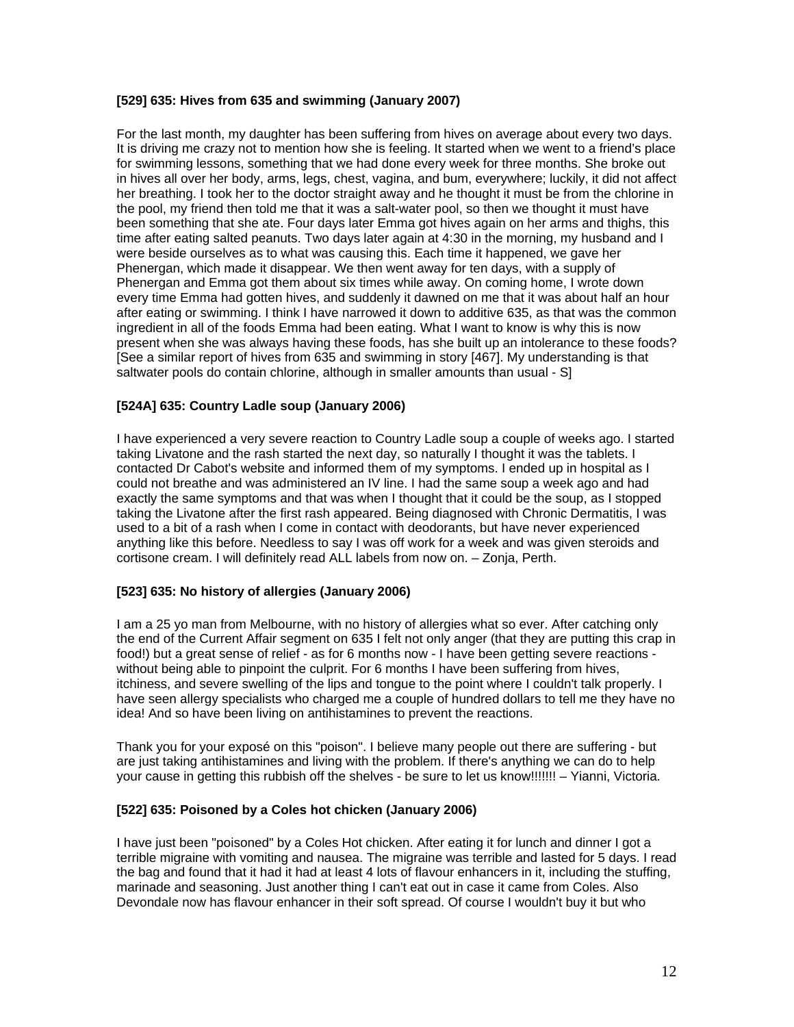### [529] 635: Hives from 635 and swimming (January 2007)

For the last month, my daughter has been suffering from hives on average about every two days. It is driving me crazy not to mention how she is feeling. It started when we went to a friend's place for swimming lessons, something that we had done every week for three months. She broke out in hives all over her body, arms, legs, chest, vagina, and bum, everywhere; luckily, it did not affect her breathing. I took her to the doctor straight away and he thought it must be from the chlorine in the pool, my friend then told me that it was a salt-water pool, so then we thought it must have been something that she ate. Four days later Emma got hives again on her arms and thighs, this time after eating salted peanuts. Two days later again at 4:30 in the morning, my husband and I were beside ourselves as to what was causing this. Each time it happened, we gave her Phenergan, which made it disappear. We then went away for ten days, with a supply of Phenergan and Emma got them about six times while away. On coming home, I wrote down every time Emma had gotten hives, and suddenly it dawned on me that it was about half an hour after eating or swimming. I think I have narrowed it down to additive 635, as that was the common ingredient in all of the foods Emma had been eating. What I want to know is why this is now present when she was always having these foods, has she built up an intolerance to these foods? [See a similar report of hives from 635 and swimming in story [467]. My understanding is that saltwater pools do contain chlorine, although in smaller amounts than usual - S]

### [524A] 635: Country Ladle soup (January 2006)

I have experienced a very severe reaction to Country Ladle soup a couple of weeks ago. I started taking Livatone and the rash started the next day, so naturally I thought it was the tablets. I contacted Dr Cabot's website and informed them of my symptoms. I ended up in hospital as I could not breathe and was administered an IV line. I had the same soup a week ago and had exactly the same symptoms and that was when I thought that it could be the soup, as I stopped taking the Livatone after the first rash appeared. Being diagnosed with Chronic Dermatitis, I was used to a bit of a rash when I come in contact with deodorants, but have never experienced anything like this before. Needless to say I was off work for a week and was given steroids and cortisone cream. I will definitely read ALL labels from now on. – Zonja, Perth.

### [523] 635: No history of allergies (January 2006)

I am a 25 yo man from Melbourne, with no history of allergies what so ever. After catching only the end of the Current Affair segment on 635 I felt not only anger (that they are putting this crap in food!) but a great sense of relief - as for 6 months now - I have been getting severe reactions - without being able to pinpoint the culprit. For 6 months I have been suffering from hives, itchiness, and severe swelling of the lips and tongue to the point where I couldn't talk properly. I have seen allergy specialists who charged me a couple of hundred dollars to tell me they have no idea! And so have been living on antihistamines to prevent the reactions.

Thank you for your exposé on this "poison". I believe many people out there are suffering - but are just taking antihistamines and living with the problem. If there's anything we can do to help your cause in getting this rubbish off the shelves - be sure to let us know!!!!!!! – Yianni, Victoria.

### [522] 635: Poisoned by a Coles hot chicken (January 2006)

I have just been "poisoned" by a Coles Hot chicken. After eating it for lunch and dinner I got a terrible migraine with vomiting and nausea. The migraine was terrible and lasted for 5 days. I read the bag and found that it had it had at least 4 lots of flavour enhancers in it, including the stuffing, marinade and seasoning. Just another thing I can't eat out in case it came from Coles. Also Devondale now has flavour enhancer in their soft spread. Of course I wouldn't buy it but who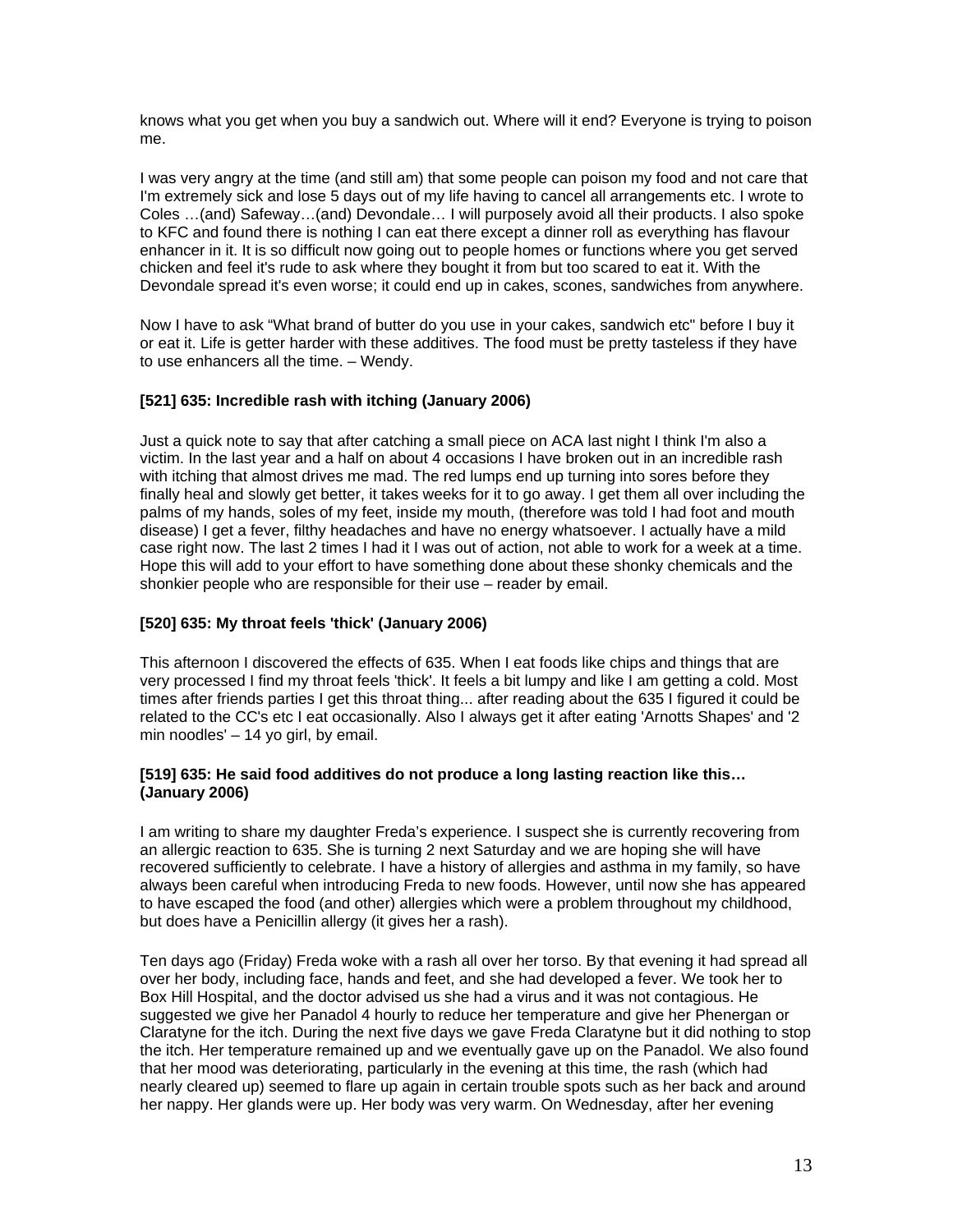knows what you get when you buy a sandwich out. Where will it end? Everyone is trying to poison me.

I was very angry at the time (and still am) that some people can poison my food and not care that I'm extremely sick and lose 5 days out of my life having to cancel all arrangements etc. I wrote to Coles …(and) Safeway…(and) Devondale… I will purposely avoid all their products. I also spoke to KFC and found there is nothing I can eat there except a dinner roll as everything has flavour enhancer in it. It is so difficult now going out to people homes or functions where you get served chicken and feel it's rude to ask where they bought it from but too scared to eat it. With the Devondale spread it's even worse; it could end up in cakes, scones, sandwiches from anywhere.

Now I have to ask "What brand of butter do you use in your cakes, sandwich etc" before I buy it or eat it. Life is getter harder with these additives. The food must be pretty tasteless if they have to use enhancers all the time. – Wendy.

**[521] 635: Incredible rash with itching (January 2006)**

Just a quick note to say that after catching a small piece on ACA last night I think I'm also a victim. In the last year and a half on about 4 occasions I have broken out in an incredible rash with itching that almost drives me mad. The red lumps end up turning into sores before they finally heal and slowly get better, it takes weeks for it to go away. I get them all over including the palms of my hands, soles of my feet, inside my mouth, (therefore was told I had foot and mouth disease) I get a fever, filthy headaches and have no energy whatsoever. I actually have a mild case right now. The last 2 times I had it I was out of action, not able to work for a week at a time. Hope this will add to your effort to have something done about these shonky chemicals and the shonkier people who are responsible for their use – reader by email.

**[520] 635: My throat feels 'thick' (January 2006)**

This afternoon I discovered the effects of 635. When I eat foods like chips and things that are very processed I find my throat feels 'thick'. It feels a bit lumpy and like I am getting a cold. Most times after friends parties I get this throat thing... after reading about the 635 I figured it could be related to the CC's etc I eat occasionally. Also I always get it after eating 'Arnotts Shapes' and '2 min noodles' – 14 yo girl, by email.

**[519] 635: He said food additives do not produce a long lasting reaction like this… (January 2006)**

I am writing to share my daughter Freda's experience. I suspect she is currently recovering from an allergic reaction to 635. She is turning 2 next Saturday and we are hoping she will have recovered sufficiently to celebrate. I have a history of allergies and asthma in my family, so have always been careful when introducing Freda to new foods. However, until now she has appeared to have escaped the food (and other) allergies which were a problem throughout my childhood, but does have a Penicillin allergy (it gives her a rash).

Ten days ago (Friday) Freda woke with a rash all over her torso. By that evening it had spread all over her body, including face, hands and feet, and she had developed a fever. We took her to Box Hill Hospital, and the doctor advised us she had a virus and it was not contagious. He suggested we give her Panadol 4 hourly to reduce her temperature and give her Phenergan or Claratyne for the itch. During the next five days we gave Freda Claratyne but it did nothing to stop the itch. Her temperature remained up and we eventually gave up on the Panadol. We also found that her mood was deteriorating, particularly in the evening at this time, the rash (which had nearly cleared up) seemed to flare up again in certain trouble spots such as her back and around her nappy. Her glands were up. Her body was very warm. On Wednesday, after her evening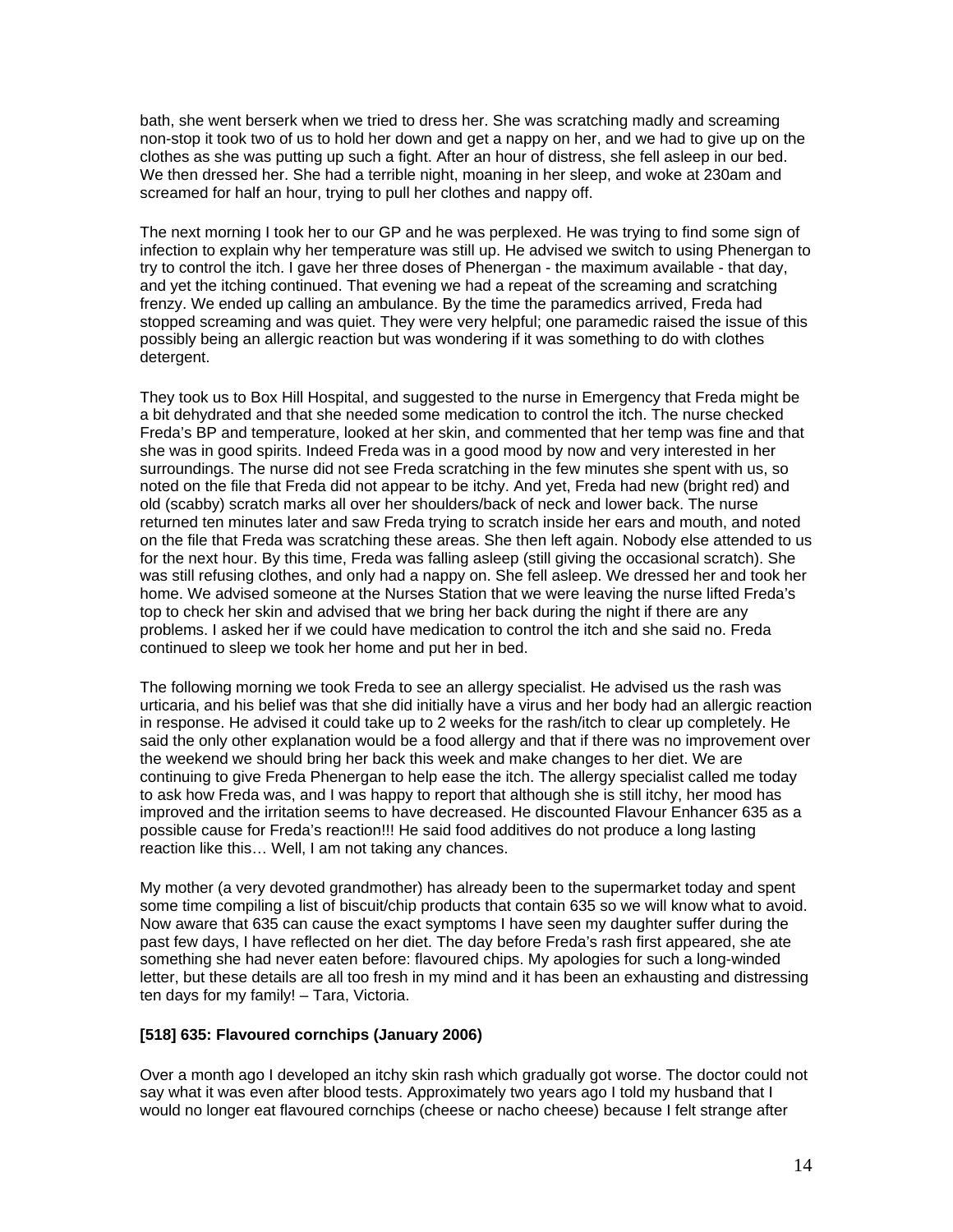bath, she went berserk when we tried to dress her. She was scratching madly and screaming non-stop it took two of us to hold her down and get a nappy on her, and we had to give up on the clothes as she was putting up such a fight. After an hour of distress, she fell asleep in our bed. We then dressed her. She had a terrible night, moaning in her sleep, and woke at 230am and screamed for half an hour, trying to pull her clothes and nappy off.

The next morning I took her to our GP and he was perplexed. He was trying to find some sign of infection to explain why her temperature was still up. He advised we switch to using Phenergan to try to control the itch. I gave her three doses of Phenergan - the maximum available - that day, and yet the itching continued. That evening we had a repeat of the screaming and scratching frenzy. We ended up calling an ambulance. By the time the paramedics arrived, Freda had stopped screaming and was quiet. They were very helpful; one paramedic raised the issue of this possibly being an allergic reaction but was wondering if it was something to do with clothes detergent.

They took us to Box Hill Hospital, and suggested to the nurse in Emergency that Freda might be a bit dehydrated and that she needed some medication to control the itch. The nurse checked Freda's BP and temperature, looked at her skin, and commented that her temp was fine and that she was in good spirits. Indeed Freda was in a good mood by now and very interested in her surroundings. The nurse did not see Freda scratching in the few minutes she spent with us, so noted on the file that Freda did not appear to be itchy. And yet, Freda had new (bright red) and old (scabby) scratch marks all over her shoulders/back of neck and lower back. The nurse returned ten minutes later and saw Freda trying to scratch inside her ears and mouth, and noted on the file that Freda was scratching these areas. She then left again. Nobody else attended to us for the next hour. By this time, Freda was falling asleep (still giving the occasional scratch). She was still refusing clothes, and only had a nappy on. She fell asleep. We dressed her and took her home. We advised someone at the Nurses Station that we were leaving the nurse lifted Freda's top to check her skin and advised that we bring her back during the night if there are any problems. I asked her if we could have medication to control the itch and she said no. Freda continued to sleep we took her home and put her in bed.

The following morning we took Freda to see an allergy specialist. He advised us the rash was urticaria, and his belief was that she did initially have a virus and her body had an allergic reaction in response. He advised it could take up to 2 weeks for the rash/itch to clear up completely. He said the only other explanation would be a food allergy and that if there was no improvement over the weekend we should bring her back this week and make changes to her diet. We are continuing to give Freda Phenergan to help ease the itch. The allergy specialist called me today to ask how Freda was, and I was happy to report that although she is still itchy, her mood has improved and the irritation seems to have decreased. He discounted Flavour Enhancer 635 as a possible cause for Freda's reaction!!! He said food additives do not produce a long lasting reaction like this… Well, I am not taking any chances.

My mother (a very devoted grandmother) has already been to the supermarket today and spent some time compiling a list of biscuit/chip products that contain 635 so we will know what to avoid. Now aware that 635 can cause the exact symptoms I have seen my daughter suffer during the past few days, I have reflected on her diet. The day before Freda's rash first appeared, she ate something she had never eaten before: flavoured chips. My apologies for such a long-winded letter, but these details are all too fresh in my mind and it has been an exhausting and distressing ten days for my family! – Tara, Victoria.

**[518] 635: Flavoured cornchips (January 2006)**

Over a month ago I developed an itchy skin rash which gradually got worse. The doctor could not say what it was even after blood tests. Approximately two years ago I told my husband that I would no longer eat flavoured cornchips (cheese or nacho cheese) because I felt strange after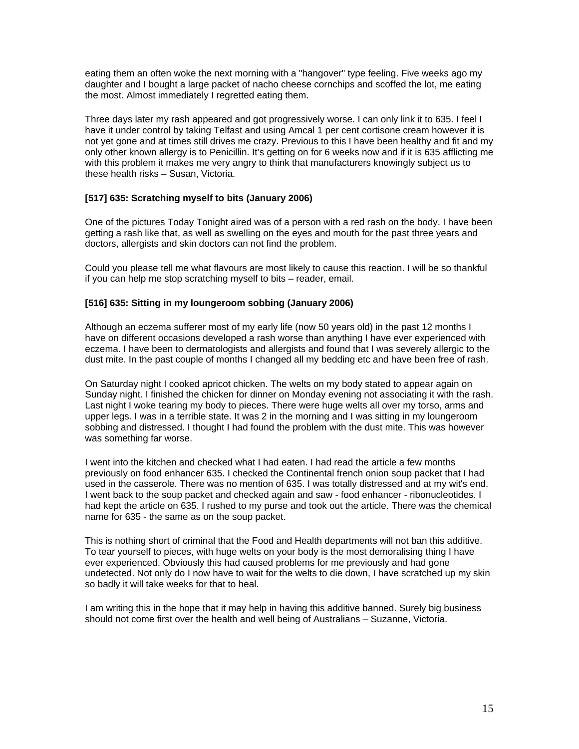eating them an often woke the next morning with a "hangover" type feeling. Five weeks ago my daughter and I bought a large packet of nacho cheese cornchips and scoffed the lot, me eating the most. Almost immediately I regretted eating them.

Three days later my rash appeared and got progressively worse. I can only link it to 635. I feel I have it under control by taking Telfast and using Amcal 1 per cent cortisone cream however it is not yet gone and at times still drives me crazy. Previous to this I have been healthy and fit and my only other known allergy is to Penicillin. It's getting on for 6 weeks now and if it is 635 afflicting me with this problem it makes me very angry to think that manufacturers knowingly subject us to these health risks – Susan, Victoria.

**[517] 635: Scratching myself to bits (January 2006)**

One of the pictures Today Tonight aired was of a person with a red rash on the body. I have been getting a rash like that, as well as swelling on the eyes and mouth for the past three years and doctors, allergists and skin doctors can not find the problem.

Could you please tell me what flavours are most likely to cause this reaction. I will be so thankful if you can help me stop scratching myself to bits – reader, email.

**[516] 635: Sitting in my loungeroom sobbing (January 2006)**

Although an eczema sufferer most of my early life (now 50 years old) in the past 12 months I have on different occasions developed a rash worse than anything I have ever experienced with eczema. I have been to dermatologists and allergists and found that I was severely allergic to the dust mite. In the past couple of months I changed all my bedding etc and have been free of rash.

On Saturday night I cooked apricot chicken. The welts on my body stated to appear again on Sunday night. I finished the chicken for dinner on Monday evening not associating it with the rash. Last night I woke tearing my body to pieces. There were huge welts all over my torso, arms and upper legs. I was in a terrible state. It was 2 in the morning and I was sitting in my loungeroom sobbing and distressed. I thought I had found the problem with the dust mite. This was however was something far worse.

I went into the kitchen and checked what I had eaten. I had read the article a few months previously on food enhancer 635. I checked the Continental french onion soup packet that I had used in the casserole. There was no mention of 635. I was totally distressed and at my wit's end. I went back to the soup packet and checked again and saw - food enhancer - ribonucleotides. I had kept the article on 635. I rushed to my purse and took out the article. There was the chemical name for 635 - the same as on the soup packet.

This is nothing short of criminal that the Food and Health departments will not ban this additive. To tear yourself to pieces, with huge welts on your body is the most demoralising thing I have ever experienced. Obviously this had caused problems for me previously and had gone undetected. Not only do I now have to wait for the welts to die down, I have scratched up my skin so badly it will take weeks for that to heal.

I am writing this in the hope that it may help in having this additive banned. Surely big business should not come first over the health and well being of Australians – Suzanne, Victoria.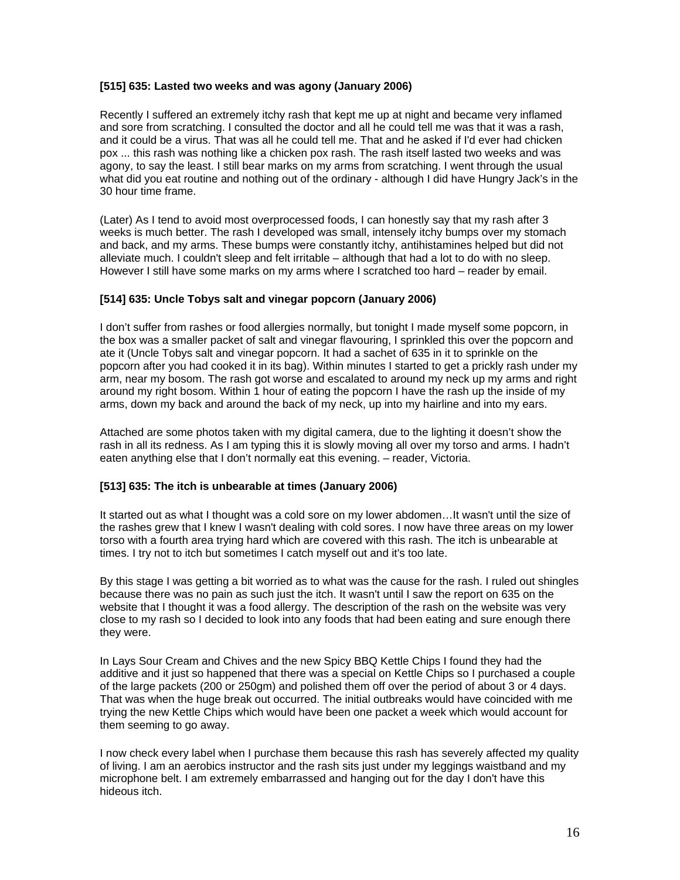**[515] 635: Lasted two weeks and was agony (January 2006)**

Recently I suffered an extremely itchy rash that kept me up at night and became very inflamed and sore from scratching. I consulted the doctor and all he could tell me was that it was a rash, and it could be a virus. That was all he could tell me. That and he asked if I'd ever had chicken pox ... this rash was nothing like a chicken pox rash. The rash itself lasted two weeks and was agony, to say the least. I still bear marks on my arms from scratching. I went through the usual what did you eat routine and nothing out of the ordinary - although I did have Hungry Jack's in the 30 hour time frame.

(Later) As I tend to avoid most overprocessed foods, I can honestly say that my rash after 3 weeks is much better. The rash I developed was small, intensely itchy bumps over my stomach and back, and my arms. These bumps were constantly itchy, antihistamines helped but did not alleviate much. I couldn't sleep and felt irritable – although that had a lot to do with no sleep. However I still have some marks on my arms where I scratched too hard – reader by email.

**[514] 635: Uncle Tobys salt and vinegar popcorn (January 2006)**

I don't suffer from rashes or food allergies normally, but tonight I made myself some popcorn, in the box was a smaller packet of salt and vinegar flavouring, I sprinkled this over the popcorn and ate it (Uncle Tobys salt and vinegar popcorn. It had a sachet of 635 in it to sprinkle on the popcorn after you had cooked it in its bag). Within minutes I started to get a prickly rash under my arm, near my bosom. The rash got worse and escalated to around my neck up my arms and right around my right bosom. Within 1 hour of eating the popcorn I have the rash up the inside of my arms, down my back and around the back of my neck, up into my hairline and into my ears.

Attached are some photos taken with my digital camera, due to the lighting it doesn't show the rash in all its redness. As I am typing this it is slowly moving all over my torso and arms. I hadn't eaten anything else that I don't normally eat this evening. – reader, Victoria.

**[513] 635: The itch is unbearable at times (January 2006)**

It started out as what I thought was a cold sore on my lower abdomen…It wasn't until the size of the rashes grew that I knew I wasn't dealing with cold sores. I now have three areas on my lower torso with a fourth area trying hard which are covered with this rash. The itch is unbearable at times. I try not to itch but sometimes I catch myself out and it's too late.

By this stage I was getting a bit worried as to what was the cause for the rash. I ruled out shingles because there was no pain as such just the itch. It wasn't until I saw the report on 635 on the website that I thought it was a food allergy. The description of the rash on the website was very close to my rash so I decided to look into any foods that had been eating and sure enough there they were.

In Lays Sour Cream and Chives and the new Spicy BBQ Kettle Chips I found they had the additive and it just so happened that there was a special on Kettle Chips so I purchased a couple of the large packets (200 or 250gm) and polished them off over the period of about 3 or 4 days. That was when the huge break out occurred. The initial outbreaks would have coincided with me trying the new Kettle Chips which would have been one packet a week which would account for them seeming to go away.

I now check every label when I purchase them because this rash has severely affected my quality of living. I am an aerobics instructor and the rash sits just under my leggings waistband and my microphone belt. I am extremely embarrassed and hanging out for the day I don't have this hideous itch.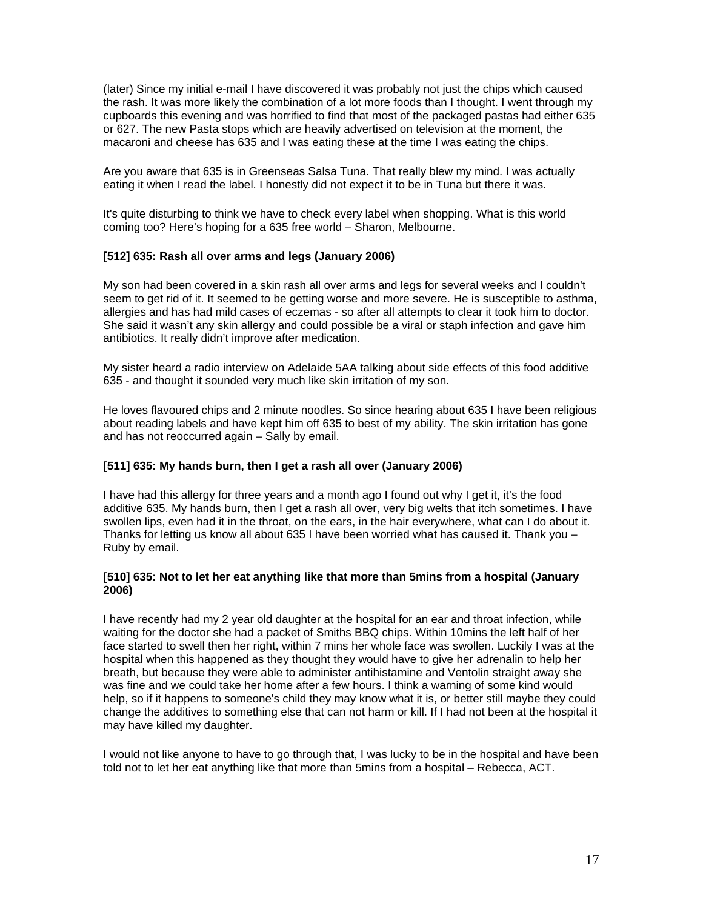(later) Since my initial e-mail I have discovered it was probably not just the chips which caused the rash. It was more likely the combination of a lot more foods than I thought. I went through my cupboards this evening and was horrified to find that most of the packaged pastas had either 635 or 627. The new Pasta stops which are heavily advertised on television at the moment, the macaroni and cheese has 635 and I was eating these at the time I was eating the chips.

Are you aware that 635 is in Greenseas Salsa Tuna. That really blew my mind. I was actually eating it when I read the label. I honestly did not expect it to be in Tuna but there it was.

It's quite disturbing to think we have to check every label when shopping. What is this world coming too? Here's hoping for a 635 free world – Sharon, Melbourne.

**[512] 635: Rash all over arms and legs (January 2006)**

My son had been covered in a skin rash all over arms and legs for several weeks and I couldn't seem to get rid of it. It seemed to be getting worse and more severe. He is susceptible to asthma, allergies and has had mild cases of eczemas - so after all attempts to clear it took him to doctor. She said it wasn't any skin allergy and could possible be a viral or staph infection and gave him antibiotics. It really didn't improve after medication.

My sister heard a radio interview on Adelaide 5AA talking about side effects of this food additive 635 - and thought it sounded very much like skin irritation of my son.

He loves flavoured chips and 2 minute noodles. So since hearing about 635 I have been religious about reading labels and have kept him off 635 to best of my ability. The skin irritation has gone and has not reoccurred again – Sally by email.

**[511] 635: My hands burn, then I get a rash all over (January 2006)**

I have had this allergy for three years and a month ago I found out why I get it, it's the food additive 635. My hands burn, then I get a rash all over, very big welts that itch sometimes. I have swollen lips, even had it in the throat, on the ears, in the hair everywhere, what can I do about it. Thanks for letting us know all about 635 I have been worried what has caused it. Thank you – Ruby by email.

**[510] 635: Not to let her eat anything like that more than 5mins from a hospital (January 2006)**

I have recently had my 2 year old daughter at the hospital for an ear and throat infection, while waiting for the doctor she had a packet of Smiths BBQ chips. Within 10mins the left half of her face started to swell then her right, within 7 mins her whole face was swollen. Luckily I was at the hospital when this happened as they thought they would have to give her adrenalin to help her breath, but because they were able to administer antihistamine and Ventolin straight away she was fine and we could take her home after a few hours. I think a warning of some kind would help, so if it happens to someone's child they may know what it is, or better still maybe they could change the additives to something else that can not harm or kill. If I had not been at the hospital it may have killed my daughter.

I would not like anyone to have to go through that, I was lucky to be in the hospital and have been told not to let her eat anything like that more than 5mins from a hospital – Rebecca, ACT.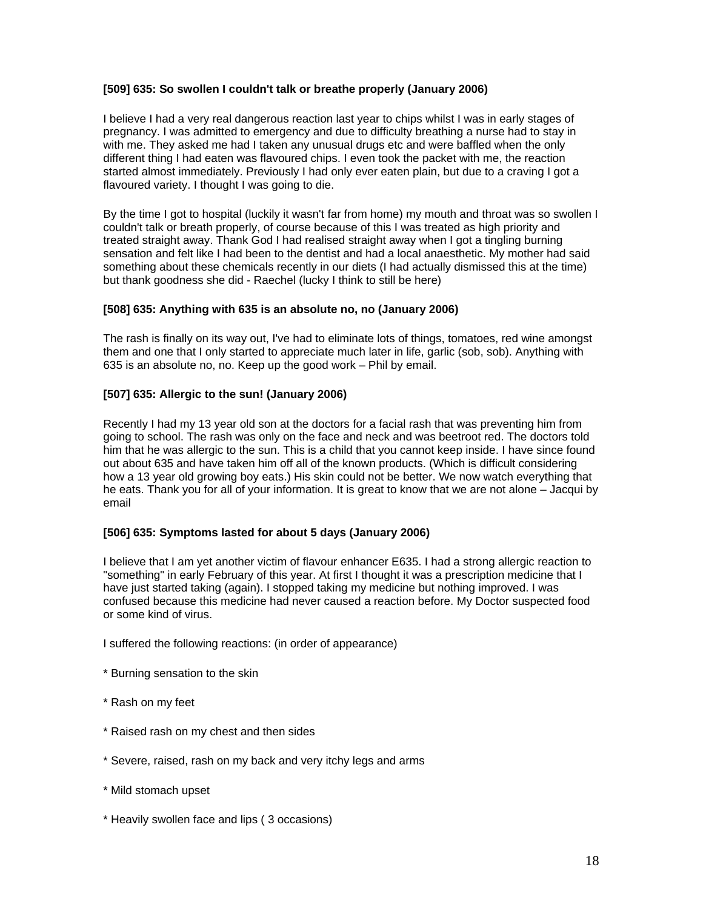**[509] 635: So swollen I couldn't talk or breathe properly (January 2006)**

I believe I had a very real dangerous reaction last year to chips whilst I was in early stages of pregnancy. I was admitted to emergency and due to difficulty breathing a nurse had to stay in with me. They asked me had I taken any unusual drugs etc and were baffled when the only different thing I had eaten was flavoured chips. I even took the packet with me, the reaction started almost immediately. Previously I had only ever eaten plain, but due to a craving I got a flavoured variety. I thought I was going to die.

By the time I got to hospital (luckily it wasn't far from home) my mouth and throat was so swollen I couldn't talk or breath properly, of course because of this I was treated as high priority and treated straight away. Thank God I had realised straight away when I got a tingling burning sensation and felt like I had been to the dentist and had a local anaesthetic. My mother had said something about these chemicals recently in our diets (I had actually dismissed this at the time) but thank goodness she did - Raechel (lucky I think to still be here)

**[508] 635: Anything with 635 is an absolute no, no (January 2006)**

The rash is finally on its way out, I've had to eliminate lots of things, tomatoes, red wine amongst them and one that I only started to appreciate much later in life, garlic (sob, sob). Anything with 635 is an absolute no, no. Keep up the good work – Phil by email.

**[507] 635: Allergic to the sun! (January 2006)**

Recently I had my 13 year old son at the doctors for a facial rash that was preventing him from going to school. The rash was only on the face and neck and was beetroot red. The doctors told him that he was allergic to the sun. This is a child that you cannot keep inside. I have since found out about 635 and have taken him off all of the known products. (Which is difficult considering how a 13 year old growing boy eats.) His skin could not be better. We now watch everything that he eats. Thank you for all of your information. It is great to know that we are not alone – Jacqui by email

**[506] 635: Symptoms lasted for about 5 days (January 2006)**

I believe that I am yet another victim of flavour enhancer E635. I had a strong allergic reaction to "something" in early February of this year. At first I thought it was a prescription medicine that I have just started taking (again). I stopped taking my medicine but nothing improved. I was confused because this medicine had never caused a reaction before. My Doctor suspected food or some kind of virus.

I suffered the following reactions: (in order of appearance)

* Burning sensation to the skin

* Rash on my feet

* Raised rash on my chest and then sides

* Severe, raised, rash on my back and very itchy legs and arms

* Mild stomach upset

* Heavily swollen face and lips ( 3 occasions)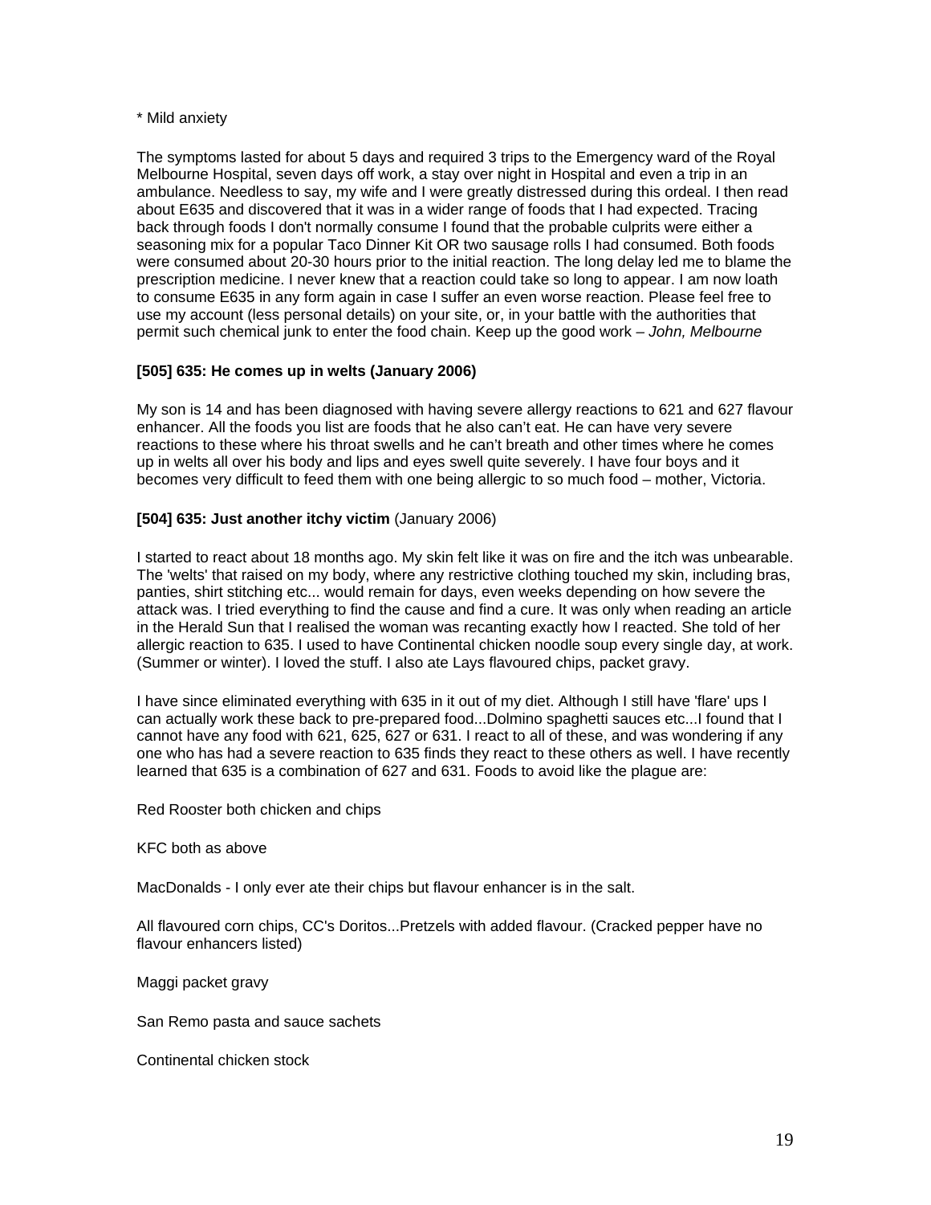* Mild anxiety

The symptoms lasted for about 5 days and required 3 trips to the Emergency ward of the Royal Melbourne Hospital, seven days off work, a stay over night in Hospital and even a trip in an ambulance. Needless to say, my wife and I were greatly distressed during this ordeal. I then read about E635 and discovered that it was in a wider range of foods that I had expected. Tracing back through foods I don't normally consume I found that the probable culprits were either a seasoning mix for a popular Taco Dinner Kit OR two sausage rolls I had consumed. Both foods were consumed about 20-30 hours prior to the initial reaction. The long delay led me to blame the prescription medicine. I never knew that a reaction could take so long to appear. I am now loath to consume E635 in any form again in case I suffer an even worse reaction. Please feel free to use my account (less personal details) on your site, or, in your battle with the authorities that permit such chemical junk to enter the food chain. Keep up the good work – *John, Melbourne*

**[505] 635: He comes up in welts (January 2006)**

My son is 14 and has been diagnosed with having severe allergy reactions to 621 and 627 flavour enhancer. All the foods you list are foods that he also can't eat. He can have very severe reactions to these where his throat swells and he can't breath and other times where he comes up in welts all over his body and lips and eyes swell quite severely. I have four boys and it becomes very difficult to feed them with one being allergic to so much food – mother, Victoria.

**[504] 635: Just another itchy victim** (January 2006)

I started to react about 18 months ago. My skin felt like it was on fire and the itch was unbearable. The 'welts' that raised on my body, where any restrictive clothing touched my skin, including bras, panties, shirt stitching etc... would remain for days, even weeks depending on how severe the attack was. I tried everything to find the cause and find a cure. It was only when reading an article in the Herald Sun that I realised the woman was recanting exactly how I reacted. She told of her allergic reaction to 635. I used to have Continental chicken noodle soup every single day, at work. (Summer or winter). I loved the stuff. I also ate Lays flavoured chips, packet gravy.

I have since eliminated everything with 635 in it out of my diet. Although I still have 'flare' ups I can actually work these back to pre-prepared food...Dolmino spaghetti sauces etc...I found that I cannot have any food with 621, 625, 627 or 631. I react to all of these, and was wondering if any one who has had a severe reaction to 635 finds they react to these others as well. I have recently learned that 635 is a combination of 627 and 631. Foods to avoid like the plague are:

Red Rooster both chicken and chips

KFC both as above

MacDonalds - I only ever ate their chips but flavour enhancer is in the salt.

All flavoured corn chips, CC's Doritos...Pretzels with added flavour. (Cracked pepper have no flavour enhancers listed)

Maggi packet gravy

San Remo pasta and sauce sachets

Continental chicken stock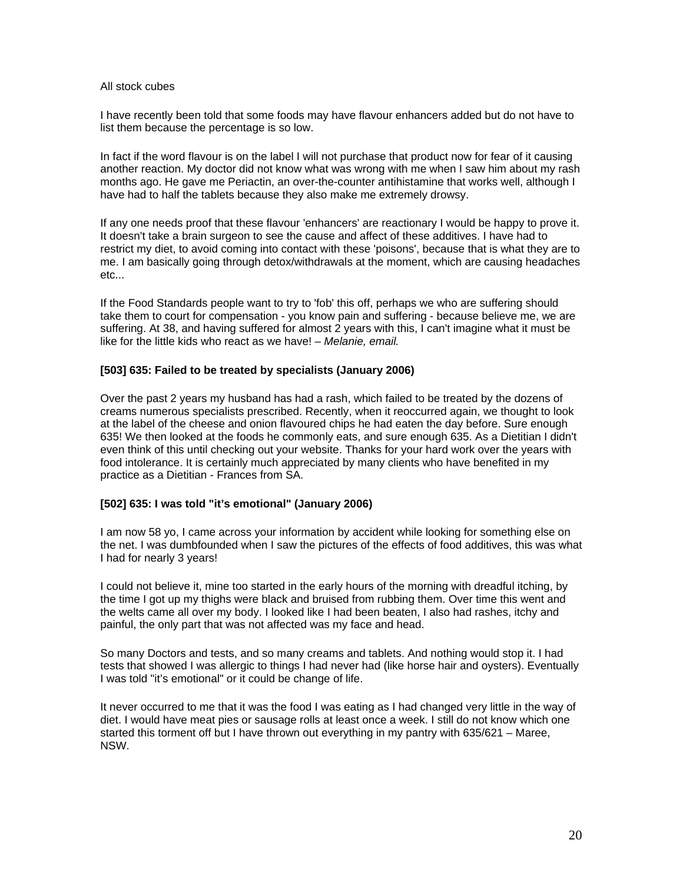All stock cubes

I have recently been told that some foods may have flavour enhancers added but do not have to list them because the percentage is so low.

In fact if the word flavour is on the label I will not purchase that product now for fear of it causing another reaction. My doctor did not know what was wrong with me when I saw him about my rash months ago. He gave me Periactin, an over-the-counter antihistamine that works well, although I have had to half the tablets because they also make me extremely drowsy.

If any one needs proof that these flavour 'enhancers' are reactionary I would be happy to prove it. It doesn't take a brain surgeon to see the cause and affect of these additives. I have had to restrict my diet, to avoid coming into contact with these 'poisons', because that is what they are to me. I am basically going through detox/withdrawals at the moment, which are causing headaches etc...

If the Food Standards people want to try to 'fob' this off, perhaps we who are suffering should take them to court for compensation - you know pain and suffering - because believe me, we are suffering. At 38, and having suffered for almost 2 years with this, I can't imagine what it must be like for the little kids who react as we have! – *Melanie, email.*

**[503] 635: Failed to be treated by specialists (January 2006)**

Over the past 2 years my husband has had a rash, which failed to be treated by the dozens of creams numerous specialists prescribed. Recently, when it reoccurred again, we thought to look at the label of the cheese and onion flavoured chips he had eaten the day before. Sure enough 635! We then looked at the foods he commonly eats, and sure enough 635. As a Dietitian I didn't even think of this until checking out your website. Thanks for your hard work over the years with food intolerance. It is certainly much appreciated by many clients who have benefited in my practice as a Dietitian - Frances from SA.

**[502] 635: I was told "it's emotional" (January 2006)**

I am now 58 yo, I came across your information by accident while looking for something else on the net. I was dumbfounded when I saw the pictures of the effects of food additives, this was what I had for nearly 3 years!

I could not believe it, mine too started in the early hours of the morning with dreadful itching, by the time I got up my thighs were black and bruised from rubbing them. Over time this went and the welts came all over my body. I looked like I had been beaten, I also had rashes, itchy and painful, the only part that was not affected was my face and head.

So many Doctors and tests, and so many creams and tablets. And nothing would stop it. I had tests that showed I was allergic to things I had never had (like horse hair and oysters). Eventually I was told "it's emotional" or it could be change of life.

It never occurred to me that it was the food I was eating as I had changed very little in the way of diet. I would have meat pies or sausage rolls at least once a week. I still do not know which one started this torment off but I have thrown out everything in my pantry with 635/621 – Maree, NSW.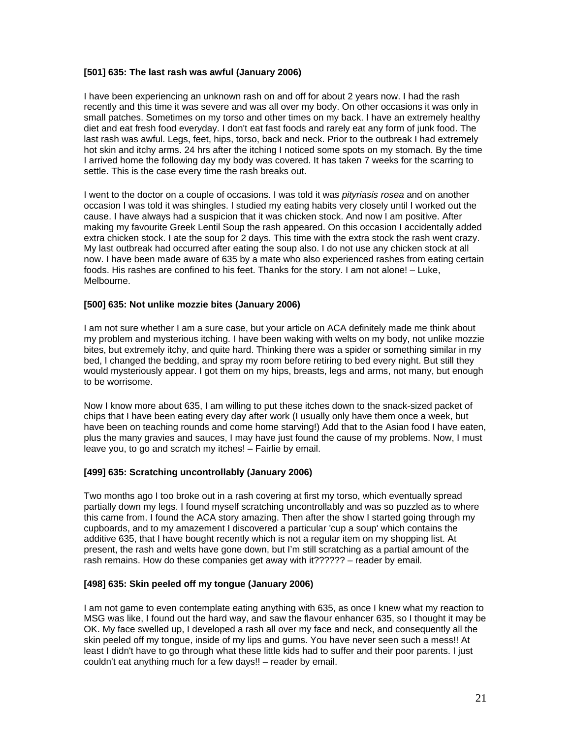### [501] 635: The last rash was awful (January 2006)

I have been experiencing an unknown rash on and off for about 2 years now. I had the rash recently and this time it was severe and was all over my body. On other occasions it was only in small patches. Sometimes on my torso and other times on my back. I have an extremely healthy diet and eat fresh food everyday. I don't eat fast foods and rarely eat any form of junk food. The last rash was awful. Legs, feet, hips, torso, back and neck. Prior to the outbreak I had extremely hot skin and itchy arms. 24 hrs after the itching I noticed some spots on my stomach. By the time I arrived home the following day my body was covered. It has taken 7 weeks for the scarring to settle. This is the case every time the rash breaks out.

I went to the doctor on a couple of occasions. I was told it was *pityriasis rosea* and on another occasion I was told it was shingles. I studied my eating habits very closely until I worked out the cause. I have always had a suspicion that it was chicken stock. And now I am positive. After making my favourite Greek Lentil Soup the rash appeared. On this occasion I accidentally added extra chicken stock. I ate the soup for 2 days. This time with the extra stock the rash went crazy. My last outbreak had occurred after eating the soup also. I do not use any chicken stock at all now. I have been made aware of 635 by a mate who also experienced rashes from eating certain foods. His rashes are confined to his feet. Thanks for the story. I am not alone! – Luke, Melbourne.

### [500] 635: Not unlike mozzie bites (January 2006)

I am not sure whether I am a sure case, but your article on ACA definitely made me think about my problem and mysterious itching. I have been waking with welts on my body, not unlike mozzie bites, but extremely itchy, and quite hard. Thinking there was a spider or something similar in my bed, I changed the bedding, and spray my room before retiring to bed every night. But still they would mysteriously appear. I got them on my hips, breasts, legs and arms, not many, but enough to be worrisome.

Now I know more about 635, I am willing to put these itches down to the snack-sized packet of chips that I have been eating every day after work (I usually only have them once a week, but have been on teaching rounds and come home starving!) Add that to the Asian food I have eaten, plus the many gravies and sauces, I may have just found the cause of my problems. Now, I must leave you, to go and scratch my itches! – Fairlie by email.

### [499] 635: Scratching uncontrollably (January 2006)

Two months ago I too broke out in a rash covering at first my torso, which eventually spread partially down my legs. I found myself scratching uncontrollably and was so puzzled as to where this came from. I found the ACA story amazing. Then after the show I started going through my cupboards, and to my amazement I discovered a particular 'cup a soup' which contains the additive 635, that I have bought recently which is not a regular item on my shopping list. At present, the rash and welts have gone down, but I'm still scratching as a partial amount of the rash remains. How do these companies get away with it?????? – reader by email.

### [498] 635: Skin peeled off my tongue (January 2006)

I am not game to even contemplate eating anything with 635, as once I knew what my reaction to MSG was like, I found out the hard way, and saw the flavour enhancer 635, so I thought it may be OK. My face swelled up, I developed a rash all over my face and neck, and consequently all the skin peeled off my tongue, inside of my lips and gums. You have never seen such a mess!! At least I didn't have to go through what these little kids had to suffer and their poor parents. I just couldn't eat anything much for a few days!! – reader by email.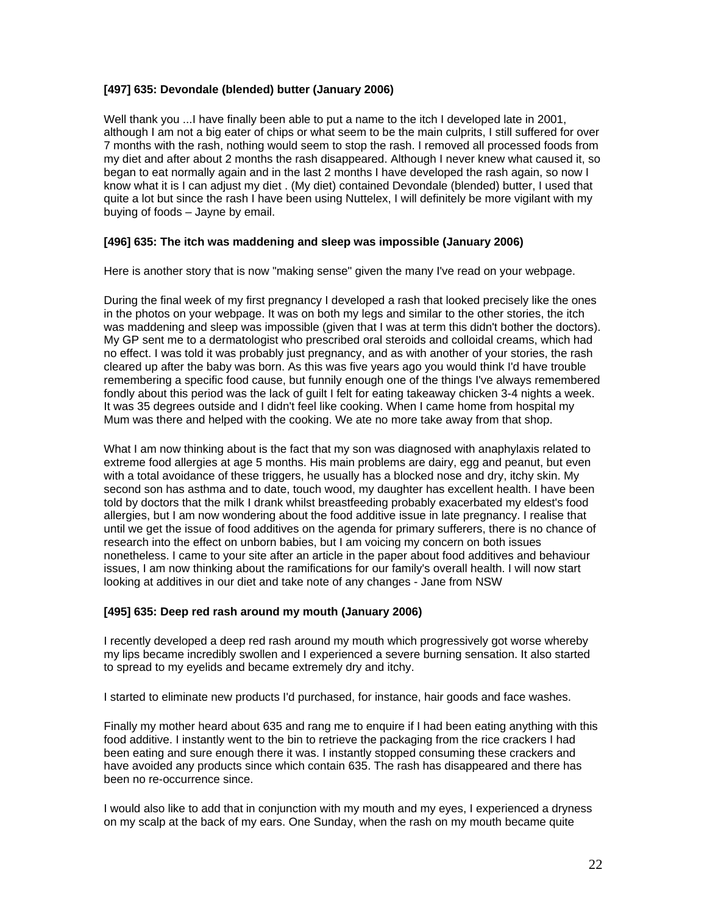### [497] 635: Devondale (blended) butter (January 2006)

Well thank you ...I have finally been able to put a name to the itch I developed late in 2001, although I am not a big eater of chips or what seem to be the main culprits, I still suffered for over 7 months with the rash, nothing would seem to stop the rash. I removed all processed foods from my diet and after about 2 months the rash disappeared. Although I never knew what caused it, so began to eat normally again and in the last 2 months I have developed the rash again, so now I know what it is I can adjust my diet . (My diet) contained Devondale (blended) butter, I used that quite a lot but since the rash I have been using Nuttelex, I will definitely be more vigilant with my buying of foods – Jayne by email.

### [496] 635: The itch was maddening and sleep was impossible (January 2006)

Here is another story that is now "making sense" given the many I've read on your webpage.

During the final week of my first pregnancy I developed a rash that looked precisely like the ones in the photos on your webpage. It was on both my legs and similar to the other stories, the itch was maddening and sleep was impossible (given that I was at term this didn't bother the doctors). My GP sent me to a dermatologist who prescribed oral steroids and colloidal creams, which had no effect. I was told it was probably just pregnancy, and as with another of your stories, the rash cleared up after the baby was born. As this was five years ago you would think I'd have trouble remembering a specific food cause, but funnily enough one of the things I've always remembered fondly about this period was the lack of guilt I felt for eating takeaway chicken 3-4 nights a week. It was 35 degrees outside and I didn't feel like cooking. When I came home from hospital my Mum was there and helped with the cooking. We ate no more take away from that shop.

What I am now thinking about is the fact that my son was diagnosed with anaphylaxis related to extreme food allergies at age 5 months. His main problems are dairy, egg and peanut, but even with a total avoidance of these triggers, he usually has a blocked nose and dry, itchy skin. My second son has asthma and to date, touch wood, my daughter has excellent health. I have been told by doctors that the milk I drank whilst breastfeeding probably exacerbated my eldest's food allergies, but I am now wondering about the food additive issue in late pregnancy. I realise that until we get the issue of food additives on the agenda for primary sufferers, there is no chance of research into the effect on unborn babies, but I am voicing my concern on both issues nonetheless. I came to your site after an article in the paper about food additives and behaviour issues, I am now thinking about the ramifications for our family's overall health. I will now start looking at additives in our diet and take note of any changes - Jane from NSW

### [495] 635: Deep red rash around my mouth (January 2006)

I recently developed a deep red rash around my mouth which progressively got worse whereby my lips became incredibly swollen and I experienced a severe burning sensation. It also started to spread to my eyelids and became extremely dry and itchy.

I started to eliminate new products I'd purchased, for instance, hair goods and face washes.

Finally my mother heard about 635 and rang me to enquire if I had been eating anything with this food additive. I instantly went to the bin to retrieve the packaging from the rice crackers I had been eating and sure enough there it was. I instantly stopped consuming these crackers and have avoided any products since which contain 635. The rash has disappeared and there has been no re-occurrence since.

I would also like to add that in conjunction with my mouth and my eyes, I experienced a dryness on my scalp at the back of my ears. One Sunday, when the rash on my mouth became quite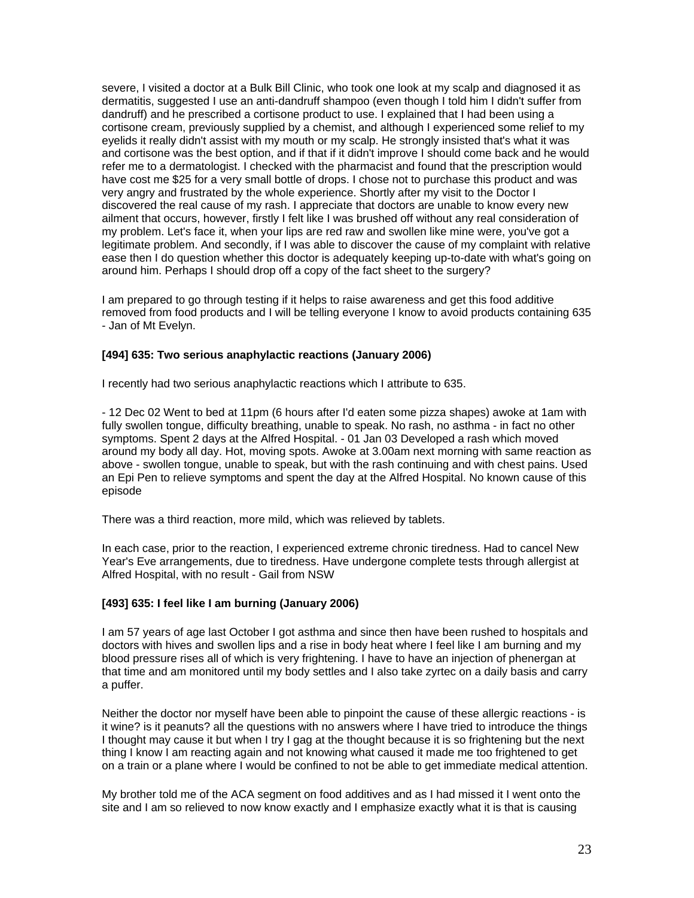severe, I visited a doctor at a Bulk Bill Clinic, who took one look at my scalp and diagnosed it as dermatitis, suggested I use an anti-dandruff shampoo (even though I told him I didn't suffer from dandruff) and he prescribed a cortisone product to use. I explained that I had been using a cortisone cream, previously supplied by a chemist, and although I experienced some relief to my eyelids it really didn't assist with my mouth or my scalp. He strongly insisted that's what it was and cortisone was the best option, and if that if it didn't improve I should come back and he would refer me to a dermatologist. I checked with the pharmacist and found that the prescription would have cost me $25 for a very small bottle of drops. I chose not to purchase this product and was very angry and frustrated by the whole experience. Shortly after my visit to the Doctor I discovered the real cause of my rash. I appreciate that doctors are unable to know every new ailment that occurs, however, firstly I felt like I was brushed off without any real consideration of my problem. Let's face it, when your lips are red raw and swollen like mine were, you've got a legitimate problem. And secondly, if I was able to discover the cause of my complaint with relative ease then I do question whether this doctor is adequately keeping up-to-date with what's going on around him. Perhaps I should drop off a copy of the fact sheet to the surgery?

I am prepared to go through testing if it helps to raise awareness and get this food additive removed from food products and I will be telling everyone I know to avoid products containing 635 - Jan of Mt Evelyn.

**[494] 635: Two serious anaphylactic reactions (January 2006)**

I recently had two serious anaphylactic reactions which I attribute to 635.

- 12 Dec 02 Went to bed at 11pm (6 hours after I'd eaten some pizza shapes) awoke at 1am with fully swollen tongue, difficulty breathing, unable to speak. No rash, no asthma - in fact no other symptoms. Spent 2 days at the Alfred Hospital. - 01 Jan 03 Developed a rash which moved around my body all day. Hot, moving spots. Awoke at 3.00am next morning with same reaction as above - swollen tongue, unable to speak, but with the rash continuing and with chest pains. Used an Epi Pen to relieve symptoms and spent the day at the Alfred Hospital. No known cause of this episode

There was a third reaction, more mild, which was relieved by tablets.

In each case, prior to the reaction, I experienced extreme chronic tiredness. Had to cancel New Year's Eve arrangements, due to tiredness. Have undergone complete tests through allergist at Alfred Hospital, with no result - Gail from NSW

**[493] 635: I feel like I am burning (January 2006)**

I am 57 years of age last October I got asthma and since then have been rushed to hospitals and doctors with hives and swollen lips and a rise in body heat where I feel like I am burning and my blood pressure rises all of which is very frightening. I have to have an injection of phenergan at that time and am monitored until my body settles and I also take zyrtec on a daily basis and carry a puffer.

Neither the doctor nor myself have been able to pinpoint the cause of these allergic reactions - is it wine? is it peanuts? all the questions with no answers where I have tried to introduce the things I thought may cause it but when I try I gag at the thought because it is so frightening but the next thing I know I am reacting again and not knowing what caused it made me too frightened to get on a train or a plane where I would be confined to not be able to get immediate medical attention.

My brother told me of the ACA segment on food additives and as I had missed it I went onto the site and I am so relieved to now know exactly and I emphasize exactly what it is that is causing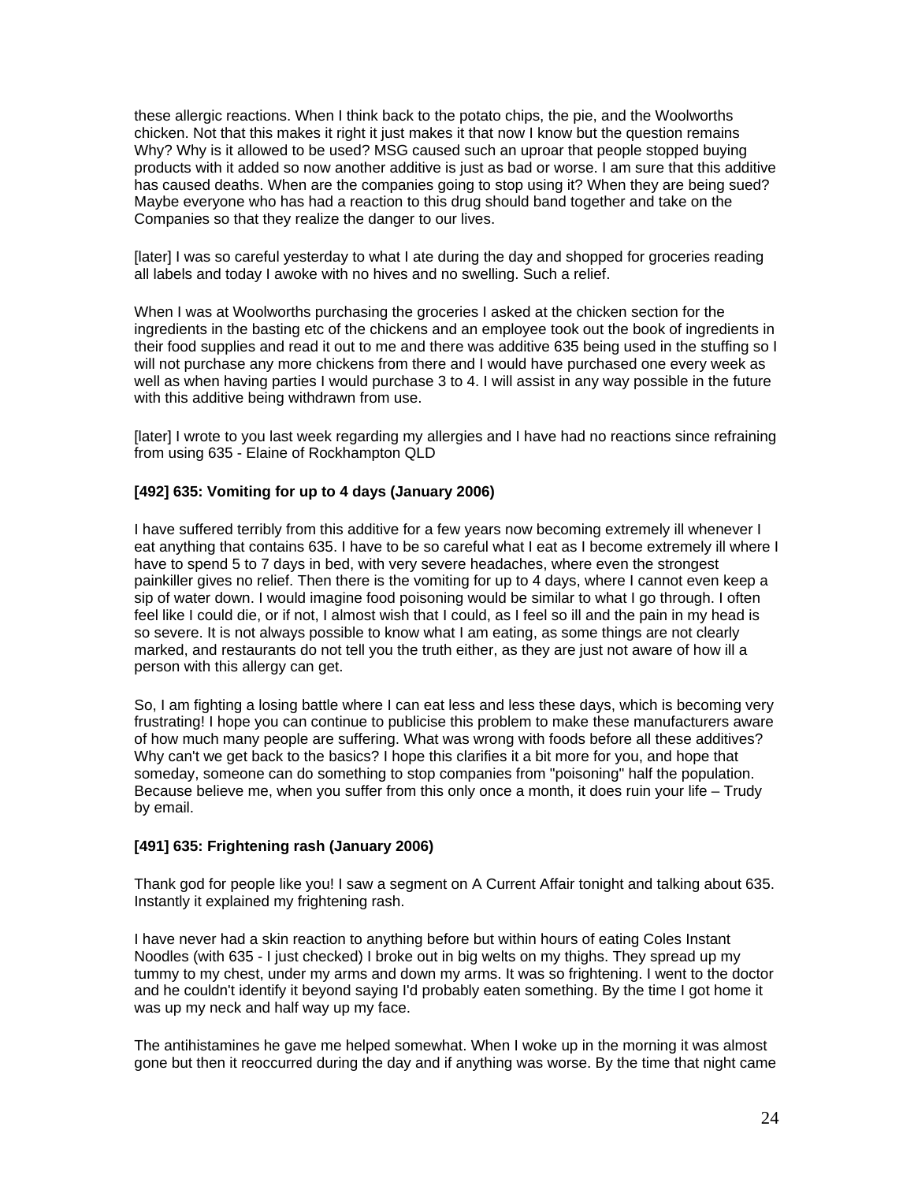these allergic reactions. When I think back to the potato chips, the pie, and the Woolworths chicken. Not that this makes it right it just makes it that now I know but the question remains Why? Why is it allowed to be used? MSG caused such an uproar that people stopped buying products with it added so now another additive is just as bad or worse. I am sure that this additive has caused deaths. When are the companies going to stop using it? When they are being sued? Maybe everyone who has had a reaction to this drug should band together and take on the Companies so that they realize the danger to our lives.

[later] I was so careful yesterday to what I ate during the day and shopped for groceries reading all labels and today I awoke with no hives and no swelling. Such a relief.

When I was at Woolworths purchasing the groceries I asked at the chicken section for the ingredients in the basting etc of the chickens and an employee took out the book of ingredients in their food supplies and read it out to me and there was additive 635 being used in the stuffing so I will not purchase any more chickens from there and I would have purchased one every week as well as when having parties I would purchase 3 to 4. I will assist in any way possible in the future with this additive being withdrawn from use.

[later] I wrote to you last week regarding my allergies and I have had no reactions since refraining from using 635 - Elaine of Rockhampton QLD

**[492] 635: Vomiting for up to 4 days (January 2006)**

I have suffered terribly from this additive for a few years now becoming extremely ill whenever I eat anything that contains 635. I have to be so careful what I eat as I become extremely ill where I have to spend 5 to 7 days in bed, with very severe headaches, where even the strongest painkiller gives no relief. Then there is the vomiting for up to 4 days, where I cannot even keep a sip of water down. I would imagine food poisoning would be similar to what I go through. I often feel like I could die, or if not, I almost wish that I could, as I feel so ill and the pain in my head is so severe. It is not always possible to know what I am eating, as some things are not clearly marked, and restaurants do not tell you the truth either, as they are just not aware of how ill a person with this allergy can get.

So, I am fighting a losing battle where I can eat less and less these days, which is becoming very frustrating! I hope you can continue to publicise this problem to make these manufacturers aware of how much many people are suffering. What was wrong with foods before all these additives? Why can't we get back to the basics? I hope this clarifies it a bit more for you, and hope that someday, someone can do something to stop companies from "poisoning" half the population. Because believe me, when you suffer from this only once a month, it does ruin your life – Trudy by email.

**[491] 635: Frightening rash (January 2006)**

Thank god for people like you! I saw a segment on A Current Affair tonight and talking about 635. Instantly it explained my frightening rash.

I have never had a skin reaction to anything before but within hours of eating Coles Instant Noodles (with 635 - I just checked) I broke out in big welts on my thighs. They spread up my tummy to my chest, under my arms and down my arms. It was so frightening. I went to the doctor and he couldn't identify it beyond saying I'd probably eaten something. By the time I got home it was up my neck and half way up my face.

The antihistamines he gave me helped somewhat. When I woke up in the morning it was almost gone but then it reoccurred during the day and if anything was worse. By the time that night came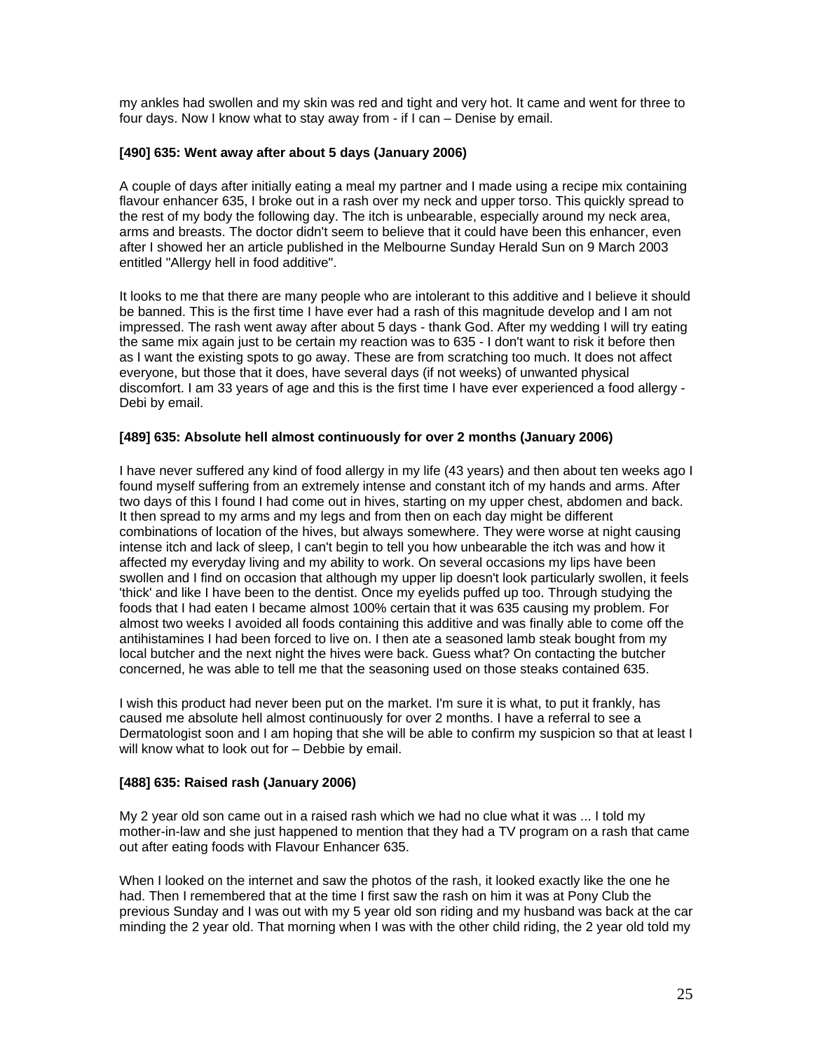my ankles had swollen and my skin was red and tight and very hot. It came and went for three to four days. Now I know what to stay away from - if I can – Denise by email.

**[490] 635: Went away after about 5 days (January 2006)**

A couple of days after initially eating a meal my partner and I made using a recipe mix containing flavour enhancer 635, I broke out in a rash over my neck and upper torso. This quickly spread to the rest of my body the following day. The itch is unbearable, especially around my neck area, arms and breasts. The doctor didn't seem to believe that it could have been this enhancer, even after I showed her an article published in the Melbourne Sunday Herald Sun on 9 March 2003 entitled "Allergy hell in food additive".

It looks to me that there are many people who are intolerant to this additive and I believe it should be banned. This is the first time I have ever had a rash of this magnitude develop and I am not impressed. The rash went away after about 5 days - thank God. After my wedding I will try eating the same mix again just to be certain my reaction was to 635 - I don't want to risk it before then as I want the existing spots to go away. These are from scratching too much. It does not affect everyone, but those that it does, have several days (if not weeks) of unwanted physical discomfort. I am 33 years of age and this is the first time I have ever experienced a food allergy - Debi by email.

**[489] 635: Absolute hell almost continuously for over 2 months (January 2006)**

I have never suffered any kind of food allergy in my life (43 years) and then about ten weeks ago I found myself suffering from an extremely intense and constant itch of my hands and arms. After two days of this I found I had come out in hives, starting on my upper chest, abdomen and back. It then spread to my arms and my legs and from then on each day might be different combinations of location of the hives, but always somewhere. They were worse at night causing intense itch and lack of sleep, I can't begin to tell you how unbearable the itch was and how it affected my everyday living and my ability to work. On several occasions my lips have been swollen and I find on occasion that although my upper lip doesn't look particularly swollen, it feels 'thick' and like I have been to the dentist. Once my eyelids puffed up too. Through studying the foods that I had eaten I became almost 100% certain that it was 635 causing my problem. For almost two weeks I avoided all foods containing this additive and was finally able to come off the antihistamines I had been forced to live on. I then ate a seasoned lamb steak bought from my local butcher and the next night the hives were back. Guess what? On contacting the butcher concerned, he was able to tell me that the seasoning used on those steaks contained 635.

I wish this product had never been put on the market. I'm sure it is what, to put it frankly, has caused me absolute hell almost continuously for over 2 months. I have a referral to see a Dermatologist soon and I am hoping that she will be able to confirm my suspicion so that at least I will know what to look out for – Debbie by email.

**[488] 635: Raised rash (January 2006)**

My 2 year old son came out in a raised rash which we had no clue what it was ... I told my mother-in-law and she just happened to mention that they had a TV program on a rash that came out after eating foods with Flavour Enhancer 635.

When I looked on the internet and saw the photos of the rash, it looked exactly like the one he had. Then I remembered that at the time I first saw the rash on him it was at Pony Club the previous Sunday and I was out with my 5 year old son riding and my husband was back at the car minding the 2 year old. That morning when I was with the other child riding, the 2 year old told my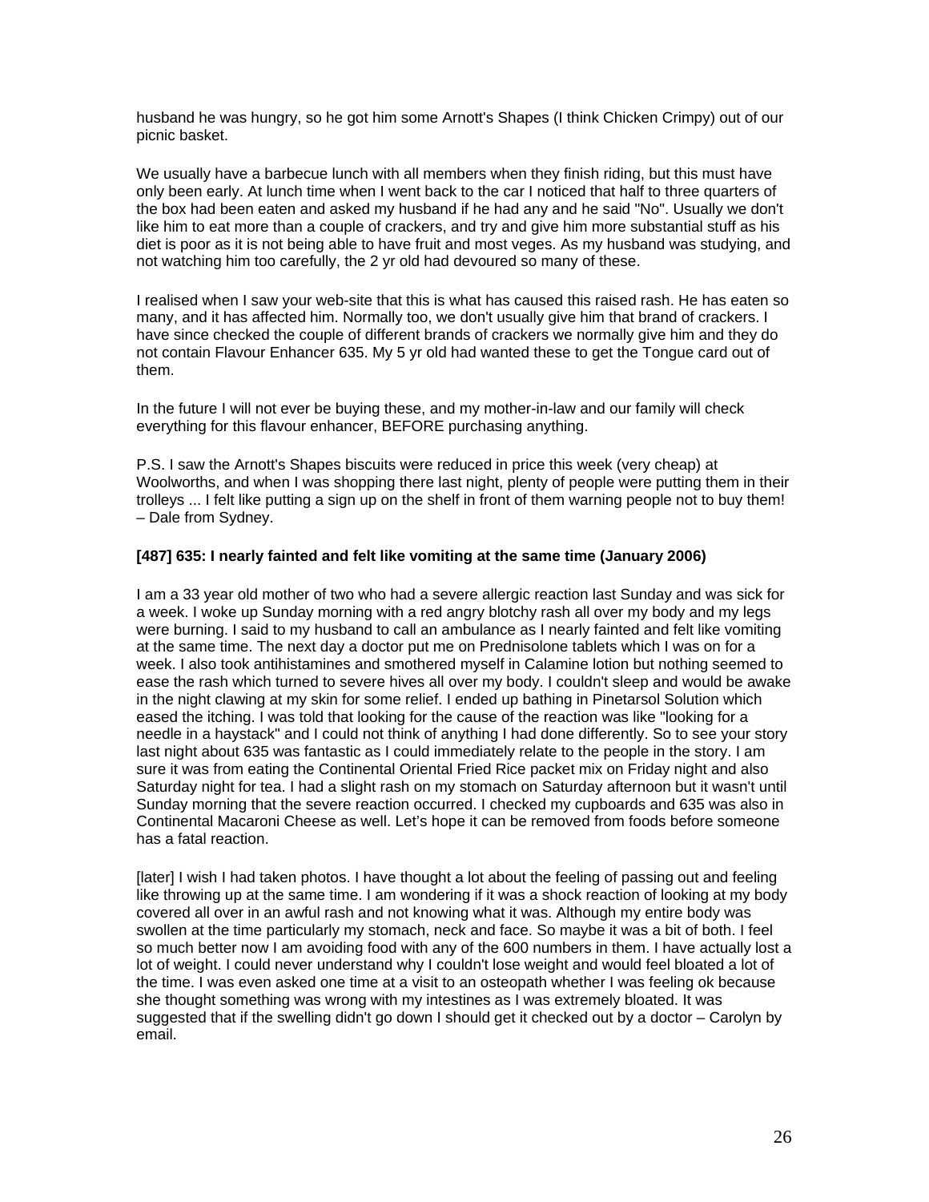husband he was hungry, so he got him some Arnott's Shapes (I think Chicken Crimpy) out of our picnic basket.

We usually have a barbecue lunch with all members when they finish riding, but this must have only been early. At lunch time when I went back to the car I noticed that half to three quarters of the box had been eaten and asked my husband if he had any and he said "No". Usually we don't like him to eat more than a couple of crackers, and try and give him more substantial stuff as his diet is poor as it is not being able to have fruit and most veges. As my husband was studying, and not watching him too carefully, the 2 yr old had devoured so many of these.

I realised when I saw your web-site that this is what has caused this raised rash. He has eaten so many, and it has affected him. Normally too, we don't usually give him that brand of crackers. I have since checked the couple of different brands of crackers we normally give him and they do not contain Flavour Enhancer 635. My 5 yr old had wanted these to get the Tongue card out of them.

In the future I will not ever be buying these, and my mother-in-law and our family will check everything for this flavour enhancer, BEFORE purchasing anything.

P.S. I saw the Arnott's Shapes biscuits were reduced in price this week (very cheap) at Woolworths, and when I was shopping there last night, plenty of people were putting them in their trolleys ... I felt like putting a sign up on the shelf in front of them warning people not to buy them! – Dale from Sydney.

**[487] 635: I nearly fainted and felt like vomiting at the same time (January 2006)**

I am a 33 year old mother of two who had a severe allergic reaction last Sunday and was sick for a week. I woke up Sunday morning with a red angry blotchy rash all over my body and my legs were burning. I said to my husband to call an ambulance as I nearly fainted and felt like vomiting at the same time. The next day a doctor put me on Prednisolone tablets which I was on for a week. I also took antihistamines and smothered myself in Calamine lotion but nothing seemed to ease the rash which turned to severe hives all over my body. I couldn't sleep and would be awake in the night clawing at my skin for some relief. I ended up bathing in Pinetarsol Solution which eased the itching. I was told that looking for the cause of the reaction was like "looking for a needle in a haystack" and I could not think of anything I had done differently. So to see your story last night about 635 was fantastic as I could immediately relate to the people in the story. I am sure it was from eating the Continental Oriental Fried Rice packet mix on Friday night and also Saturday night for tea. I had a slight rash on my stomach on Saturday afternoon but it wasn't until Sunday morning that the severe reaction occurred. I checked my cupboards and 635 was also in Continental Macaroni Cheese as well. Let's hope it can be removed from foods before someone has a fatal reaction.

[later] I wish I had taken photos. I have thought a lot about the feeling of passing out and feeling like throwing up at the same time. I am wondering if it was a shock reaction of looking at my body covered all over in an awful rash and not knowing what it was. Although my entire body was swollen at the time particularly my stomach, neck and face. So maybe it was a bit of both. I feel so much better now I am avoiding food with any of the 600 numbers in them. I have actually lost a lot of weight. I could never understand why I couldn't lose weight and would feel bloated a lot of the time. I was even asked one time at a visit to an osteopath whether I was feeling ok because she thought something was wrong with my intestines as I was extremely bloated. It was suggested that if the swelling didn't go down I should get it checked out by a doctor – Carolyn by email.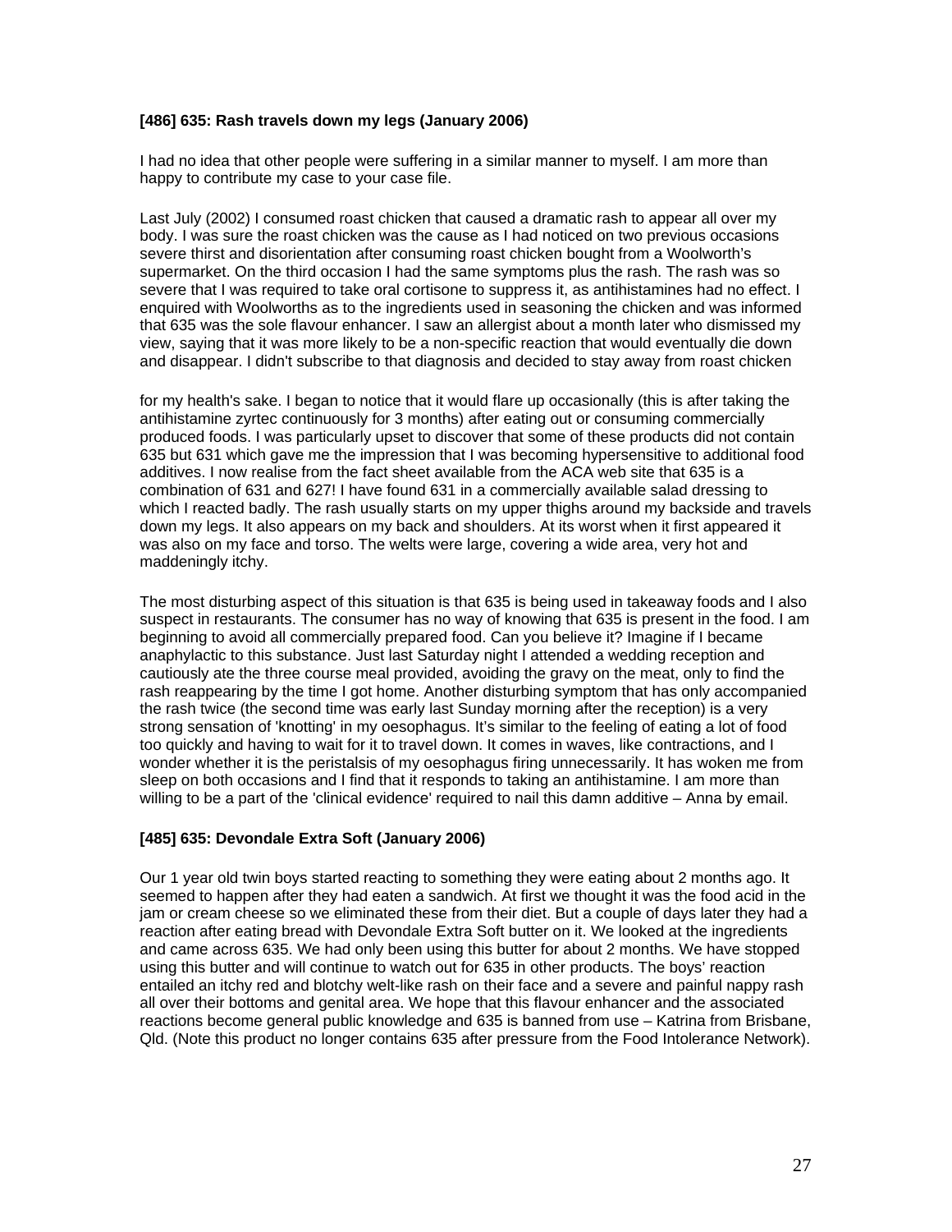### [486] 635: Rash travels down my legs (January 2006)

I had no idea that other people were suffering in a similar manner to myself. I am more than happy to contribute my case to your case file.

Last July (2002) I consumed roast chicken that caused a dramatic rash to appear all over my body. I was sure the roast chicken was the cause as I had noticed on two previous occasions severe thirst and disorientation after consuming roast chicken bought from a Woolworth's supermarket. On the third occasion I had the same symptoms plus the rash. The rash was so severe that I was required to take oral cortisone to suppress it, as antihistamines had no effect. I enquired with Woolworths as to the ingredients used in seasoning the chicken and was informed that 635 was the sole flavour enhancer. I saw an allergist about a month later who dismissed my view, saying that it was more likely to be a non-specific reaction that would eventually die down and disappear. I didn't subscribe to that diagnosis and decided to stay away from roast chicken

for my health's sake. I began to notice that it would flare up occasionally (this is after taking the antihistamine zyrtec continuously for 3 months) after eating out or consuming commercially produced foods. I was particularly upset to discover that some of these products did not contain 635 but 631 which gave me the impression that I was becoming hypersensitive to additional food additives. I now realise from the fact sheet available from the ACA web site that 635 is a combination of 631 and 627! I have found 631 in a commercially available salad dressing to which I reacted badly. The rash usually starts on my upper thighs around my backside and travels down my legs. It also appears on my back and shoulders. At its worst when it first appeared it was also on my face and torso. The welts were large, covering a wide area, very hot and maddeningly itchy.

The most disturbing aspect of this situation is that 635 is being used in takeaway foods and I also suspect in restaurants. The consumer has no way of knowing that 635 is present in the food. I am beginning to avoid all commercially prepared food. Can you believe it? Imagine if I became anaphylactic to this substance. Just last Saturday night I attended a wedding reception and cautiously ate the three course meal provided, avoiding the gravy on the meat, only to find the rash reappearing by the time I got home. Another disturbing symptom that has only accompanied the rash twice (the second time was early last Sunday morning after the reception) is a very strong sensation of 'knotting' in my oesophagus. It's similar to the feeling of eating a lot of food too quickly and having to wait for it to travel down. It comes in waves, like contractions, and I wonder whether it is the peristalsis of my oesophagus firing unnecessarily. It has woken me from sleep on both occasions and I find that it responds to taking an antihistamine. I am more than willing to be a part of the 'clinical evidence' required to nail this damn additive – Anna by email.

### [485] 635: Devondale Extra Soft (January 2006)

Our 1 year old twin boys started reacting to something they were eating about 2 months ago. It seemed to happen after they had eaten a sandwich. At first we thought it was the food acid in the jam or cream cheese so we eliminated these from their diet. But a couple of days later they had a reaction after eating bread with Devondale Extra Soft butter on it. We looked at the ingredients and came across 635. We had only been using this butter for about 2 months. We have stopped using this butter and will continue to watch out for 635 in other products. The boys' reaction entailed an itchy red and blotchy welt-like rash on their face and a severe and painful nappy rash all over their bottoms and genital area. We hope that this flavour enhancer and the associated reactions become general public knowledge and 635 is banned from use – Katrina from Brisbane, Qld. (Note this product no longer contains 635 after pressure from the Food Intolerance Network).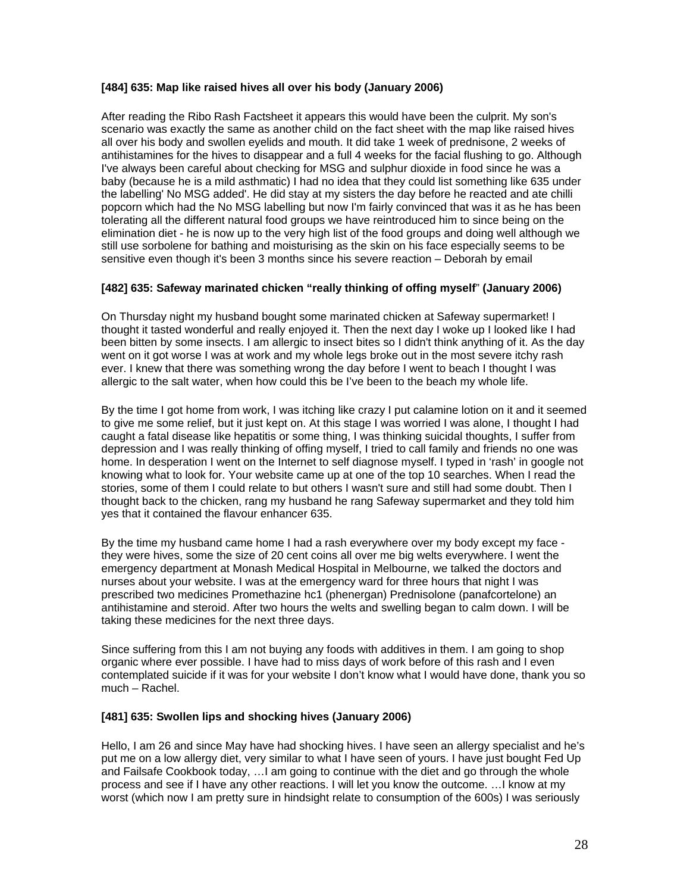**[484] 635: Map like raised hives all over his body (January 2006)**

After reading the Ribo Rash Factsheet it appears this would have been the culprit. My son's scenario was exactly the same as another child on the fact sheet with the map like raised hives all over his body and swollen eyelids and mouth. It did take 1 week of prednisone, 2 weeks of antihistamines for the hives to disappear and a full 4 weeks for the facial flushing to go. Although I've always been careful about checking for MSG and sulphur dioxide in food since he was a baby (because he is a mild asthmatic) I had no idea that they could list something like 635 under the labelling' No MSG added'. He did stay at my sisters the day before he reacted and ate chilli popcorn which had the No MSG labelling but now I'm fairly convinced that was it as he has been tolerating all the different natural food groups we have reintroduced him to since being on the elimination diet - he is now up to the very high list of the food groups and doing well although we still use sorbolene for bathing and moisturising as the skin on his face especially seems to be sensitive even though it's been 3 months since his severe reaction – Deborah by email

**[482] 635: Safeway marinated chicken "really thinking of offing myself" (January 2006)**

On Thursday night my husband bought some marinated chicken at Safeway supermarket! I thought it tasted wonderful and really enjoyed it. Then the next day I woke up I looked like I had been bitten by some insects. I am allergic to insect bites so I didn't think anything of it. As the day went on it got worse I was at work and my whole legs broke out in the most severe itchy rash ever. I knew that there was something wrong the day before I went to beach I thought I was allergic to the salt water, when how could this be I've been to the beach my whole life.

By the time I got home from work, I was itching like crazy I put calamine lotion on it and it seemed to give me some relief, but it just kept on. At this stage I was worried I was alone, I thought I had caught a fatal disease like hepatitis or some thing, I was thinking suicidal thoughts, I suffer from depression and I was really thinking of offing myself, I tried to call family and friends no one was home. In desperation I went on the Internet to self diagnose myself. I typed in 'rash' in google not knowing what to look for. Your website came up at one of the top 10 searches. When I read the stories, some of them I could relate to but others I wasn't sure and still had some doubt. Then I thought back to the chicken, rang my husband he rang Safeway supermarket and they told him yes that it contained the flavour enhancer 635.

By the time my husband came home I had a rash everywhere over my body except my face - they were hives, some the size of 20 cent coins all over me big welts everywhere. I went the emergency department at Monash Medical Hospital in Melbourne, we talked the doctors and nurses about your website. I was at the emergency ward for three hours that night I was prescribed two medicines Promethazine hc1 (phenergan) Prednisolone (panafcortelone) an antihistamine and steroid. After two hours the welts and swelling began to calm down. I will be taking these medicines for the next three days.

Since suffering from this I am not buying any foods with additives in them. I am going to shop organic where ever possible. I have had to miss days of work before of this rash and I even contemplated suicide if it was for your website I don't know what I would have done, thank you so much – Rachel.

**[481] 635: Swollen lips and shocking hives (January 2006)**

Hello, I am 26 and since May have had shocking hives. I have seen an allergy specialist and he's put me on a low allergy diet, very similar to what I have seen of yours. I have just bought Fed Up and Failsafe Cookbook today, …I am going to continue with the diet and go through the whole process and see if I have any other reactions. I will let you know the outcome. …I know at my worst (which now I am pretty sure in hindsight relate to consumption of the 600s) I was seriously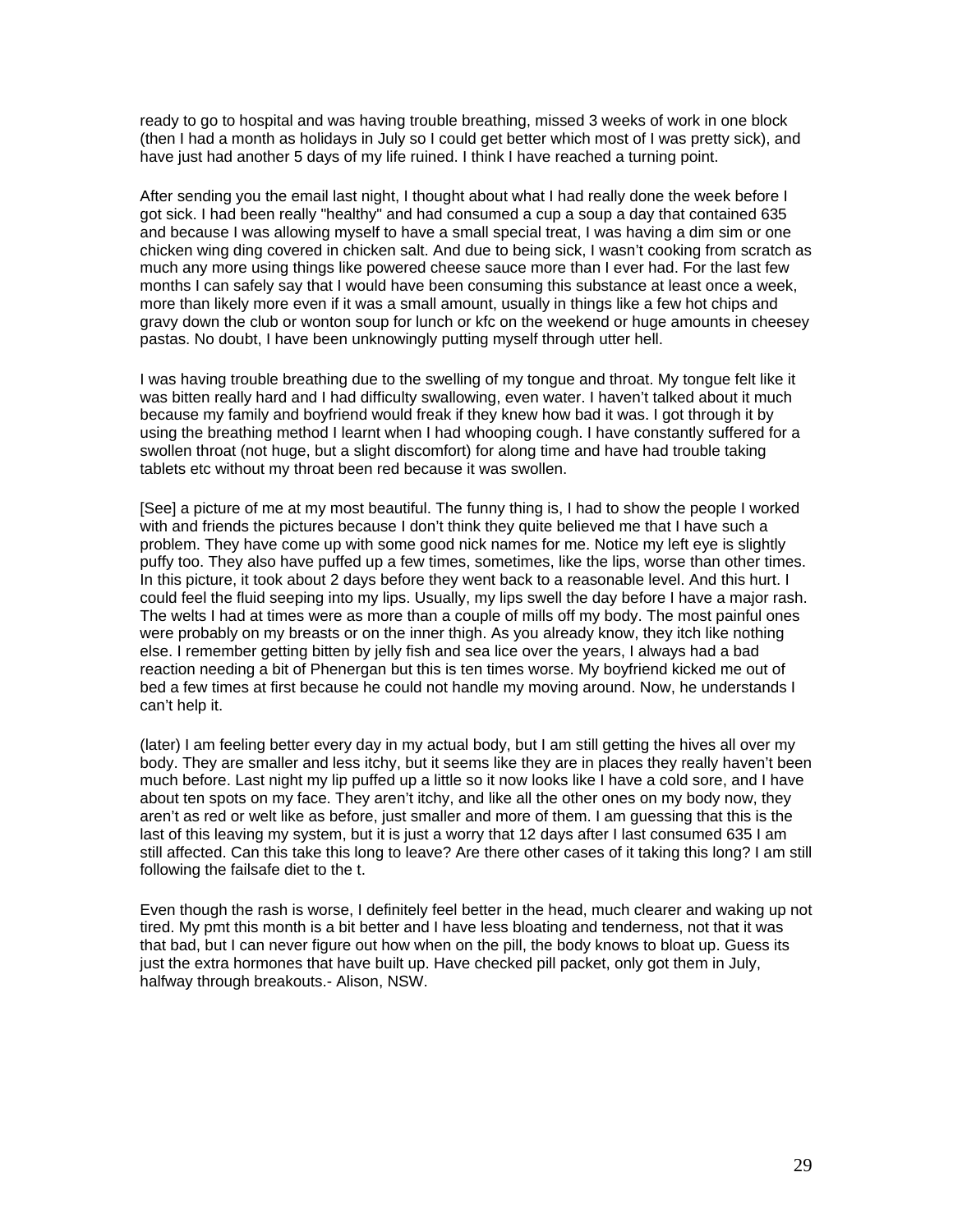ready to go to hospital and was having trouble breathing, missed 3 weeks of work in one block (then I had a month as holidays in July so I could get better which most of I was pretty sick), and have just had another 5 days of my life ruined. I think I have reached a turning point.

After sending you the email last night, I thought about what I had really done the week before I got sick. I had been really "healthy" and had consumed a cup a soup a day that contained 635 and because I was allowing myself to have a small special treat, I was having a dim sim or one chicken wing ding covered in chicken salt. And due to being sick, I wasn't cooking from scratch as much any more using things like powered cheese sauce more than I ever had. For the last few months I can safely say that I would have been consuming this substance at least once a week, more than likely more even if it was a small amount, usually in things like a few hot chips and gravy down the club or wonton soup for lunch or kfc on the weekend or huge amounts in cheesey pastas. No doubt, I have been unknowingly putting myself through utter hell.

I was having trouble breathing due to the swelling of my tongue and throat. My tongue felt like it was bitten really hard and I had difficulty swallowing, even water. I haven't talked about it much because my family and boyfriend would freak if they knew how bad it was. I got through it by using the breathing method I learnt when I had whooping cough. I have constantly suffered for a swollen throat (not huge, but a slight discomfort) for along time and have had trouble taking tablets etc without my throat been red because it was swollen.

[See] a picture of me at my most beautiful. The funny thing is, I had to show the people I worked with and friends the pictures because I don't think they quite believed me that I have such a problem. They have come up with some good nick names for me. Notice my left eye is slightly puffy too. They also have puffed up a few times, sometimes, like the lips, worse than other times. In this picture, it took about 2 days before they went back to a reasonable level. And this hurt. I could feel the fluid seeping into my lips. Usually, my lips swell the day before I have a major rash. The welts I had at times were as more than a couple of mills off my body. The most painful ones were probably on my breasts or on the inner thigh. As you already know, they itch like nothing else. I remember getting bitten by jelly fish and sea lice over the years, I always had a bad reaction needing a bit of Phenergan but this is ten times worse. My boyfriend kicked me out of bed a few times at first because he could not handle my moving around. Now, he understands I can't help it.

(later) I am feeling better every day in my actual body, but I am still getting the hives all over my body. They are smaller and less itchy, but it seems like they are in places they really haven't been much before. Last night my lip puffed up a little so it now looks like I have a cold sore, and I have about ten spots on my face. They aren't itchy, and like all the other ones on my body now, they aren't as red or welt like as before, just smaller and more of them. I am guessing that this is the last of this leaving my system, but it is just a worry that 12 days after I last consumed 635 I am still affected. Can this take this long to leave? Are there other cases of it taking this long? I am still following the failsafe diet to the t.

Even though the rash is worse, I definitely feel better in the head, much clearer and waking up not tired. My pmt this month is a bit better and I have less bloating and tenderness, not that it was that bad, but I can never figure out how when on the pill, the body knows to bloat up. Guess its just the extra hormones that have built up. Have checked pill packet, only got them in July, halfway through breakouts.- Alison, NSW.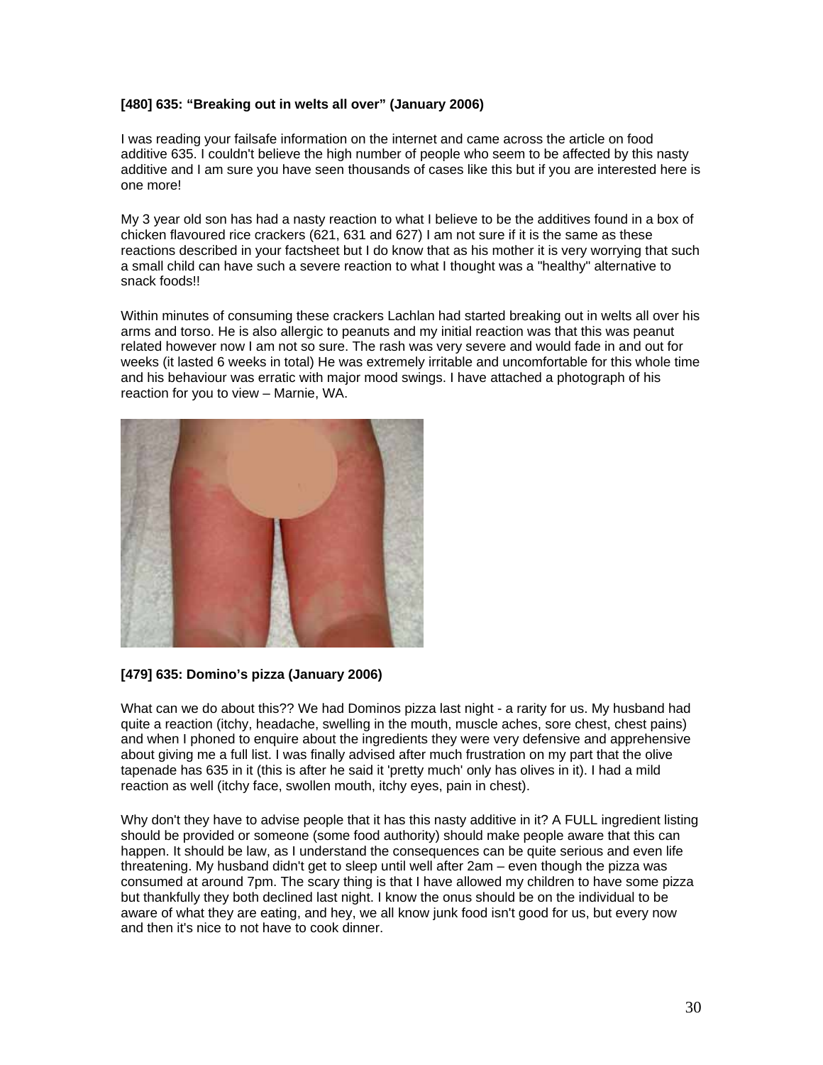**[480] 635: "Breaking out in welts all over" (January 2006)**

I was reading your failsafe information on the internet and came across the article on food additive 635. I couldn't believe the high number of people who seem to be affected by this nasty additive and I am sure you have seen thousands of cases like this but if you are interested here is one more!

My 3 year old son has had a nasty reaction to what I believe to be the additives found in a box of chicken flavoured rice crackers (621, 631 and 627) I am not sure if it is the same as these reactions described in your factsheet but I do know that as his mother it is very worrying that such a small child can have such a severe reaction to what I thought was a "healthy" alternative to snack foods!!

Within minutes of consuming these crackers Lachlan had started breaking out in welts all over his arms and torso. He is also allergic to peanuts and my initial reaction was that this was peanut related however now I am not so sure. The rash was very severe and would fade in and out for weeks (it lasted 6 weeks in total) He was extremely irritable and uncomfortable for this whole time and his behaviour was erratic with major mood swings. I have attached a photograph of his reaction for you to view – Marnie, WA.

**[479] 635: Domino's pizza (January 2006)**

What can we do about this?? We had Dominos pizza last night - a rarity for us. My husband had quite a reaction (itchy, headache, swelling in the mouth, muscle aches, sore chest, chest pains) and when I phoned to enquire about the ingredients they were very defensive and apprehensive about giving me a full list. I was finally advised after much frustration on my part that the olive tapenade has 635 in it (this is after he said it 'pretty much' only has olives in it). I had a mild reaction as well (itchy face, swollen mouth, itchy eyes, pain in chest).

Why don't they have to advise people that it has this nasty additive in it? A FULL ingredient listing should be provided or someone (some food authority) should make people aware that this can happen. It should be law, as I understand the consequences can be quite serious and even life threatening. My husband didn't get to sleep until well after 2am – even though the pizza was consumed at around 7pm. The scary thing is that I have allowed my children to have some pizza but thankfully they both declined last night. I know the onus should be on the individual to be aware of what they are eating, and hey, we all know junk food isn't good for us, but every now and then it's nice to not have to cook dinner.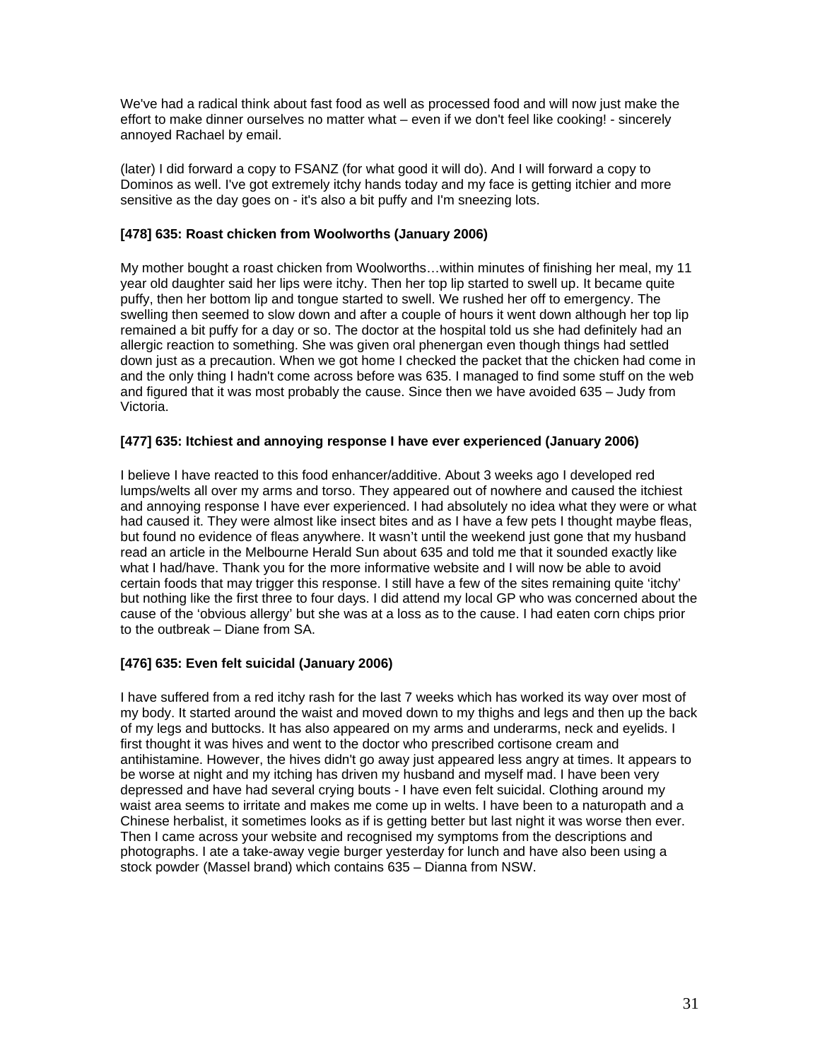We've had a radical think about fast food as well as processed food and will now just make the effort to make dinner ourselves no matter what – even if we don't feel like cooking! - sincerely annoyed Rachael by email.

(later) I did forward a copy to FSANZ (for what good it will do). And I will forward a copy to Dominos as well. I've got extremely itchy hands today and my face is getting itchier and more sensitive as the day goes on - it's also a bit puffy and I'm sneezing lots.

**[478] 635: Roast chicken from Woolworths (January 2006)**

My mother bought a roast chicken from Woolworths…within minutes of finishing her meal, my 11 year old daughter said her lips were itchy. Then her top lip started to swell up. It became quite puffy, then her bottom lip and tongue started to swell. We rushed her off to emergency. The swelling then seemed to slow down and after a couple of hours it went down although her top lip remained a bit puffy for a day or so. The doctor at the hospital told us she had definitely had an allergic reaction to something. She was given oral phenergan even though things had settled down just as a precaution. When we got home I checked the packet that the chicken had come in and the only thing I hadn't come across before was 635. I managed to find some stuff on the web and figured that it was most probably the cause. Since then we have avoided 635 – Judy from Victoria.

**[477] 635: Itchiest and annoying response I have ever experienced (January 2006)**

I believe I have reacted to this food enhancer/additive. About 3 weeks ago I developed red lumps/welts all over my arms and torso. They appeared out of nowhere and caused the itchiest and annoying response I have ever experienced. I had absolutely no idea what they were or what had caused it. They were almost like insect bites and as I have a few pets I thought maybe fleas, but found no evidence of fleas anywhere. It wasn't until the weekend just gone that my husband read an article in the Melbourne Herald Sun about 635 and told me that it sounded exactly like what I had/have. Thank you for the more informative website and I will now be able to avoid certain foods that may trigger this response. I still have a few of the sites remaining quite 'itchy' but nothing like the first three to four days. I did attend my local GP who was concerned about the cause of the 'obvious allergy' but she was at a loss as to the cause. I had eaten corn chips prior to the outbreak – Diane from SA.

**[476] 635: Even felt suicidal (January 2006)**

I have suffered from a red itchy rash for the last 7 weeks which has worked its way over most of my body. It started around the waist and moved down to my thighs and legs and then up the back of my legs and buttocks. It has also appeared on my arms and underarms, neck and eyelids. I first thought it was hives and went to the doctor who prescribed cortisone cream and antihistamine. However, the hives didn't go away just appeared less angry at times. It appears to be worse at night and my itching has driven my husband and myself mad. I have been very depressed and have had several crying bouts - I have even felt suicidal. Clothing around my waist area seems to irritate and makes me come up in welts. I have been to a naturopath and a Chinese herbalist, it sometimes looks as if is getting better but last night it was worse then ever. Then I came across your website and recognised my symptoms from the descriptions and photographs. I ate a take-away vegie burger yesterday for lunch and have also been using a stock powder (Massel brand) which contains 635 – Dianna from NSW.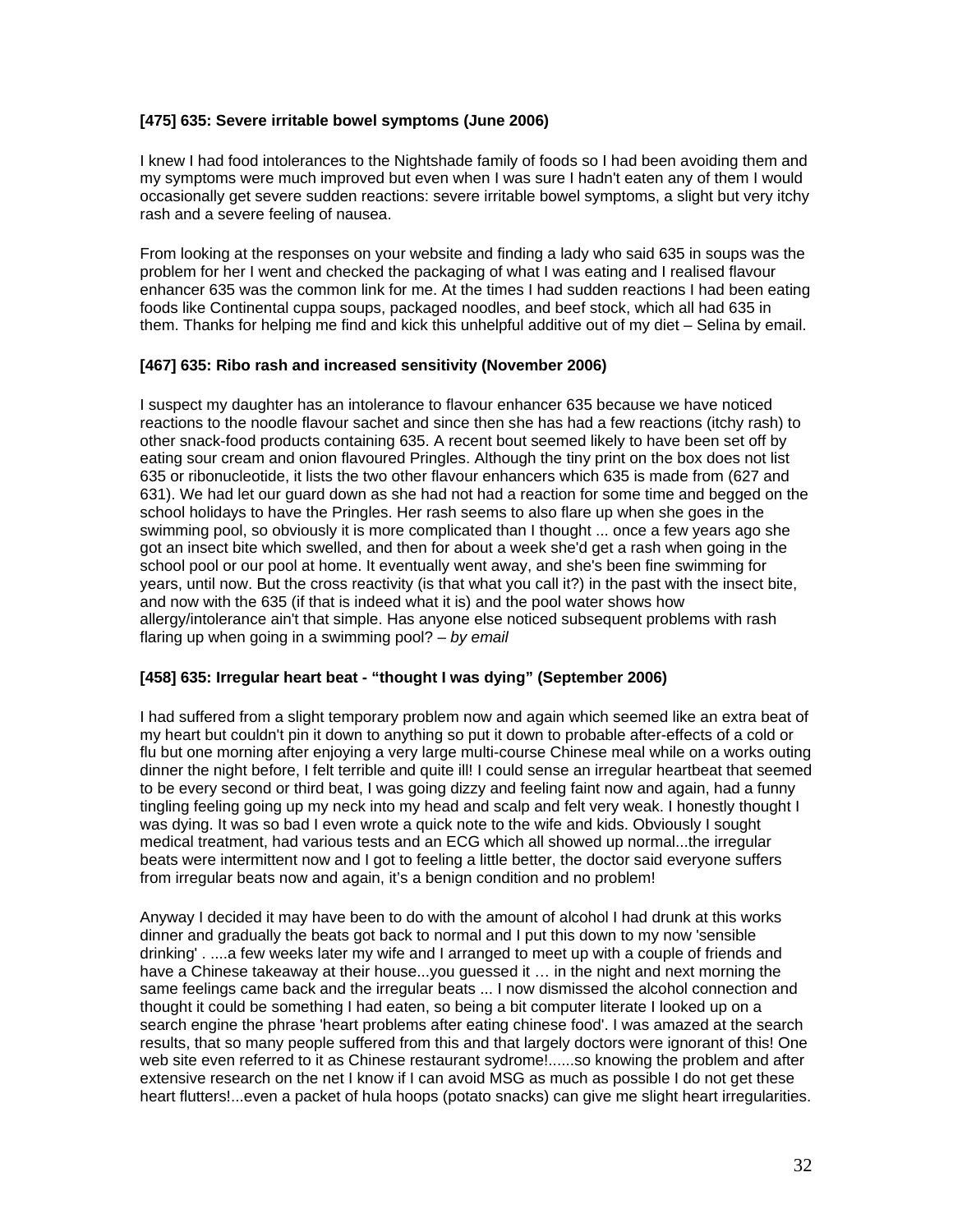**[475] 635: Severe irritable bowel symptoms (June 2006)**

I knew I had food intolerances to the Nightshade family of foods so I had been avoiding them and my symptoms were much improved but even when I was sure I hadn't eaten any of them I would occasionally get severe sudden reactions: severe irritable bowel symptoms, a slight but very itchy rash and a severe feeling of nausea.

From looking at the responses on your website and finding a lady who said 635 in soups was the problem for her I went and checked the packaging of what I was eating and I realised flavour enhancer 635 was the common link for me. At the times I had sudden reactions I had been eating foods like Continental cuppa soups, packaged noodles, and beef stock, which all had 635 in them. Thanks for helping me find and kick this unhelpful additive out of my diet – Selina by email.

**[467] 635: Ribo rash and increased sensitivity (November 2006)**

I suspect my daughter has an intolerance to flavour enhancer 635 because we have noticed reactions to the noodle flavour sachet and since then she has had a few reactions (itchy rash) to other snack-food products containing 635. A recent bout seemed likely to have been set off by eating sour cream and onion flavoured Pringles. Although the tiny print on the box does not list 635 or ribonucleotide, it lists the two other flavour enhancers which 635 is made from (627 and 631). We had let our guard down as she had not had a reaction for some time and begged on the school holidays to have the Pringles. Her rash seems to also flare up when she goes in the swimming pool, so obviously it is more complicated than I thought ... once a few years ago she got an insect bite which swelled, and then for about a week she'd get a rash when going in the school pool or our pool at home. It eventually went away, and she's been fine swimming for years, until now. But the cross reactivity (is that what you call it?) in the past with the insect bite, and now with the 635 (if that is indeed what it is) and the pool water shows how allergy/intolerance ain't that simple. Has anyone else noticed subsequent problems with rash flaring up when going in a swimming pool? – *by email*

**[458] 635: Irregular heart beat - "thought I was dying" (September 2006)**

I had suffered from a slight temporary problem now and again which seemed like an extra beat of my heart but couldn't pin it down to anything so put it down to probable after-effects of a cold or flu but one morning after enjoying a very large multi-course Chinese meal while on a works outing dinner the night before, I felt terrible and quite ill! I could sense an irregular heartbeat that seemed to be every second or third beat, I was going dizzy and feeling faint now and again, had a funny tingling feeling going up my neck into my head and scalp and felt very weak. I honestly thought I was dying. It was so bad I even wrote a quick note to the wife and kids. Obviously I sought medical treatment, had various tests and an ECG which all showed up normal...the irregular beats were intermittent now and I got to feeling a little better, the doctor said everyone suffers from irregular beats now and again, it's a benign condition and no problem!

Anyway I decided it may have been to do with the amount of alcohol I had drunk at this works dinner and gradually the beats got back to normal and I put this down to my now 'sensible drinking' . ....a few weeks later my wife and I arranged to meet up with a couple of friends and have a Chinese takeaway at their house...you guessed it … in the night and next morning the same feelings came back and the irregular beats ... I now dismissed the alcohol connection and thought it could be something I had eaten, so being a bit computer literate I looked up on a search engine the phrase 'heart problems after eating chinese food'. I was amazed at the search results, that so many people suffered from this and that largely doctors were ignorant of this! One web site even referred to it as Chinese restaurant sydrome!......so knowing the problem and after extensive research on the net I know if I can avoid MSG as much as possible I do not get these heart flutters!...even a packet of hula hoops (potato snacks) can give me slight heart irregularities.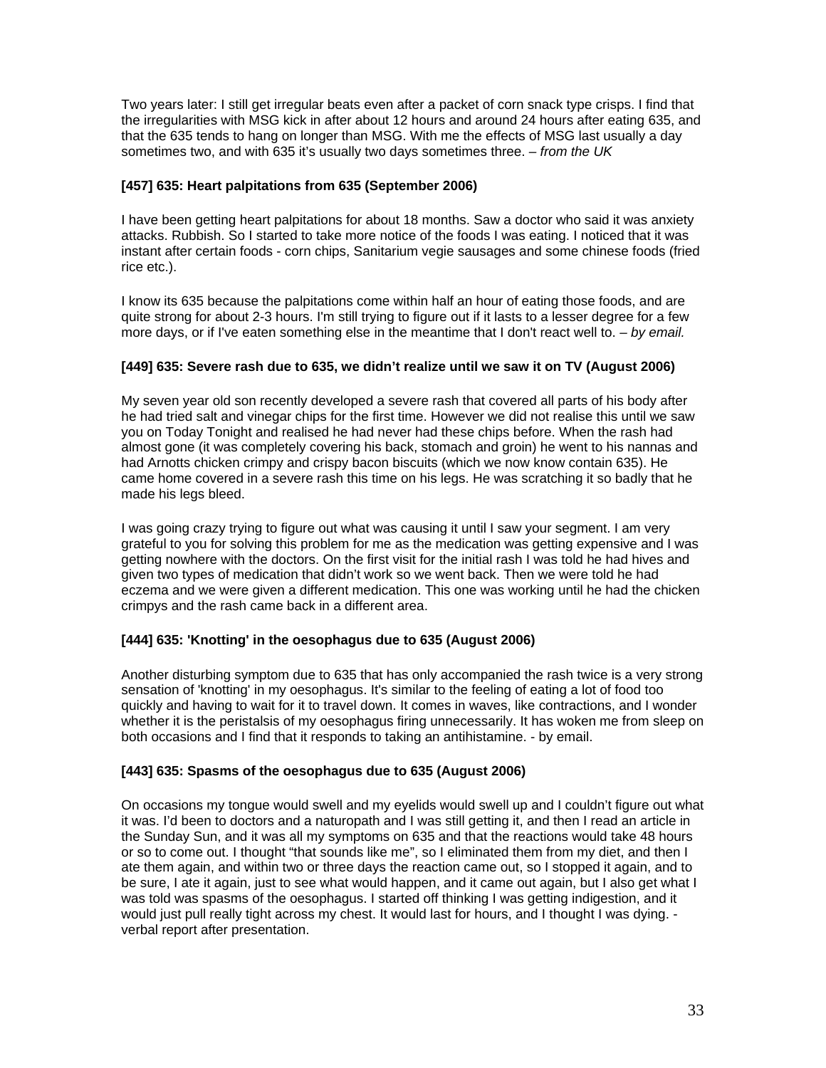Two years later: I still get irregular beats even after a packet of corn snack type crisps. I find that the irregularities with MSG kick in after about 12 hours and around 24 hours after eating 635, and that the 635 tends to hang on longer than MSG. With me the effects of MSG last usually a day sometimes two, and with 635 it's usually two days sometimes three. – *from the UK*

**[457] 635: Heart palpitations from 635 (September 2006)**

I have been getting heart palpitations for about 18 months. Saw a doctor who said it was anxiety attacks. Rubbish. So I started to take more notice of the foods I was eating. I noticed that it was instant after certain foods - corn chips, Sanitarium vegie sausages and some chinese foods (fried rice etc.).

I know its 635 because the palpitations come within half an hour of eating those foods, and are quite strong for about 2-3 hours. I'm still trying to figure out if it lasts to a lesser degree for a few more days, or if I've eaten something else in the meantime that I don't react well to. – *by email.*

**[449] 635: Severe rash due to 635, we didn't realize until we saw it on TV (August 2006)**

My seven year old son recently developed a severe rash that covered all parts of his body after he had tried salt and vinegar chips for the first time. However we did not realise this until we saw you on Today Tonight and realised he had never had these chips before. When the rash had almost gone (it was completely covering his back, stomach and groin) he went to his nannas and had Arnotts chicken crimpy and crispy bacon biscuits (which we now know contain 635). He came home covered in a severe rash this time on his legs. He was scratching it so badly that he made his legs bleed.

I was going crazy trying to figure out what was causing it until I saw your segment. I am very grateful to you for solving this problem for me as the medication was getting expensive and I was getting nowhere with the doctors. On the first visit for the initial rash I was told he had hives and given two types of medication that didn't work so we went back. Then we were told he had eczema and we were given a different medication. This one was working until he had the chicken crimpys and the rash came back in a different area.

**[444] 635: 'Knotting' in the oesophagus due to 635 (August 2006)**

Another disturbing symptom due to 635 that has only accompanied the rash twice is a very strong sensation of 'knotting' in my oesophagus. It's similar to the feeling of eating a lot of food too quickly and having to wait for it to travel down. It comes in waves, like contractions, and I wonder whether it is the peristalsis of my oesophagus firing unnecessarily. It has woken me from sleep on both occasions and I find that it responds to taking an antihistamine. - by email.

**[443] 635: Spasms of the oesophagus due to 635 (August 2006)**

On occasions my tongue would swell and my eyelids would swell up and I couldn't figure out what it was. I'd been to doctors and a naturopath and I was still getting it, and then I read an article in the Sunday Sun, and it was all my symptoms on 635 and that the reactions would take 48 hours or so to come out. I thought "that sounds like me", so I eliminated them from my diet, and then I ate them again, and within two or three days the reaction came out, so I stopped it again, and to be sure, I ate it again, just to see what would happen, and it came out again, but I also get what I was told was spasms of the oesophagus. I started off thinking I was getting indigestion, and it would just pull really tight across my chest. It would last for hours, and I thought I was dying. - verbal report after presentation.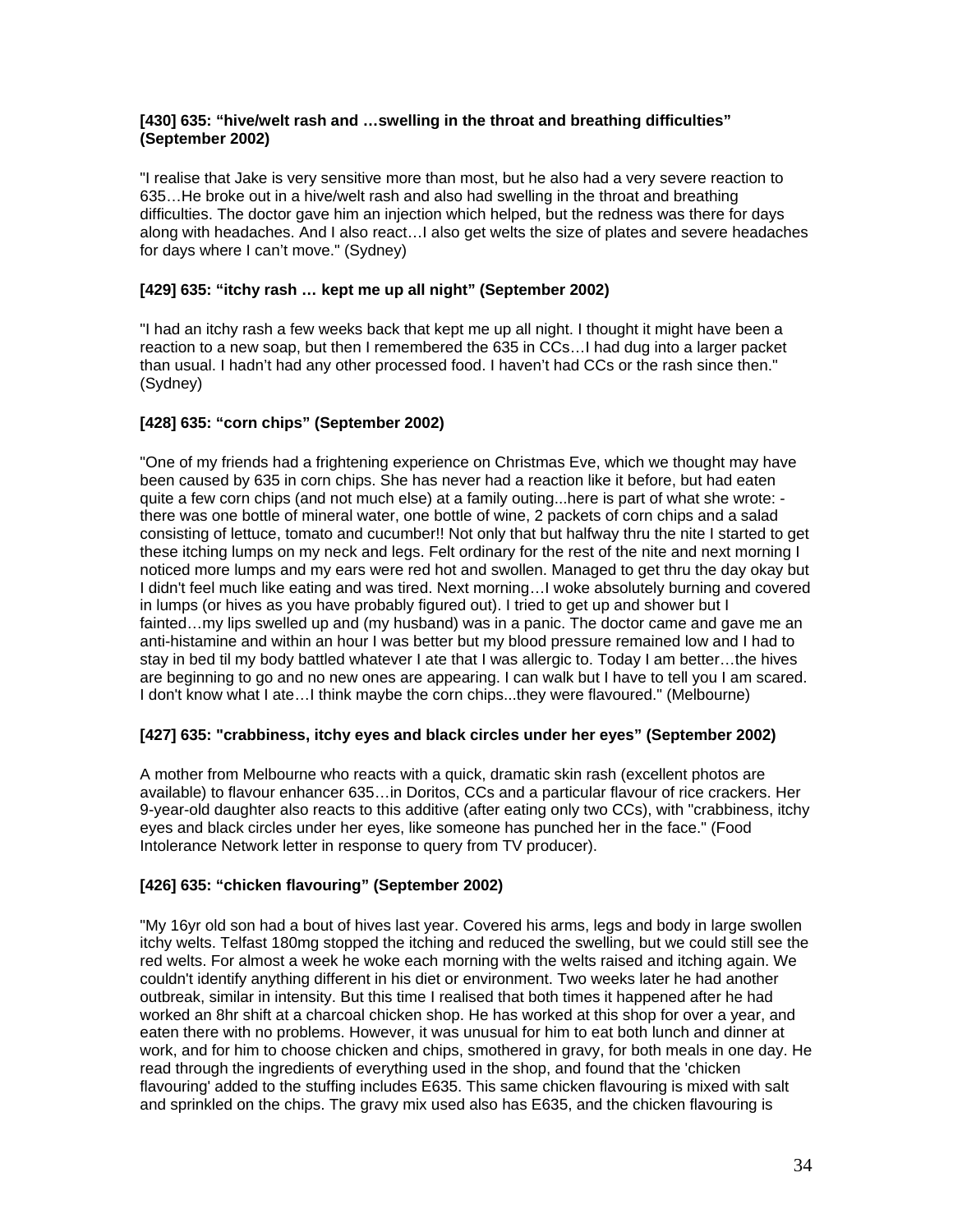**[430] 635: “hive/welt rash and …swelling in the throat and breathing difficulties” (September 2002)**

"I realise that Jake is very sensitive more than most, but he also had a very severe reaction to 635…He broke out in a hive/welt rash and also had swelling in the throat and breathing difficulties. The doctor gave him an injection which helped, but the redness was there for days along with headaches. And I also react…I also get welts the size of plates and severe headaches for days where I can’t move." (Sydney)

**[429] 635: “itchy rash … kept me up all night” (September 2002)**

"I had an itchy rash a few weeks back that kept me up all night. I thought it might have been a reaction to a new soap, but then I remembered the 635 in CCs…I had dug into a larger packet than usual. I hadn’t had any other processed food. I haven’t had CCs or the rash since then." (Sydney)

**[428] 635: “corn chips” (September 2002)**

"One of my friends had a frightening experience on Christmas Eve, which we thought may have been caused by 635 in corn chips. She has never had a reaction like it before, but had eaten quite a few corn chips (and not much else) at a family outing...here is part of what she wrote: - there was one bottle of mineral water, one bottle of wine, 2 packets of corn chips and a salad consisting of lettuce, tomato and cucumber!! Not only that but halfway thru the nite I started to get these itching lumps on my neck and legs. Felt ordinary for the rest of the nite and next morning I noticed more lumps and my ears were red hot and swollen. Managed to get thru the day okay but I didn't feel much like eating and was tired. Next morning…I woke absolutely burning and covered in lumps (or hives as you have probably figured out). I tried to get up and shower but I fainted…my lips swelled up and (my husband) was in a panic. The doctor came and gave me an anti-histamine and within an hour I was better but my blood pressure remained low and I had to stay in bed til my body battled whatever I ate that I was allergic to. Today I am better…the hives are beginning to go and no new ones are appearing. I can walk but I have to tell you I am scared. I don't know what I ate…I think maybe the corn chips...they were flavoured." (Melbourne)

**[427] 635: "crabbiness, itchy eyes and black circles under her eyes” (September 2002)**

A mother from Melbourne who reacts with a quick, dramatic skin rash (excellent photos are available) to flavour enhancer 635…in Doritos, CCs and a particular flavour of rice crackers. Her 9-year-old daughter also reacts to this additive (after eating only two CCs), with "crabbiness, itchy eyes and black circles under her eyes, like someone has punched her in the face." (Food Intolerance Network letter in response to query from TV producer).

**[426] 635: “chicken flavouring” (September 2002)**

"My 16yr old son had a bout of hives last year. Covered his arms, legs and body in large swollen itchy welts. Telfast 180mg stopped the itching and reduced the swelling, but we could still see the red welts. For almost a week he woke each morning with the welts raised and itching again. We couldn't identify anything different in his diet or environment. Two weeks later he had another outbreak, similar in intensity. But this time I realised that both times it happened after he had worked an 8hr shift at a charcoal chicken shop. He has worked at this shop for over a year, and eaten there with no problems. However, it was unusual for him to eat both lunch and dinner at work, and for him to choose chicken and chips, smothered in gravy, for both meals in one day. He read through the ingredients of everything used in the shop, and found that the 'chicken flavouring' added to the stuffing includes E635. This same chicken flavouring is mixed with salt and sprinkled on the chips. The gravy mix used also has E635, and the chicken flavouring is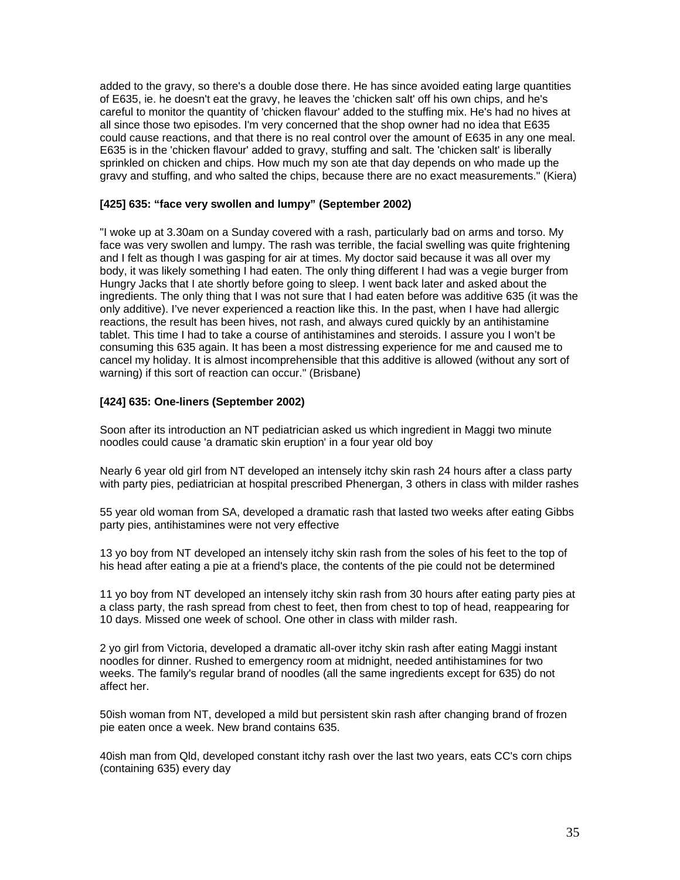added to the gravy, so there's a double dose there. He has since avoided eating large quantities of E635, ie. he doesn't eat the gravy, he leaves the 'chicken salt' off his own chips, and he's careful to monitor the quantity of 'chicken flavour' added to the stuffing mix. He's had no hives at all since those two episodes. I'm very concerned that the shop owner had no idea that E635 could cause reactions, and that there is no real control over the amount of E635 in any one meal. E635 is in the 'chicken flavour' added to gravy, stuffing and salt. The 'chicken salt' is liberally sprinkled on chicken and chips. How much my son ate that day depends on who made up the gravy and stuffing, and who salted the chips, because there are no exact measurements." (Kiera)

**[425] 635: "face very swollen and lumpy" (September 2002)**

"I woke up at 3.30am on a Sunday covered with a rash, particularly bad on arms and torso. My face was very swollen and lumpy. The rash was terrible, the facial swelling was quite frightening and I felt as though I was gasping for air at times. My doctor said because it was all over my body, it was likely something I had eaten. The only thing different I had was a vegie burger from Hungry Jacks that I ate shortly before going to sleep. I went back later and asked about the ingredients. The only thing that I was not sure that I had eaten before was additive 635 (it was the only additive). I've never experienced a reaction like this. In the past, when I have had allergic reactions, the result has been hives, not rash, and always cured quickly by an antihistamine tablet. This time I had to take a course of antihistamines and steroids. I assure you I won't be consuming this 635 again. It has been a most distressing experience for me and caused me to cancel my holiday. It is almost incomprehensible that this additive is allowed (without any sort of warning) if this sort of reaction can occur." (Brisbane)

**[424] 635: One-liners (September 2002)**

Soon after its introduction an NT pediatrician asked us which ingredient in Maggi two minute noodles could cause 'a dramatic skin eruption' in a four year old boy

Nearly 6 year old girl from NT developed an intensely itchy skin rash 24 hours after a class party with party pies, pediatrician at hospital prescribed Phenergan, 3 others in class with milder rashes

55 year old woman from SA, developed a dramatic rash that lasted two weeks after eating Gibbs party pies, antihistamines were not very effective

13 yo boy from NT developed an intensely itchy skin rash from the soles of his feet to the top of his head after eating a pie at a friend's place, the contents of the pie could not be determined

11 yo boy from NT developed an intensely itchy skin rash from 30 hours after eating party pies at a class party, the rash spread from chest to feet, then from chest to top of head, reappearing for 10 days. Missed one week of school. One other in class with milder rash.

2 yo girl from Victoria, developed a dramatic all-over itchy skin rash after eating Maggi instant noodles for dinner. Rushed to emergency room at midnight, needed antihistamines for two weeks. The family's regular brand of noodles (all the same ingredients except for 635) do not affect her.

50ish woman from NT, developed a mild but persistent skin rash after changing brand of frozen pie eaten once a week. New brand contains 635.

40ish man from Qld, developed constant itchy rash over the last two years, eats CC's corn chips (containing 635) every day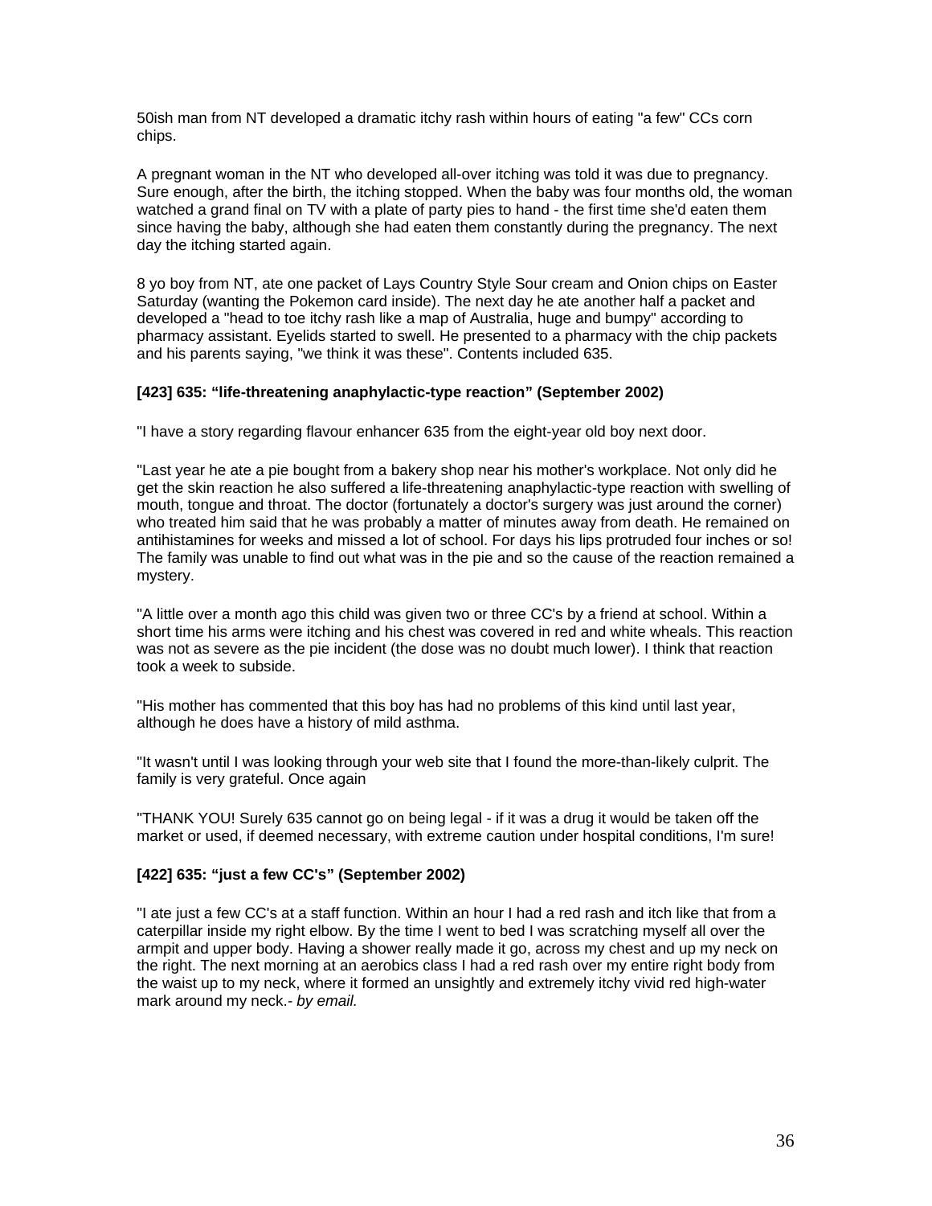50ish man from NT developed a dramatic itchy rash within hours of eating "a few" CCs corn chips.

A pregnant woman in the NT who developed all-over itching was told it was due to pregnancy. Sure enough, after the birth, the itching stopped. When the baby was four months old, the woman watched a grand final on TV with a plate of party pies to hand - the first time she'd eaten them since having the baby, although she had eaten them constantly during the pregnancy. The next day the itching started again.

8 yo boy from NT, ate one packet of Lays Country Style Sour cream and Onion chips on Easter Saturday (wanting the Pokemon card inside). The next day he ate another half a packet and developed a "head to toe itchy rash like a map of Australia, huge and bumpy" according to pharmacy assistant. Eyelids started to swell. He presented to a pharmacy with the chip packets and his parents saying, "we think it was these". Contents included 635.

### [423] 635: "life-threatening anaphylactic-type reaction" (September 2002)

"I have a story regarding flavour enhancer 635 from the eight-year old boy next door.

"Last year he ate a pie bought from a bakery shop near his mother's workplace. Not only did he get the skin reaction he also suffered a life-threatening anaphylactic-type reaction with swelling of mouth, tongue and throat. The doctor (fortunately a doctor's surgery was just around the corner) who treated him said that he was probably a matter of minutes away from death. He remained on antihistamines for weeks and missed a lot of school. For days his lips protruded four inches or so! The family was unable to find out what was in the pie and so the cause of the reaction remained a mystery.

"A little over a month ago this child was given two or three CC's by a friend at school. Within a short time his arms were itching and his chest was covered in red and white wheals. This reaction was not as severe as the pie incident (the dose was no doubt much lower). I think that reaction took a week to subside.

"His mother has commented that this boy has had no problems of this kind until last year, although he does have a history of mild asthma.

"It wasn't until I was looking through your web site that I found the more-than-likely culprit. The family is very grateful. Once again

"THANK YOU! Surely 635 cannot go on being legal - if it was a drug it would be taken off the market or used, if deemed necessary, with extreme caution under hospital conditions, I'm sure!

### [422] 635: "just a few CC's" (September 2002)

"I ate just a few CC's at a staff function. Within an hour I had a red rash and itch like that from a caterpillar inside my right elbow. By the time I went to bed I was scratching myself all over the armpit and upper body. Having a shower really made it go, across my chest and up my neck on the right. The next morning at an aerobics class I had a red rash over my entire right body from the waist up to my neck, where it formed an unsightly and extremely itchy vivid red high-water mark around my neck.- *by email.*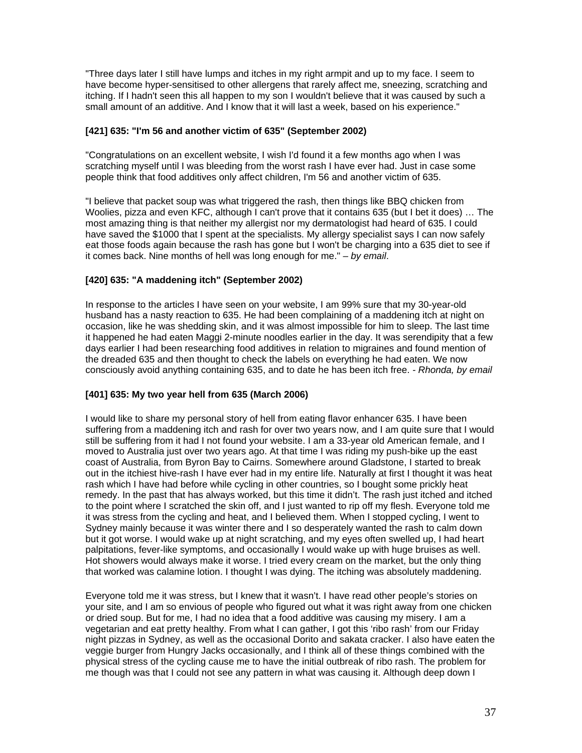"Three days later I still have lumps and itches in my right armpit and up to my face. I seem to have become hyper-sensitised to other allergens that rarely affect me, sneezing, scratching and itching. If I hadn't seen this all happen to my son I wouldn't believe that it was caused by such a small amount of an additive. And I know that it will last a week, based on his experience."

### [421] 635: "I'm 56 and another victim of 635" (September 2002)

"Congratulations on an excellent website, I wish I'd found it a few months ago when I was scratching myself until I was bleeding from the worst rash I have ever had. Just in case some people think that food additives only affect children, I'm 56 and another victim of 635.

"I believe that packet soup was what triggered the rash, then things like BBQ chicken from Woolies, pizza and even KFC, although I can't prove that it contains 635 (but I bet it does) … The most amazing thing is that neither my allergist nor my dermatologist had heard of 635. I could have saved the $1000 that I spent at the specialists. My allergy specialist says I can now safely eat those foods again because the rash has gone but I won't be charging into a 635 diet to see if it comes back. Nine months of hell was long enough for me." – *by email*.

### [420] 635: "A maddening itch" (September 2002)

In response to the articles I have seen on your website, I am 99% sure that my 30-year-old husband has a nasty reaction to 635. He had been complaining of a maddening itch at night on occasion, like he was shedding skin, and it was almost impossible for him to sleep. The last time it happened he had eaten Maggi 2-minute noodles earlier in the day. It was serendipity that a few days earlier I had been researching food additives in relation to migraines and found mention of the dreaded 635 and then thought to check the labels on everything he had eaten. We now consciously avoid anything containing 635, and to date he has been itch free. - *Rhonda, by email*

### [401] 635: My two year hell from 635 (March 2006)

I would like to share my personal story of hell from eating flavor enhancer 635. I have been suffering from a maddening itch and rash for over two years now, and I am quite sure that I would still be suffering from it had I not found your website. I am a 33-year old American female, and I moved to Australia just over two years ago. At that time I was riding my push-bike up the east coast of Australia, from Byron Bay to Cairns. Somewhere around Gladstone, I started to break out in the itchiest hive-rash I have ever had in my entire life. Naturally at first I thought it was heat rash which I have had before while cycling in other countries, so I bought some prickly heat remedy. In the past that has always worked, but this time it didn't. The rash just itched and itched to the point where I scratched the skin off, and I just wanted to rip off my flesh. Everyone told me it was stress from the cycling and heat, and I believed them. When I stopped cycling, I went to Sydney mainly because it was winter there and I so desperately wanted the rash to calm down but it got worse. I would wake up at night scratching, and my eyes often swelled up, I had heart palpitations, fever-like symptoms, and occasionally I would wake up with huge bruises as well. Hot showers would always make it worse. I tried every cream on the market, but the only thing that worked was calamine lotion. I thought I was dying. The itching was absolutely maddening.

Everyone told me it was stress, but I knew that it wasn't. I have read other people's stories on your site, and I am so envious of people who figured out what it was right away from one chicken or dried soup. But for me, I had no idea that a food additive was causing my misery. I am a vegetarian and eat pretty healthy. From what I can gather, I got this 'ribo rash' from our Friday night pizzas in Sydney, as well as the occasional Dorito and sakata cracker. I also have eaten the veggie burger from Hungry Jacks occasionally, and I think all of these things combined with the physical stress of the cycling cause me to have the initial outbreak of ribo rash. The problem for me though was that I could not see any pattern in what was causing it. Although deep down I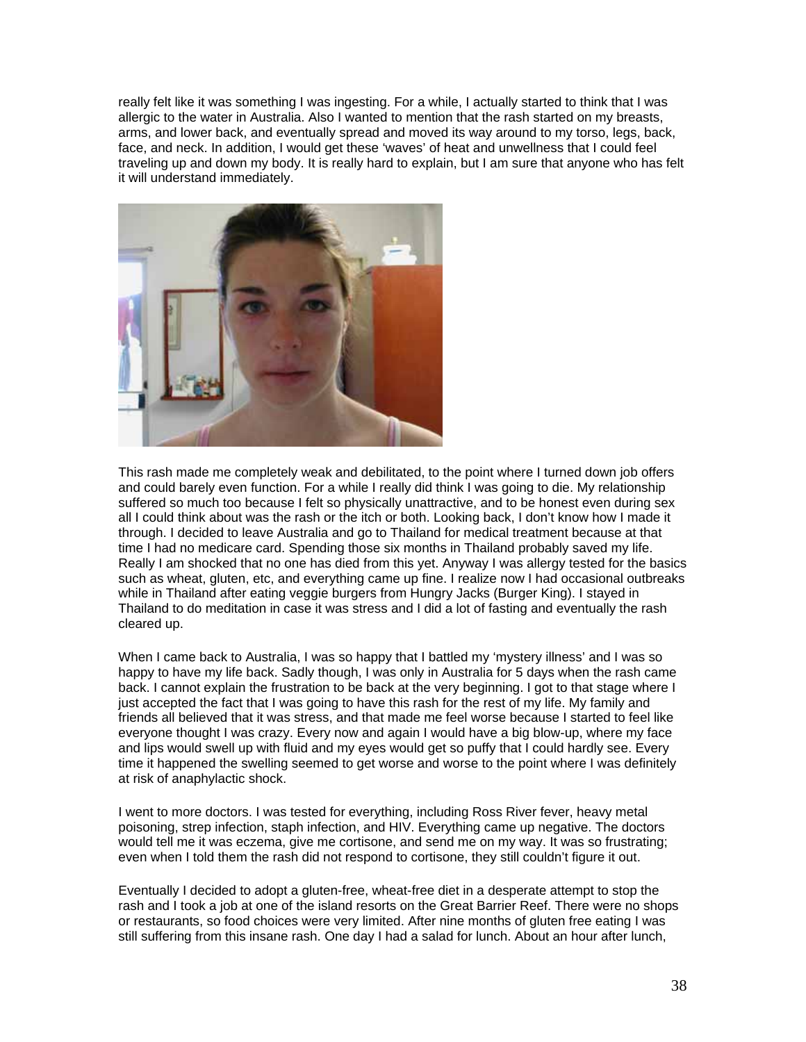really felt like it was something I was ingesting. For a while, I actually started to think that I was allergic to the water in Australia. Also I wanted to mention that the rash started on my breasts, arms, and lower back, and eventually spread and moved its way around to my torso, legs, back, face, and neck. In addition, I would get these 'waves' of heat and unwellness that I could feel traveling up and down my body. It is really hard to explain, but I am sure that anyone who has felt it will understand immediately.

This rash made me completely weak and debilitated, to the point where I turned down job offers and could barely even function. For a while I really did think I was going to die. My relationship suffered so much too because I felt so physically unattractive, and to be honest even during sex all I could think about was the rash or the itch or both. Looking back, I don't know how I made it through. I decided to leave Australia and go to Thailand for medical treatment because at that time I had no medicare card. Spending those six months in Thailand probably saved my life. Really I am shocked that no one has died from this yet. Anyway I was allergy tested for the basics such as wheat, gluten, etc, and everything came up fine. I realize now I had occasional outbreaks while in Thailand after eating veggie burgers from Hungry Jacks (Burger King). I stayed in Thailand to do meditation in case it was stress and I did a lot of fasting and eventually the rash cleared up.

When I came back to Australia, I was so happy that I battled my 'mystery illness' and I was so happy to have my life back. Sadly though, I was only in Australia for 5 days when the rash came back. I cannot explain the frustration to be back at the very beginning. I got to that stage where I just accepted the fact that I was going to have this rash for the rest of my life. My family and friends all believed that it was stress, and that made me feel worse because I started to feel like everyone thought I was crazy. Every now and again I would have a big blow-up, where my face and lips would swell up with fluid and my eyes would get so puffy that I could hardly see. Every time it happened the swelling seemed to get worse and worse to the point where I was definitely at risk of anaphylactic shock.

I went to more doctors. I was tested for everything, including Ross River fever, heavy metal poisoning, strep infection, staph infection, and HIV. Everything came up negative. The doctors would tell me it was eczema, give me cortisone, and send me on my way. It was so frustrating; even when I told them the rash did not respond to cortisone, they still couldn't figure it out.

Eventually I decided to adopt a gluten-free, wheat-free diet in a desperate attempt to stop the rash and I took a job at one of the island resorts on the Great Barrier Reef. There were no shops or restaurants, so food choices were very limited. After nine months of gluten free eating I was still suffering from this insane rash. One day I had a salad for lunch. About an hour after lunch,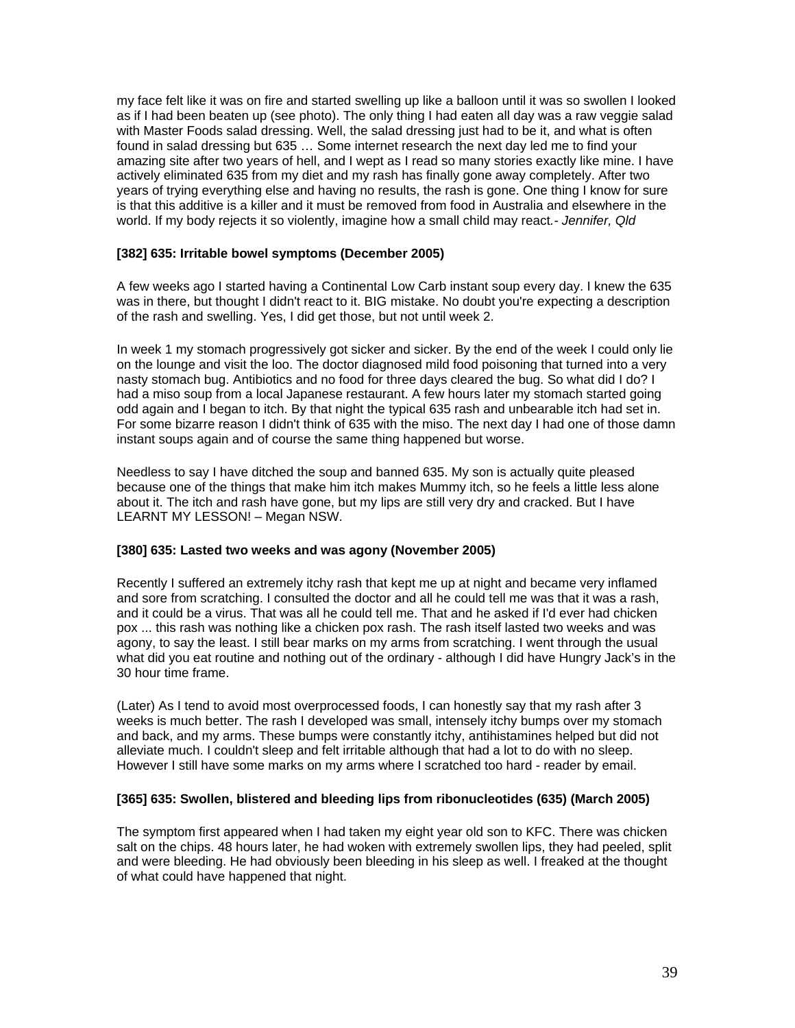my face felt like it was on fire and started swelling up like a balloon until it was so swollen I looked as if I had been beaten up (see photo). The only thing I had eaten all day was a raw veggie salad with Master Foods salad dressing. Well, the salad dressing just had to be it, and what is often found in salad dressing but 635 … Some internet research the next day led me to find your amazing site after two years of hell, and I wept as I read so many stories exactly like mine. I have actively eliminated 635 from my diet and my rash has finally gone away completely. After two years of trying everything else and having no results, the rash is gone. One thing I know for sure is that this additive is a killer and it must be removed from food in Australia and elsewhere in the world. If my body rejects it so violently, imagine how a small child may react.*- Jennifer, Qld*

### [382] 635: Irritable bowel symptoms (December 2005)

A few weeks ago I started having a Continental Low Carb instant soup every day. I knew the 635 was in there, but thought I didn't react to it. BIG mistake. No doubt you're expecting a description of the rash and swelling. Yes, I did get those, but not until week 2.

In week 1 my stomach progressively got sicker and sicker. By the end of the week I could only lie on the lounge and visit the loo. The doctor diagnosed mild food poisoning that turned into a very nasty stomach bug. Antibiotics and no food for three days cleared the bug. So what did I do? I had a miso soup from a local Japanese restaurant. A few hours later my stomach started going odd again and I began to itch. By that night the typical 635 rash and unbearable itch had set in. For some bizarre reason I didn't think of 635 with the miso. The next day I had one of those damn instant soups again and of course the same thing happened but worse.

Needless to say I have ditched the soup and banned 635. My son is actually quite pleased because one of the things that make him itch makes Mummy itch, so he feels a little less alone about it. The itch and rash have gone, but my lips are still very dry and cracked. But I have LEARNT MY LESSON! – Megan NSW.

### [380] 635: Lasted two weeks and was agony (November 2005)

Recently I suffered an extremely itchy rash that kept me up at night and became very inflamed and sore from scratching. I consulted the doctor and all he could tell me was that it was a rash, and it could be a virus. That was all he could tell me. That and he asked if I'd ever had chicken pox ... this rash was nothing like a chicken pox rash. The rash itself lasted two weeks and was agony, to say the least. I still bear marks on my arms from scratching. I went through the usual what did you eat routine and nothing out of the ordinary - although I did have Hungry Jack's in the 30 hour time frame.

(Later) As I tend to avoid most overprocessed foods, I can honestly say that my rash after 3 weeks is much better. The rash I developed was small, intensely itchy bumps over my stomach and back, and my arms. These bumps were constantly itchy, antihistamines helped but did not alleviate much. I couldn't sleep and felt irritable although that had a lot to do with no sleep. However I still have some marks on my arms where I scratched too hard - reader by email.

### [365] 635: Swollen, blistered and bleeding lips from ribonucleotides (635) (March 2005)

The symptom first appeared when I had taken my eight year old son to KFC. There was chicken salt on the chips. 48 hours later, he had woken with extremely swollen lips, they had peeled, split and were bleeding. He had obviously been bleeding in his sleep as well. I freaked at the thought of what could have happened that night.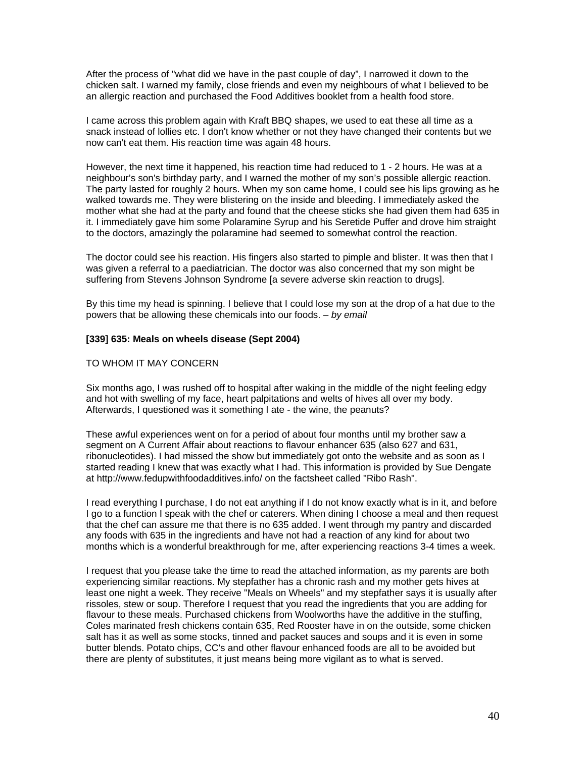After the process of "what did we have in the past couple of day", I narrowed it down to the chicken salt. I warned my family, close friends and even my neighbours of what I believed to be an allergic reaction and purchased the Food Additives booklet from a health food store.

I came across this problem again with Kraft BBQ shapes, we used to eat these all time as a snack instead of lollies etc. I don't know whether or not they have changed their contents but we now can't eat them. His reaction time was again 48 hours.

However, the next time it happened, his reaction time had reduced to 1 - 2 hours. He was at a neighbour's son's birthday party, and I warned the mother of my son's possible allergic reaction. The party lasted for roughly 2 hours. When my son came home, I could see his lips growing as he walked towards me. They were blistering on the inside and bleeding. I immediately asked the mother what she had at the party and found that the cheese sticks she had given them had 635 in it. I immediately gave him some Polaramine Syrup and his Seretide Puffer and drove him straight to the doctors, amazingly the polaramine had seemed to somewhat control the reaction.

The doctor could see his reaction. His fingers also started to pimple and blister. It was then that I was given a referral to a paediatrician. The doctor was also concerned that my son might be suffering from Stevens Johnson Syndrome [a severe adverse skin reaction to drugs].

By this time my head is spinning. I believe that I could lose my son at the drop of a hat due to the powers that be allowing these chemicals into our foods. – *by email*

**[339] 635: Meals on wheels disease (Sept 2004)**

TO WHOM IT MAY CONCERN

Six months ago, I was rushed off to hospital after waking in the middle of the night feeling edgy and hot with swelling of my face, heart palpitations and welts of hives all over my body. Afterwards, I questioned was it something I ate - the wine, the peanuts?

These awful experiences went on for a period of about four months until my brother saw a segment on A Current Affair about reactions to flavour enhancer 635 (also 627 and 631, ribonucleotides). I had missed the show but immediately got onto the website and as soon as I started reading I knew that was exactly what I had. This information is provided by Sue Dengate at http://www.fedupwithfoodadditives.info/ on the factsheet called "Ribo Rash".

I read everything I purchase, I do not eat anything if I do not know exactly what is in it, and before I go to a function I speak with the chef or caterers. When dining I choose a meal and then request that the chef can assure me that there is no 635 added. I went through my pantry and discarded any foods with 635 in the ingredients and have not had a reaction of any kind for about two months which is a wonderful breakthrough for me, after experiencing reactions 3-4 times a week.

I request that you please take the time to read the attached information, as my parents are both experiencing similar reactions. My stepfather has a chronic rash and my mother gets hives at least one night a week. They receive "Meals on Wheels" and my stepfather says it is usually after rissoles, stew or soup. Therefore I request that you read the ingredients that you are adding for flavour to these meals. Purchased chickens from Woolworths have the additive in the stuffing, Coles marinated fresh chickens contain 635, Red Rooster have in on the outside, some chicken salt has it as well as some stocks, tinned and packet sauces and soups and it is even in some butter blends. Potato chips, CC's and other flavour enhanced foods are all to be avoided but there are plenty of substitutes, it just means being more vigilant as to what is served.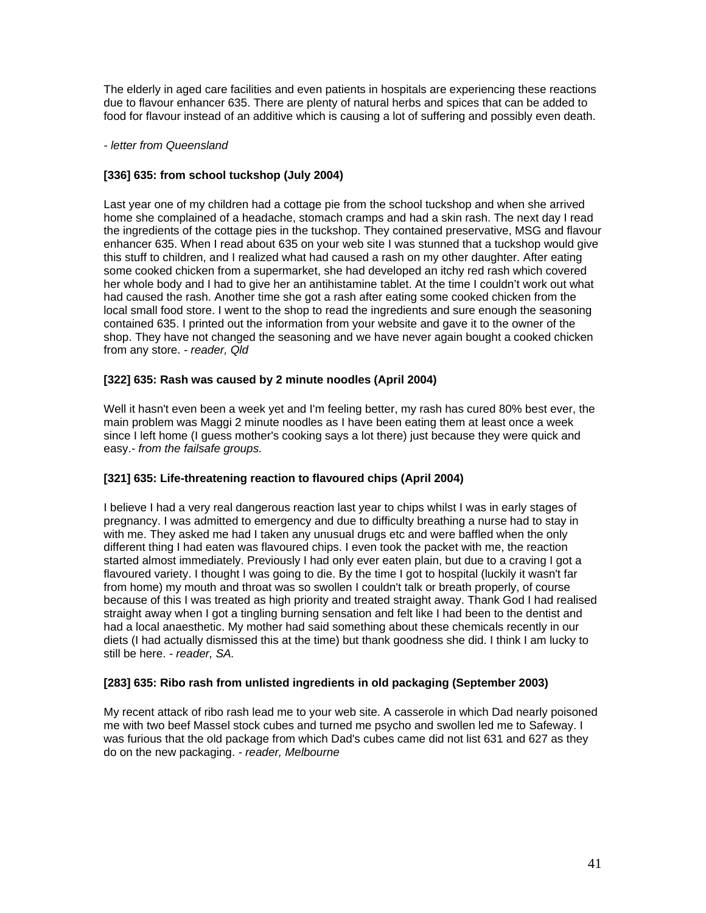The elderly in aged care facilities and even patients in hospitals are experiencing these reactions due to flavour enhancer 635. There are plenty of natural herbs and spices that can be added to food for flavour instead of an additive which is causing a lot of suffering and possibly even death.

*- letter from Queensland*

**[336] 635: from school tuckshop (July 2004)**

Last year one of my children had a cottage pie from the school tuckshop and when she arrived home she complained of a headache, stomach cramps and had a skin rash. The next day I read the ingredients of the cottage pies in the tuckshop. They contained preservative, MSG and flavour enhancer 635. When I read about 635 on your web site I was stunned that a tuckshop would give this stuff to children, and I realized what had caused a rash on my other daughter. After eating some cooked chicken from a supermarket, she had developed an itchy red rash which covered her whole body and I had to give her an antihistamine tablet. At the time I couldn't work out what had caused the rash. Another time she got a rash after eating some cooked chicken from the local small food store. I went to the shop to read the ingredients and sure enough the seasoning contained 635. I printed out the information from your website and gave it to the owner of the shop. They have not changed the seasoning and we have never again bought a cooked chicken from any store. *- reader, Qld*

**[322] 635: Rash was caused by 2 minute noodles (April 2004)**

Well it hasn't even been a week yet and I'm feeling better, my rash has cured 80% best ever, the main problem was Maggi 2 minute noodles as I have been eating them at least once a week since I left home (I guess mother's cooking says a lot there) just because they were quick and easy.*- from the failsafe groups.*

**[321] 635: Life-threatening reaction to flavoured chips (April 2004)**

I believe I had a very real dangerous reaction last year to chips whilst I was in early stages of pregnancy. I was admitted to emergency and due to difficulty breathing a nurse had to stay in with me. They asked me had I taken any unusual drugs etc and were baffled when the only different thing I had eaten was flavoured chips. I even took the packet with me, the reaction started almost immediately. Previously I had only ever eaten plain, but due to a craving I got a flavoured variety. I thought I was going to die. By the time I got to hospital (luckily it wasn't far from home) my mouth and throat was so swollen I couldn't talk or breath properly, of course because of this I was treated as high priority and treated straight away. Thank God I had realised straight away when I got a tingling burning sensation and felt like I had been to the dentist and had a local anaesthetic. My mother had said something about these chemicals recently in our diets (I had actually dismissed this at the time) but thank goodness she did. I think I am lucky to still be here. *- reader, SA.*

**[283] 635: Ribo rash from unlisted ingredients in old packaging (September 2003)**

My recent attack of ribo rash lead me to your web site. A casserole in which Dad nearly poisoned me with two beef Massel stock cubes and turned me psycho and swollen led me to Safeway. I was furious that the old package from which Dad's cubes came did not list 631 and 627 as they do on the new packaging. *- reader, Melbourne*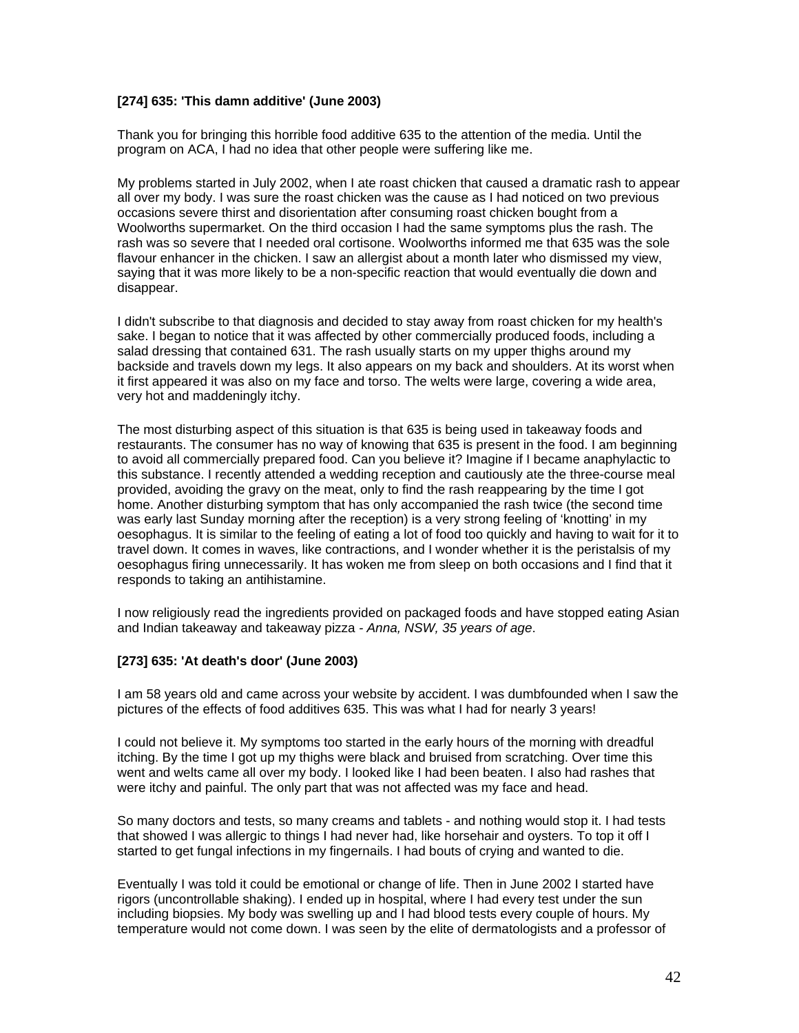**[274] 635: 'This damn additive' (June 2003)**

Thank you for bringing this horrible food additive 635 to the attention of the media. Until the program on ACA, I had no idea that other people were suffering like me.

My problems started in July 2002, when I ate roast chicken that caused a dramatic rash to appear all over my body. I was sure the roast chicken was the cause as I had noticed on two previous occasions severe thirst and disorientation after consuming roast chicken bought from a Woolworths supermarket. On the third occasion I had the same symptoms plus the rash. The rash was so severe that I needed oral cortisone. Woolworths informed me that 635 was the sole flavour enhancer in the chicken. I saw an allergist about a month later who dismissed my view, saying that it was more likely to be a non-specific reaction that would eventually die down and disappear.

I didn't subscribe to that diagnosis and decided to stay away from roast chicken for my health's sake. I began to notice that it was affected by other commercially produced foods, including a salad dressing that contained 631. The rash usually starts on my upper thighs around my backside and travels down my legs. It also appears on my back and shoulders. At its worst when it first appeared it was also on my face and torso. The welts were large, covering a wide area, very hot and maddeningly itchy.

The most disturbing aspect of this situation is that 635 is being used in takeaway foods and restaurants. The consumer has no way of knowing that 635 is present in the food. I am beginning to avoid all commercially prepared food. Can you believe it? Imagine if I became anaphylactic to this substance. I recently attended a wedding reception and cautiously ate the three-course meal provided, avoiding the gravy on the meat, only to find the rash reappearing by the time I got home. Another disturbing symptom that has only accompanied the rash twice (the second time was early last Sunday morning after the reception) is a very strong feeling of 'knotting' in my oesophagus. It is similar to the feeling of eating a lot of food too quickly and having to wait for it to travel down. It comes in waves, like contractions, and I wonder whether it is the peristalsis of my oesophagus firing unnecessarily. It has woken me from sleep on both occasions and I find that it responds to taking an antihistamine.

I now religiously read the ingredients provided on packaged foods and have stopped eating Asian and Indian takeaway and takeaway pizza - *Anna, NSW, 35 years of age*.

**[273] 635: 'At death's door' (June 2003)**

I am 58 years old and came across your website by accident. I was dumbfounded when I saw the pictures of the effects of food additives 635. This was what I had for nearly 3 years!

I could not believe it. My symptoms too started in the early hours of the morning with dreadful itching. By the time I got up my thighs were black and bruised from scratching. Over time this went and welts came all over my body. I looked like I had been beaten. I also had rashes that were itchy and painful. The only part that was not affected was my face and head.

So many doctors and tests, so many creams and tablets - and nothing would stop it. I had tests that showed I was allergic to things I had never had, like horsehair and oysters. To top it off I started to get fungal infections in my fingernails. I had bouts of crying and wanted to die.

Eventually I was told it could be emotional or change of life. Then in June 2002 I started have rigors (uncontrollable shaking). I ended up in hospital, where I had every test under the sun including biopsies. My body was swelling up and I had blood tests every couple of hours. My temperature would not come down. I was seen by the elite of dermatologists and a professor of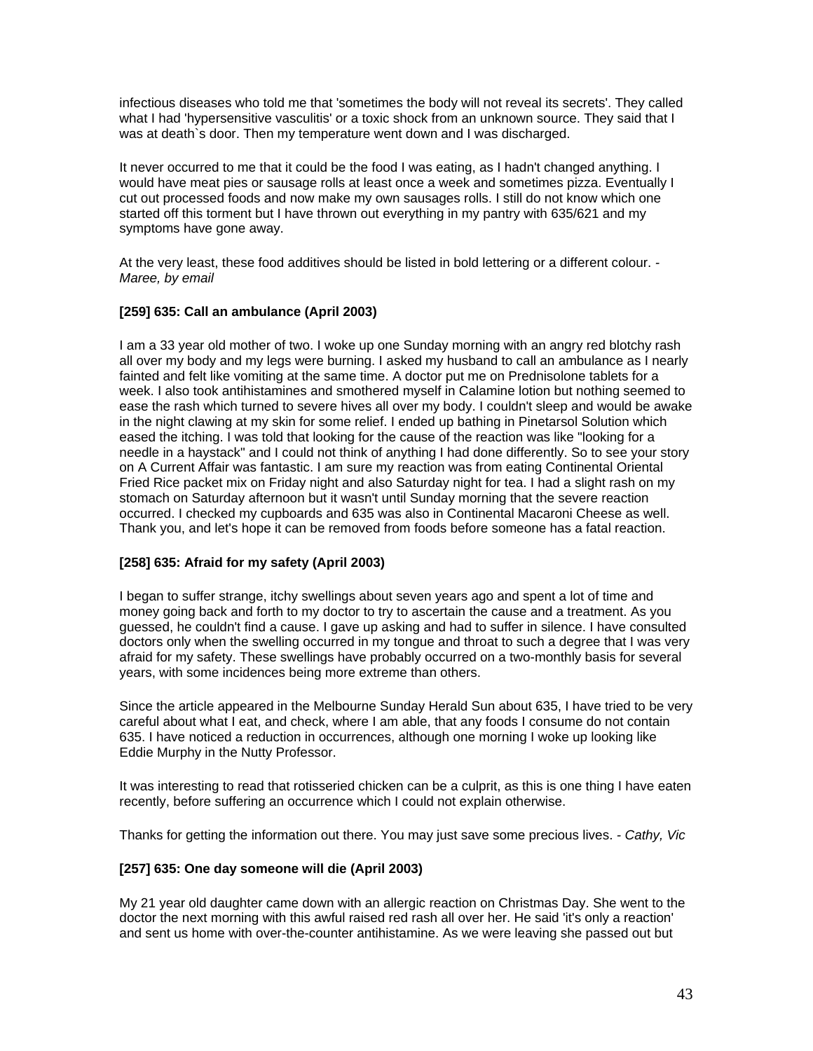infectious diseases who told me that 'sometimes the body will not reveal its secrets'. They called what I had 'hypersensitive vasculitis' or a toxic shock from an unknown source. They said that I was at death`s door. Then my temperature went down and I was discharged.

It never occurred to me that it could be the food I was eating, as I hadn't changed anything. I would have meat pies or sausage rolls at least once a week and sometimes pizza. Eventually I cut out processed foods and now make my own sausages rolls. I still do not know which one started off this torment but I have thrown out everything in my pantry with 635/621 and my symptoms have gone away.

At the very least, these food additives should be listed in bold lettering or a different colour. - *Maree, by email*

**[259] 635: Call an ambulance (April 2003)**

I am a 33 year old mother of two. I woke up one Sunday morning with an angry red blotchy rash all over my body and my legs were burning. I asked my husband to call an ambulance as I nearly fainted and felt like vomiting at the same time. A doctor put me on Prednisolone tablets for a week. I also took antihistamines and smothered myself in Calamine lotion but nothing seemed to ease the rash which turned to severe hives all over my body. I couldn't sleep and would be awake in the night clawing at my skin for some relief. I ended up bathing in Pinetarsol Solution which eased the itching. I was told that looking for the cause of the reaction was like "looking for a needle in a haystack" and I could not think of anything I had done differently. So to see your story on A Current Affair was fantastic. I am sure my reaction was from eating Continental Oriental Fried Rice packet mix on Friday night and also Saturday night for tea. I had a slight rash on my stomach on Saturday afternoon but it wasn't until Sunday morning that the severe reaction occurred. I checked my cupboards and 635 was also in Continental Macaroni Cheese as well. Thank you, and let's hope it can be removed from foods before someone has a fatal reaction.

**[258] 635: Afraid for my safety (April 2003)**

I began to suffer strange, itchy swellings about seven years ago and spent a lot of time and money going back and forth to my doctor to try to ascertain the cause and a treatment. As you guessed, he couldn't find a cause. I gave up asking and had to suffer in silence. I have consulted doctors only when the swelling occurred in my tongue and throat to such a degree that I was very afraid for my safety. These swellings have probably occurred on a two-monthly basis for several years, with some incidences being more extreme than others.

Since the article appeared in the Melbourne Sunday Herald Sun about 635, I have tried to be very careful about what I eat, and check, where I am able, that any foods I consume do not contain 635. I have noticed a reduction in occurrences, although one morning I woke up looking like Eddie Murphy in the Nutty Professor.

It was interesting to read that rotisseried chicken can be a culprit, as this is one thing I have eaten recently, before suffering an occurrence which I could not explain otherwise.

Thanks for getting the information out there. You may just save some precious lives. - *Cathy, Vic*

**[257] 635: One day someone will die (April 2003)**

My 21 year old daughter came down with an allergic reaction on Christmas Day. She went to the doctor the next morning with this awful raised red rash all over her. He said 'it's only a reaction' and sent us home with over-the-counter antihistamine. As we were leaving she passed out but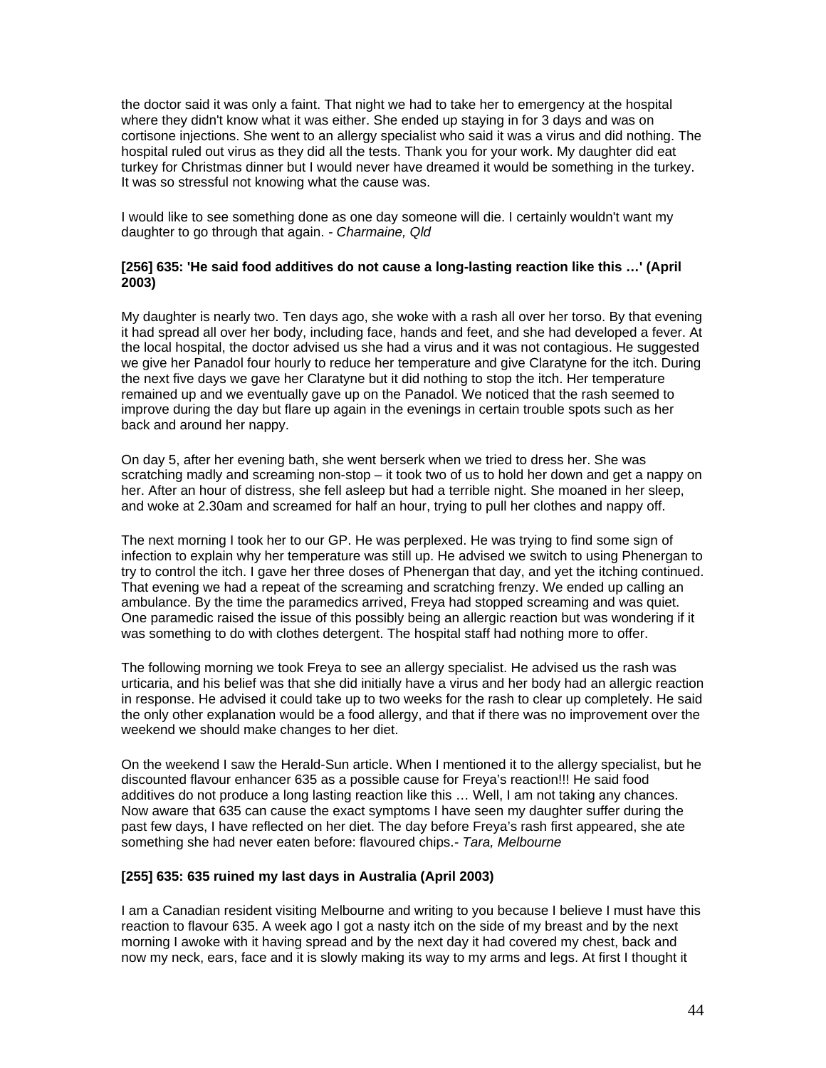the doctor said it was only a faint. That night we had to take her to emergency at the hospital where they didn't know what it was either. She ended up staying in for 3 days and was on cortisone injections. She went to an allergy specialist who said it was a virus and did nothing. The hospital ruled out virus as they did all the tests. Thank you for your work. My daughter did eat turkey for Christmas dinner but I would never have dreamed it would be something in the turkey. It was so stressful not knowing what the cause was.

I would like to see something done as one day someone will die. I certainly wouldn't want my daughter to go through that again. - *Charmaine, Qld*

**[256] 635: 'He said food additives do not cause a long-lasting reaction like this …' (April 2003)**

My daughter is nearly two. Ten days ago, she woke with a rash all over her torso. By that evening it had spread all over her body, including face, hands and feet, and she had developed a fever. At the local hospital, the doctor advised us she had a virus and it was not contagious. He suggested we give her Panadol four hourly to reduce her temperature and give Claratyne for the itch. During the next five days we gave her Claratyne but it did nothing to stop the itch. Her temperature remained up and we eventually gave up on the Panadol. We noticed that the rash seemed to improve during the day but flare up again in the evenings in certain trouble spots such as her back and around her nappy.

On day 5, after her evening bath, she went berserk when we tried to dress her. She was scratching madly and screaming non-stop – it took two of us to hold her down and get a nappy on her. After an hour of distress, she fell asleep but had a terrible night. She moaned in her sleep, and woke at 2.30am and screamed for half an hour, trying to pull her clothes and nappy off.

The next morning I took her to our GP. He was perplexed. He was trying to find some sign of infection to explain why her temperature was still up. He advised we switch to using Phenergan to try to control the itch. I gave her three doses of Phenergan that day, and yet the itching continued. That evening we had a repeat of the screaming and scratching frenzy. We ended up calling an ambulance. By the time the paramedics arrived, Freya had stopped screaming and was quiet. One paramedic raised the issue of this possibly being an allergic reaction but was wondering if it was something to do with clothes detergent. The hospital staff had nothing more to offer.

The following morning we took Freya to see an allergy specialist. He advised us the rash was urticaria, and his belief was that she did initially have a virus and her body had an allergic reaction in response. He advised it could take up to two weeks for the rash to clear up completely. He said the only other explanation would be a food allergy, and that if there was no improvement over the weekend we should make changes to her diet.

On the weekend I saw the Herald-Sun article. When I mentioned it to the allergy specialist, but he discounted flavour enhancer 635 as a possible cause for Freya's reaction!!! He said food additives do not produce a long lasting reaction like this … Well, I am not taking any chances. Now aware that 635 can cause the exact symptoms I have seen my daughter suffer during the past few days, I have reflected on her diet. The day before Freya's rash first appeared, she ate something she had never eaten before: flavoured chips.- *Tara, Melbourne*

**[255] 635: 635 ruined my last days in Australia (April 2003)**

I am a Canadian resident visiting Melbourne and writing to you because I believe I must have this reaction to flavour 635. A week ago I got a nasty itch on the side of my breast and by the next morning I awoke with it having spread and by the next day it had covered my chest, back and now my neck, ears, face and it is slowly making its way to my arms and legs. At first I thought it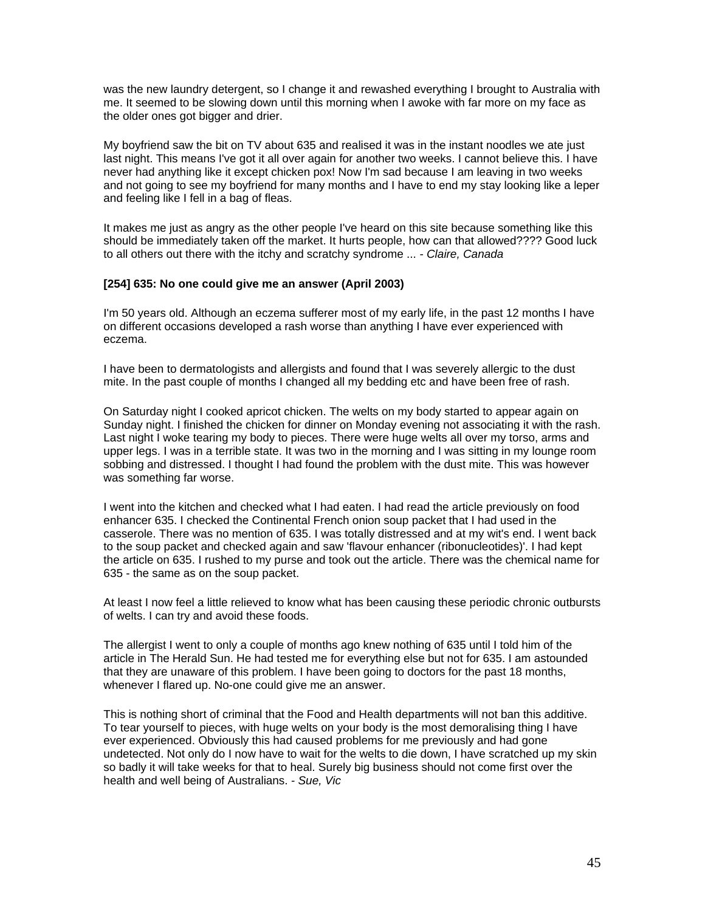was the new laundry detergent, so I change it and rewashed everything I brought to Australia with me. It seemed to be slowing down until this morning when I awoke with far more on my face as the older ones got bigger and drier.

My boyfriend saw the bit on TV about 635 and realised it was in the instant noodles we ate just last night. This means I've got it all over again for another two weeks. I cannot believe this. I have never had anything like it except chicken pox! Now I'm sad because I am leaving in two weeks and not going to see my boyfriend for many months and I have to end my stay looking like a leper and feeling like I fell in a bag of fleas.

It makes me just as angry as the other people I've heard on this site because something like this should be immediately taken off the market. It hurts people, how can that allowed???? Good luck to all others out there with the itchy and scratchy syndrome ... - *Claire, Canada*

**[254] 635: No one could give me an answer (April 2003)**

I'm 50 years old. Although an eczema sufferer most of my early life, in the past 12 months I have on different occasions developed a rash worse than anything I have ever experienced with eczema.

I have been to dermatologists and allergists and found that I was severely allergic to the dust mite. In the past couple of months I changed all my bedding etc and have been free of rash.

On Saturday night I cooked apricot chicken. The welts on my body started to appear again on Sunday night. I finished the chicken for dinner on Monday evening not associating it with the rash. Last night I woke tearing my body to pieces. There were huge welts all over my torso, arms and upper legs. I was in a terrible state. It was two in the morning and I was sitting in my lounge room sobbing and distressed. I thought I had found the problem with the dust mite. This was however was something far worse.

I went into the kitchen and checked what I had eaten. I had read the article previously on food enhancer 635. I checked the Continental French onion soup packet that I had used in the casserole. There was no mention of 635. I was totally distressed and at my wit's end. I went back to the soup packet and checked again and saw 'flavour enhancer (ribonucleotides)'. I had kept the article on 635. I rushed to my purse and took out the article. There was the chemical name for 635 - the same as on the soup packet.

At least I now feel a little relieved to know what has been causing these periodic chronic outbursts of welts. I can try and avoid these foods.

The allergist I went to only a couple of months ago knew nothing of 635 until I told him of the article in The Herald Sun. He had tested me for everything else but not for 635. I am astounded that they are unaware of this problem. I have been going to doctors for the past 18 months, whenever I flared up. No-one could give me an answer.

This is nothing short of criminal that the Food and Health departments will not ban this additive. To tear yourself to pieces, with huge welts on your body is the most demoralising thing I have ever experienced. Obviously this had caused problems for me previously and had gone undetected. Not only do I now have to wait for the welts to die down, I have scratched up my skin so badly it will take weeks for that to heal. Surely big business should not come first over the health and well being of Australians. - *Sue, Vic*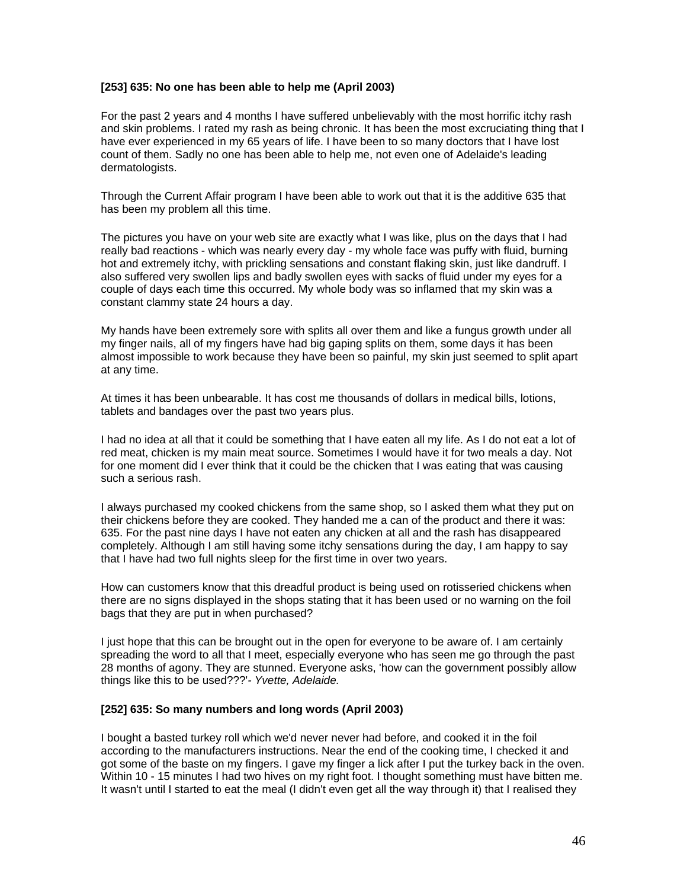**[253] 635: No one has been able to help me (April 2003)**

For the past 2 years and 4 months I have suffered unbelievably with the most horrific itchy rash and skin problems. I rated my rash as being chronic. It has been the most excruciating thing that I have ever experienced in my 65 years of life. I have been to so many doctors that I have lost count of them. Sadly no one has been able to help me, not even one of Adelaide's leading dermatologists.

Through the Current Affair program I have been able to work out that it is the additive 635 that has been my problem all this time.

The pictures you have on your web site are exactly what I was like, plus on the days that I had really bad reactions - which was nearly every day - my whole face was puffy with fluid, burning hot and extremely itchy, with prickling sensations and constant flaking skin, just like dandruff. I also suffered very swollen lips and badly swollen eyes with sacks of fluid under my eyes for a couple of days each time this occurred. My whole body was so inflamed that my skin was a constant clammy state 24 hours a day.

My hands have been extremely sore with splits all over them and like a fungus growth under all my finger nails, all of my fingers have had big gaping splits on them, some days it has been almost impossible to work because they have been so painful, my skin just seemed to split apart at any time.

At times it has been unbearable. It has cost me thousands of dollars in medical bills, lotions, tablets and bandages over the past two years plus.

I had no idea at all that it could be something that I have eaten all my life. As I do not eat a lot of red meat, chicken is my main meat source. Sometimes I would have it for two meals a day. Not for one moment did I ever think that it could be the chicken that I was eating that was causing such a serious rash.

I always purchased my cooked chickens from the same shop, so I asked them what they put on their chickens before they are cooked. They handed me a can of the product and there it was: 635. For the past nine days I have not eaten any chicken at all and the rash has disappeared completely. Although I am still having some itchy sensations during the day, I am happy to say that I have had two full nights sleep for the first time in over two years.

How can customers know that this dreadful product is being used on rotisseried chickens when there are no signs displayed in the shops stating that it has been used or no warning on the foil bags that they are put in when purchased?

I just hope that this can be brought out in the open for everyone to be aware of. I am certainly spreading the word to all that I meet, especially everyone who has seen me go through the past 28 months of agony. They are stunned. Everyone asks, 'how can the government possibly allow things like this to be used???'- *Yvette, Adelaide.*

**[252] 635: So many numbers and long words (April 2003)**

I bought a basted turkey roll which we'd never never had before, and cooked it in the foil according to the manufacturers instructions. Near the end of the cooking time, I checked it and got some of the baste on my fingers. I gave my finger a lick after I put the turkey back in the oven. Within 10 - 15 minutes I had two hives on my right foot. I thought something must have bitten me. It wasn't until I started to eat the meal (I didn't even get all the way through it) that I realised they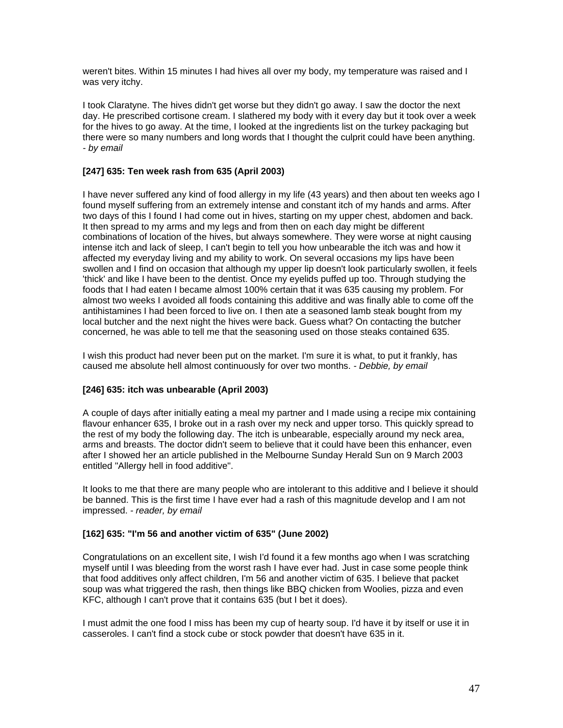weren't bites. Within 15 minutes I had hives all over my body, my temperature was raised and I was very itchy.

I took Claratyne. The hives didn't get worse but they didn't go away. I saw the doctor the next day. He prescribed cortisone cream. I slathered my body with it every day but it took over a week for the hives to go away. At the time, I looked at the ingredients list on the turkey packaging but there were so many numbers and long words that I thought the culprit could have been anything. *- by email*

**[247] 635: Ten week rash from 635 (April 2003)**

I have never suffered any kind of food allergy in my life (43 years) and then about ten weeks ago I found myself suffering from an extremely intense and constant itch of my hands and arms. After two days of this I found I had come out in hives, starting on my upper chest, abdomen and back. It then spread to my arms and my legs and from then on each day might be different combinations of location of the hives, but always somewhere. They were worse at night causing intense itch and lack of sleep, I can't begin to tell you how unbearable the itch was and how it affected my everyday living and my ability to work. On several occasions my lips have been swollen and I find on occasion that although my upper lip doesn't look particularly swollen, it feels 'thick' and like I have been to the dentist. Once my eyelids puffed up too. Through studying the foods that I had eaten I became almost 100% certain that it was 635 causing my problem. For almost two weeks I avoided all foods containing this additive and was finally able to come off the antihistamines I had been forced to live on. I then ate a seasoned lamb steak bought from my local butcher and the next night the hives were back. Guess what? On contacting the butcher concerned, he was able to tell me that the seasoning used on those steaks contained 635.

I wish this product had never been put on the market. I'm sure it is what, to put it frankly, has caused me absolute hell almost continuously for over two months. - *Debbie, by email*

**[246] 635: itch was unbearable (April 2003)**

A couple of days after initially eating a meal my partner and I made using a recipe mix containing flavour enhancer 635, I broke out in a rash over my neck and upper torso. This quickly spread to the rest of my body the following day. The itch is unbearable, especially around my neck area, arms and breasts. The doctor didn't seem to believe that it could have been this enhancer, even after I showed her an article published in the Melbourne Sunday Herald Sun on 9 March 2003 entitled "Allergy hell in food additive".

It looks to me that there are many people who are intolerant to this additive and I believe it should be banned. This is the first time I have ever had a rash of this magnitude develop and I am not impressed. - *reader, by email*

**[162] 635: "I'm 56 and another victim of 635" (June 2002)**

Congratulations on an excellent site, I wish I'd found it a few months ago when I was scratching myself until I was bleeding from the worst rash I have ever had. Just in case some people think that food additives only affect children, I'm 56 and another victim of 635. I believe that packet soup was what triggered the rash, then things like BBQ chicken from Woolies, pizza and even KFC, although I can't prove that it contains 635 (but I bet it does).

I must admit the one food I miss has been my cup of hearty soup. I'd have it by itself or use it in casseroles. I can't find a stock cube or stock powder that doesn't have 635 in it.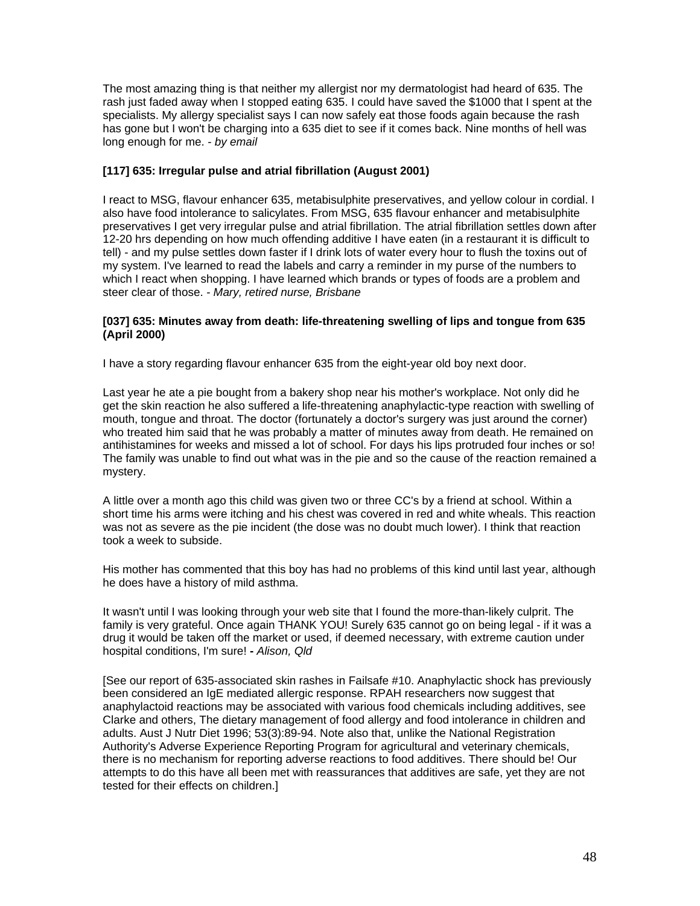The most amazing thing is that neither my allergist nor my dermatologist had heard of 635. The rash just faded away when I stopped eating 635. I could have saved the $1000 that I spent at the specialists. My allergy specialist says I can now safely eat those foods again because the rash has gone but I won't be charging into a 635 diet to see if it comes back. Nine months of hell was long enough for me. - *by email*

**[117] 635: Irregular pulse and atrial fibrillation (August 2001)**

I react to MSG, flavour enhancer 635, metabisulphite preservatives, and yellow colour in cordial. I also have food intolerance to salicylates. From MSG, 635 flavour enhancer and metabisulphite preservatives I get very irregular pulse and atrial fibrillation. The atrial fibrillation settles down after 12-20 hrs depending on how much offending additive I have eaten (in a restaurant it is difficult to tell) - and my pulse settles down faster if I drink lots of water every hour to flush the toxins out of my system. I've learned to read the labels and carry a reminder in my purse of the numbers to which I react when shopping. I have learned which brands or types of foods are a problem and steer clear of those. - *Mary, retired nurse, Brisbane*

**[037] 635: Minutes away from death: life-threatening swelling of lips and tongue from 635 (April 2000)**

I have a story regarding flavour enhancer 635 from the eight-year old boy next door.

Last year he ate a pie bought from a bakery shop near his mother's workplace. Not only did he get the skin reaction he also suffered a life-threatening anaphylactic-type reaction with swelling of mouth, tongue and throat. The doctor (fortunately a doctor's surgery was just around the corner) who treated him said that he was probably a matter of minutes away from death. He remained on antihistamines for weeks and missed a lot of school. For days his lips protruded four inches or so! The family was unable to find out what was in the pie and so the cause of the reaction remained a mystery.

A little over a month ago this child was given two or three CC's by a friend at school. Within a short time his arms were itching and his chest was covered in red and white wheals. This reaction was not as severe as the pie incident (the dose was no doubt much lower). I think that reaction took a week to subside.

His mother has commented that this boy has had no problems of this kind until last year, although he does have a history of mild asthma.

It wasn't until I was looking through your web site that I found the more-than-likely culprit. The family is very grateful. Once again THANK YOU! Surely 635 cannot go on being legal - if it was a drug it would be taken off the market or used, if deemed necessary, with extreme caution under hospital conditions, I'm sure! **-** *Alison, Qld*

[See our report of 635-associated skin rashes in Failsafe #10. Anaphylactic shock has previously been considered an IgE mediated allergic response. RPAH researchers now suggest that anaphylactoid reactions may be associated with various food chemicals including additives, see Clarke and others, The dietary management of food allergy and food intolerance in children and adults. Aust J Nutr Diet 1996; 53(3):89-94. Note also that, unlike the National Registration Authority's Adverse Experience Reporting Program for agricultural and veterinary chemicals, there is no mechanism for reporting adverse reactions to food additives. There should be! Our attempts to do this have all been met with reassurances that additives are safe, yet they are not tested for their effects on children.]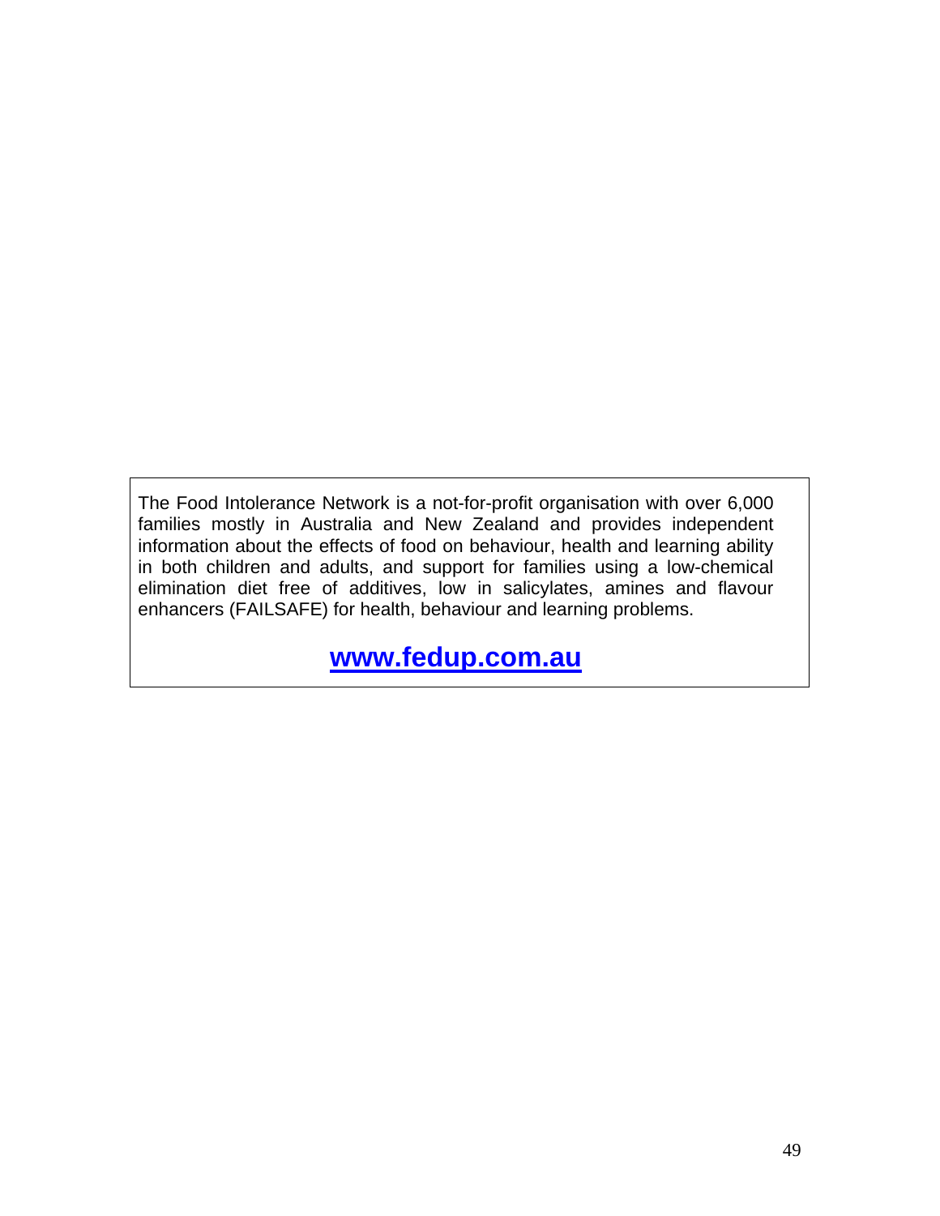The Food Intolerance Network is a not-for-profit organisation with over 6,000 families mostly in Australia and New Zealand and provides independent information about the effects of food on behaviour, health and learning ability in both children and adults, and support for families using a low-chemical elimination diet free of additives, low in salicylates, amines and flavour enhancers (FAILSAFE) for health, behaviour and learning problems.

**www.fedup.com.au**